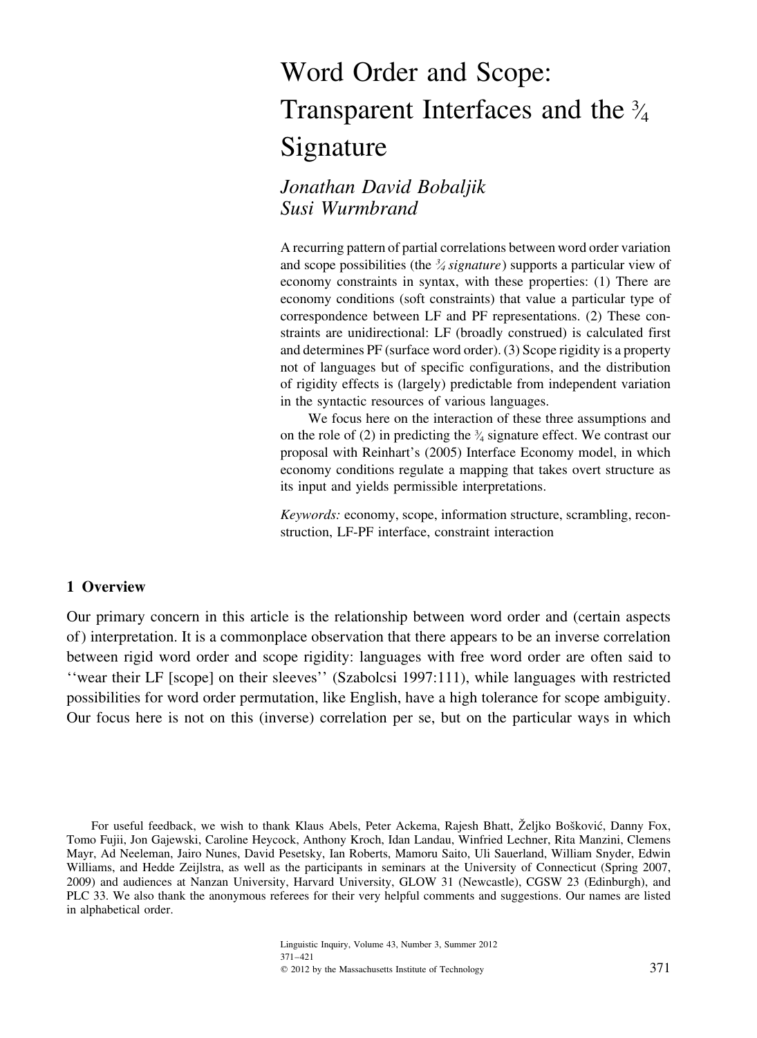# Word Order and Scope: Transparent Interfaces and the ¾ Signature

*Jonathan David Bobaljik*
*Susi Wurmbrand*

A recurring pattern of partial correlations between word order variation and scope possibilities (the *¾ signature*) supports a particular view of economy constraints in syntax, with these properties: (1) There are economy conditions (soft constraints) that value a particular type of correspondence between LF and PF representations. (2) These constraints are unidirectional: LF (broadly construed) is calculated first and determines PF (surface word order). (3) Scope rigidity is a property not of languages but of specific configurations, and the distribution of rigidity effects is (largely) predictable from independent variation in the syntactic resources of various languages.

We focus here on the interaction of these three assumptions and on the role of (2) in predicting the ¾ signature effect. We contrast our proposal with Reinhart's (2005) Interface Economy model, in which economy conditions regulate a mapping that takes overt structure as its input and yields permissible interpretations.

*Keywords:* economy, scope, information structure, scrambling, reconstruction, LF-PF interface, constraint interaction

## 1 Overview

Our primary concern in this article is the relationship between word order and (certain aspects of) interpretation. It is a commonplace observation that there appears to be an inverse correlation between rigid word order and scope rigidity: languages with free word order are often said to ''wear their LF [scope] on their sleeves'' (Szabolcsi 1997:111), while languages with restricted possibilities for word order permutation, like English, have a high tolerance for scope ambiguity. Our focus here is not on this (inverse) correlation per se, but on the particular ways in which

For useful feedback, we wish to thank Klaus Abels, Peter Ackema, Rajesh Bhatt, Željko Bošković, Danny Fox, Tomo Fujii, Jon Gajewski, Caroline Heycock, Anthony Kroch, Idan Landau, Winfried Lechner, Rita Manzini, Clemens Mayr, Ad Neeleman, Jairo Nunes, David Pesetsky, Ian Roberts, Mamoru Saito, Uli Sauerland, William Snyder, Edwin Williams, and Hedde Zeijlstra, as well as the participants in seminars at the University of Connecticut (Spring 2007, 2009) and audiences at Nanzan University, Harvard University, GLOW 31 (Newcastle), CGSW 23 (Edinburgh), and PLC 33. We also thank the anonymous referees for their very helpful comments and suggestions. Our names are listed in alphabetical order.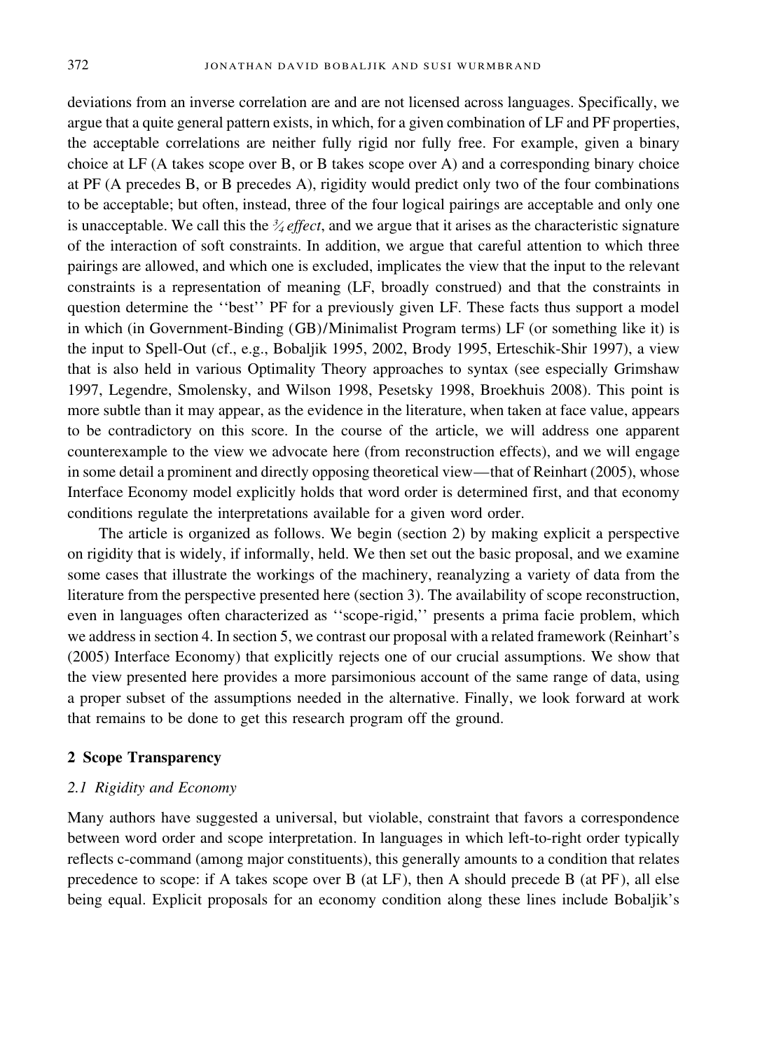deviations from an inverse correlation are and are not licensed across languages. Specifically, we argue that a quite general pattern exists, in which, for a given combination of LF and PF properties, the acceptable correlations are neither fully rigid nor fully free. For example, given a binary choice at LF (A takes scope over B, or B takes scope over A) and a corresponding binary choice at PF (A precedes B, or B precedes A), rigidity would predict only two of the four combinations to be acceptable; but often, instead, three of the four logical pairings are acceptable and only one is unacceptable. We call this the *¾ effect*, and we argue that it arises as the characteristic signature of the interaction of soft constraints. In addition, we argue that careful attention to which three pairings are allowed, and which one is excluded, implicates the view that the input to the relevant constraints is a representation of meaning (LF, broadly construed) and that the constraints in question determine the ''best'' PF for a previously given LF. These facts thus support a model in which (in Government-Binding (GB)/Minimalist Program terms) LF (or something like it) is the input to Spell-Out (cf., e.g., Bobaljik 1995, 2002, Brody 1995, Erteschik-Shir 1997), a view that is also held in various Optimality Theory approaches to syntax (see especially Grimshaw 1997, Legendre, Smolensky, and Wilson 1998, Pesetsky 1998, Broekhuis 2008). This point is more subtle than it may appear, as the evidence in the literature, when taken at face value, appears to be contradictory on this score. In the course of the article, we will address one apparent counterexample to the view we advocate here (from reconstruction effects), and we will engage in some detail a prominent and directly opposing theoretical view—that of Reinhart (2005), whose Interface Economy model explicitly holds that word order is determined first, and that economy conditions regulate the interpretations available for a given word order.

The article is organized as follows. We begin (section 2) by making explicit a perspective on rigidity that is widely, if informally, held. We then set out the basic proposal, and we examine some cases that illustrate the workings of the machinery, reanalyzing a variety of data from the literature from the perspective presented here (section 3). The availability of scope reconstruction, even in languages often characterized as ''scope-rigid,'' presents a prima facie problem, which we address in section 4. In section 5, we contrast our proposal with a related framework (Reinhart's (2005) Interface Economy) that explicitly rejects one of our crucial assumptions. We show that the view presented here provides a more parsimonious account of the same range of data, using a proper subset of the assumptions needed in the alternative. Finally, we look forward at work that remains to be done to get this research program off the ground.

## 2 Scope Transparency

### 2.1 Rigidity and Economy

Many authors have suggested a universal, but violable, constraint that favors a correspondence between word order and scope interpretation. In languages in which left-to-right order typically reflects c-command (among major constituents), this generally amounts to a condition that relates precedence to scope: if A takes scope over B (at LF), then A should precede B (at PF), all else being equal. Explicit proposals for an economy condition along these lines include Bobaljik's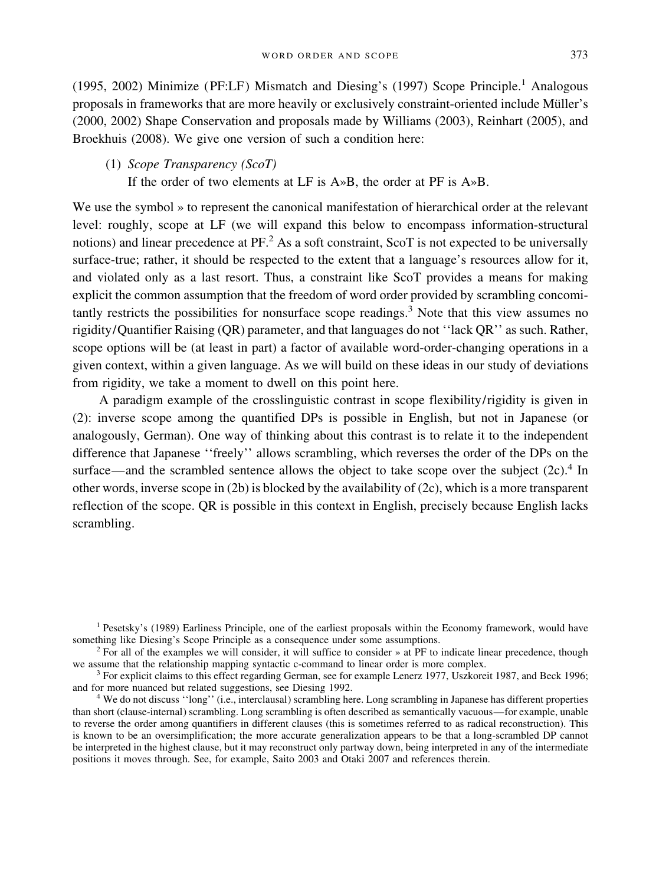(1995, 2002) Minimize (PF:LF) Mismatch and Diesing's (1997) Scope Principle.[1] Analogous proposals in frameworks that are more heavily or exclusively constraint-oriented include Müller's (2000, 2002) Shape Conservation and proposals made by Williams (2003), Reinhart (2005), and Broekhuis (2008). We give one version of such a condition here:

(1) *Scope Transparency (ScoT)*
If the order of two elements at LF is A»B, the order at PF is A»B.

We use the symbol » to represent the canonical manifestation of hierarchical order at the relevant level: roughly, scope at LF (we will expand this below to encompass information-structural notions) and linear precedence at PF.[2] As a soft constraint, ScoT is not expected to be universally surface-true; rather, it should be respected to the extent that a language's resources allow for it, and violated only as a last resort. Thus, a constraint like ScoT provides a means for making explicit the common assumption that the freedom of word order provided by scrambling concomitantly restricts the possibilities for nonsurface scope readings.[3] Note that this view assumes no rigidity/Quantifier Raising (QR) parameter, and that languages do not ''lack QR'' as such. Rather, scope options will be (at least in part) a factor of available word-order-changing operations in a given context, within a given language. As we will build on these ideas in our study of deviations from rigidity, we take a moment to dwell on this point here.

A paradigm example of the crosslinguistic contrast in scope flexibility/rigidity is given in (2): inverse scope among the quantified DPs is possible in English, but not in Japanese (or analogously, German). One way of thinking about this contrast is to relate it to the independent difference that Japanese ''freely'' allows scrambling, which reverses the order of the DPs on the surface—and the scrambled sentence allows the object to take scope over the subject (2c).[4] In other words, inverse scope in (2b) is blocked by the availability of (2c), which is a more transparent reflection of the scope. QR is possible in this context in English, precisely because English lacks scrambling.

[1] Pesetsky's (1989) Earliness Principle, one of the earliest proposals within the Economy framework, would have something like Diesing's Scope Principle as a consequence under some assumptions.

[2] For all of the examples we will consider, it will suffice to consider » at PF to indicate linear precedence, though we assume that the relationship mapping syntactic c-command to linear order is more complex.

[3] For explicit claims to this effect regarding German, see for example Lenerz 1977, Uszkoreit 1987, and Beck 1996; and for more nuanced but related suggestions, see Diesing 1992.

[4] We do not discuss ''long'' (i.e., interclausal) scrambling here. Long scrambling in Japanese has different properties than short (clause-internal) scrambling. Long scrambling is often described as semantically vacuous—for example, unable to reverse the order among quantifiers in different clauses (this is sometimes referred to as radical reconstruction). This is known to be an oversimplification; the more accurate generalization appears to be that a long-scrambled DP cannot be interpreted in the highest clause, but it may reconstruct only partway down, being interpreted in any of the intermediate positions it moves through. See, for example, Saito 2003 and Otaki 2007 and references therein.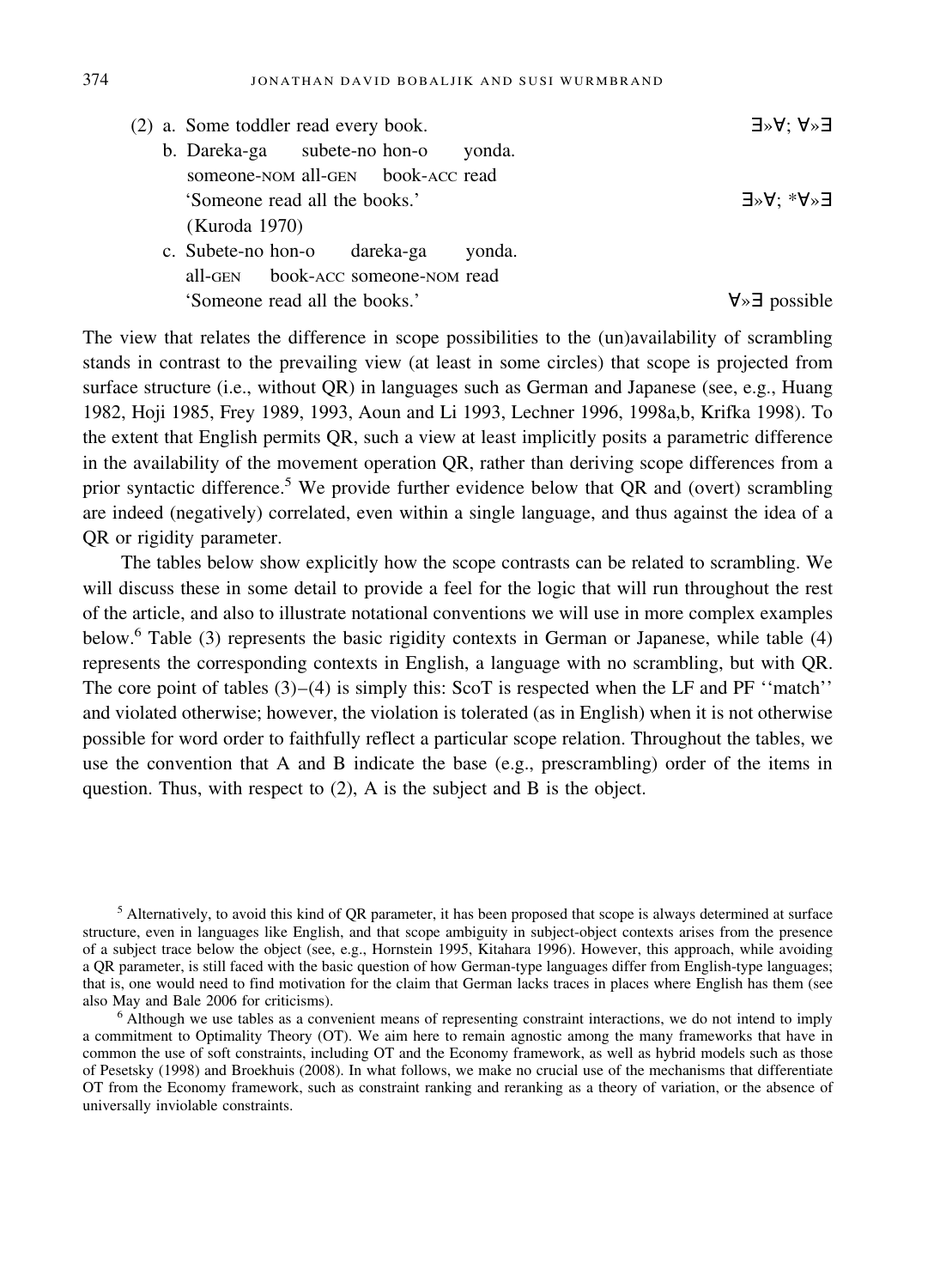(2) a. Some toddler read every book. ∃»∀; ∀»∃

b. Dareka-ga subete-no hon-o yonda.
   someone-NOM all-GEN book-ACC read
   'Someone read all the books.' ∃»∀; *∀»∃
   (Kuroda 1970)

c. Subete-no hon-o dareka-ga yonda.
   all-GEN book-ACC someone-NOM read
   'Someone read all the books.' ∀»∃ possible

The view that relates the difference in scope possibilities to the (un)availability of scrambling stands in contrast to the prevailing view (at least in some circles) that scope is projected from surface structure (i.e., without QR) in languages such as German and Japanese (see, e.g., Huang 1982, Hoji 1985, Frey 1989, 1993, Aoun and Li 1993, Lechner 1996, 1998a,b, Krifka 1998). To the extent that English permits QR, such a view at least implicitly posits a parametric difference in the availability of the movement operation QR, rather than deriving scope differences from a prior syntactic difference.[5] We provide further evidence below that QR and (overt) scrambling are indeed (negatively) correlated, even within a single language, and thus against the idea of a QR or rigidity parameter.

The tables below show explicitly how the scope contrasts can be related to scrambling. We will discuss these in some detail to provide a feel for the logic that will run throughout the rest of the article, and also to illustrate notational conventions we will use in more complex examples below.[6] Table (3) represents the basic rigidity contexts in German or Japanese, while table (4) represents the corresponding contexts in English, a language with no scrambling, but with QR. The core point of tables (3)–(4) is simply this: ScoT is respected when the LF and PF ''match'' and violated otherwise; however, the violation is tolerated (as in English) when it is not otherwise possible for word order to faithfully reflect a particular scope relation. Throughout the tables, we use the convention that A and B indicate the base (e.g., prescrambling) order of the items in question. Thus, with respect to (2), A is the subject and B is the object.

[5] Alternatively, to avoid this kind of QR parameter, it has been proposed that scope is always determined at surface structure, even in languages like English, and that scope ambiguity in subject-object contexts arises from the presence of a subject trace below the object (see, e.g., Hornstein 1995, Kitahara 1996). However, this approach, while avoiding a QR parameter, is still faced with the basic question of how German-type languages differ from English-type languages; that is, one would need to find motivation for the claim that German lacks traces in places where English has them (see also May and Bale 2006 for criticisms).

[6] Although we use tables as a convenient means of representing constraint interactions, we do not intend to imply a commitment to Optimality Theory (OT). We aim here to remain agnostic among the many frameworks that have in common the use of soft constraints, including OT and the Economy framework, as well as hybrid models such as those of Pesetsky (1998) and Broekhuis (2008). In what follows, we make no crucial use of the mechanisms that differentiate OT from the Economy framework, such as constraint ranking and reranking as a theory of variation, or the absence of universally inviolable constraints.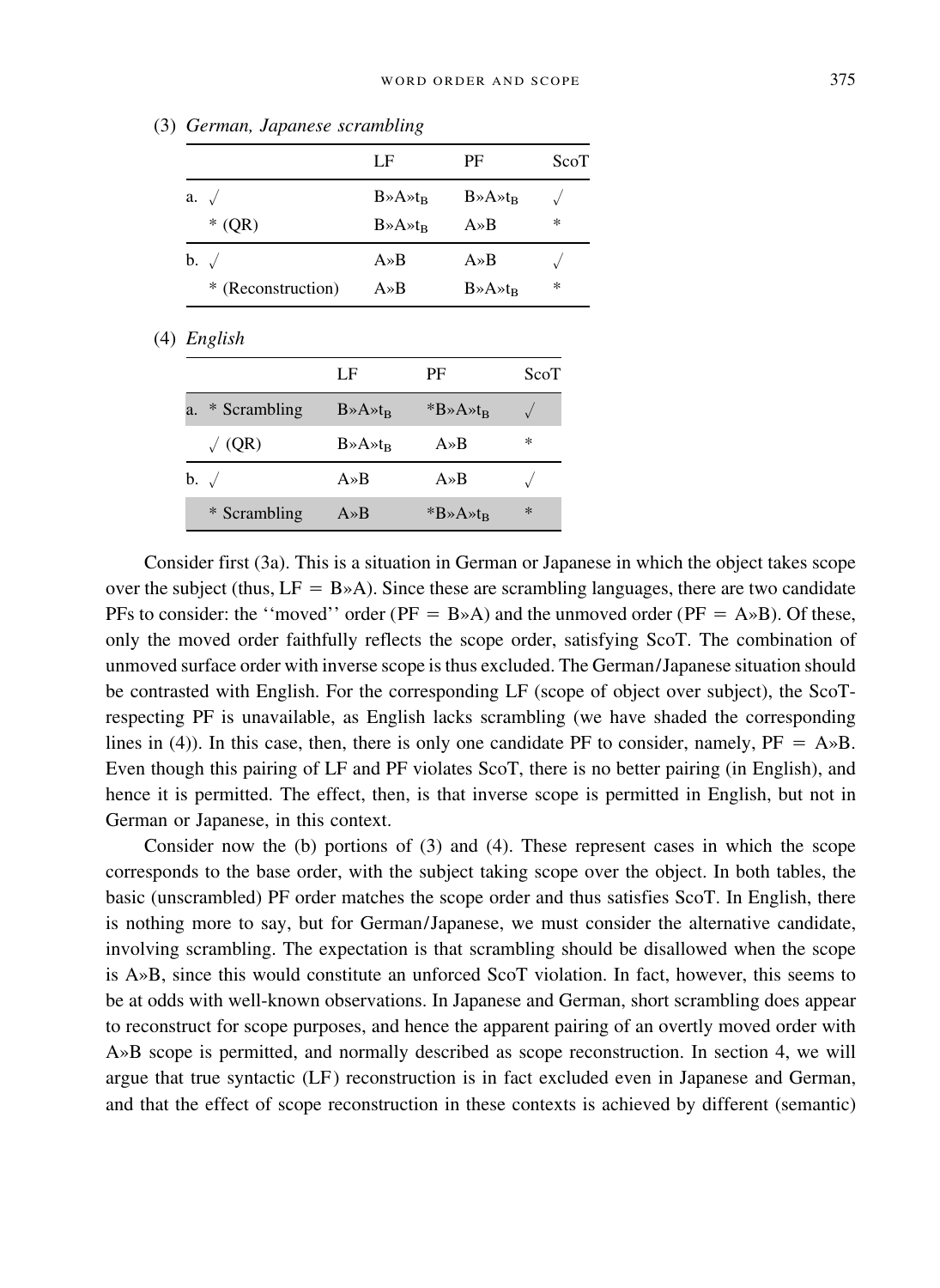(3) *German, Japanese scrambling*

| | LF | PF | ScoT |
|---|---|---|---|
| a. √ | $B»A»t_B$ | $B»A»t_B$ | √ |
| * (QR) | $B»A»t_B$ | A»B | * |
| b. √ | A»B | A»B | √ |
| * (Reconstruction) | A»B | $B»A»t_B$ | * |

(4) *English*

| | LF | PF | ScoT |
|---|---|---|---|
| a. * Scrambling | $B»A»t_B$ | *$B»A»t_B$ | √ |
| √ (QR) | $B»A»t_B$ | A»B | * |
| b. √ | A»B | A»B | √ |
| * Scrambling | A»B | *$B»A»t_B$ | * |

Consider first (3a). This is a situation in German or Japanese in which the object takes scope over the subject (thus, LF = B»A). Since these are scrambling languages, there are two candidate PFs to consider: the ''moved'' order (PF = B»A) and the unmoved order (PF = A»B). Of these, only the moved order faithfully reflects the scope order, satisfying ScoT. The combination of unmoved surface order with inverse scope is thus excluded. The German/Japanese situation should be contrasted with English. For the corresponding LF (scope of object over subject), the ScoT-respecting PF is unavailable, as English lacks scrambling (we have shaded the corresponding lines in (4)). In this case, then, there is only one candidate PF to consider, namely, PF = A»B. Even though this pairing of LF and PF violates ScoT, there is no better pairing (in English), and hence it is permitted. The effect, then, is that inverse scope is permitted in English, but not in German or Japanese, in this context.

Consider now the (b) portions of (3) and (4). These represent cases in which the scope corresponds to the base order, with the subject taking scope over the object. In both tables, the basic (unscrambled) PF order matches the scope order and thus satisfies ScoT. In English, there is nothing more to say, but for German/Japanese, we must consider the alternative candidate, involving scrambling. The expectation is that scrambling should be disallowed when the scope is A»B, since this would constitute an unforced ScoT violation. In fact, however, this seems to be at odds with well-known observations. In Japanese and German, short scrambling does appear to reconstruct for scope purposes, and hence the apparent pairing of an overtly moved order with A»B scope is permitted, and normally described as scope reconstruction. In section 4, we will argue that true syntactic (LF) reconstruction is in fact excluded even in Japanese and German, and that the effect of scope reconstruction in these contexts is achieved by different (semantic)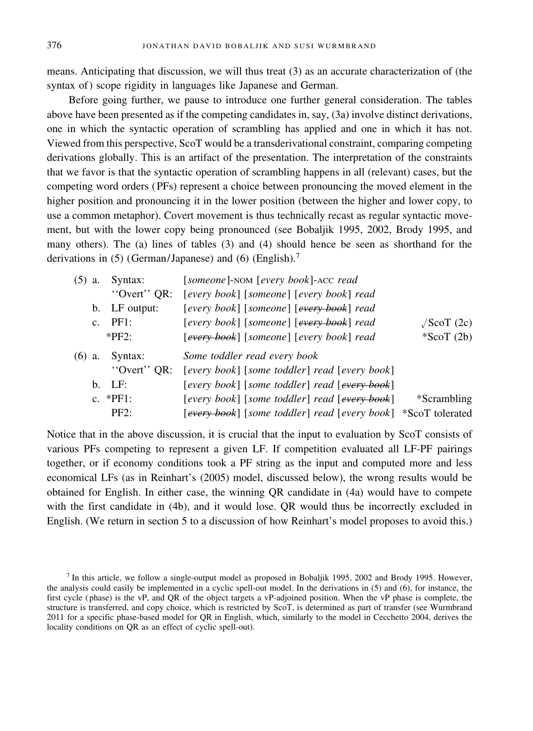means. Anticipating that discussion, we will thus treat (3) as an accurate characterization of (the syntax of) scope rigidity in languages like Japanese and German.

Before going further, we pause to introduce one further general consideration. The tables above have been presented as if the competing candidates in, say, (3a) involve distinct derivations, one in which the syntactic operation of scrambling has applied and one in which it has not. Viewed from this perspective, ScoT would be a transderivational constraint, comparing competing derivations globally. This is an artifact of the presentation. The interpretation of the constraints that we favor is that the syntactic operation of scrambling happens in all (relevant) cases, but the competing word orders (PFs) represent a choice between pronouncing the moved element in the higher position and pronouncing it in the lower position (between the higher and lower copy, to use a common metaphor). Covert movement is thus technically recast as regular syntactic movement, but with the lower copy being pronounced (see Bobaljik 1995, 2002, Brody 1995, and many others). The (a) lines of tables (3) and (4) should hence be seen as shorthand for the derivations in (5) (German/Japanese) and (6) (English).[7]

(5) a. Syntax: [*someone*]-NOM [*every book*]-ACC *read*
   ''Overt'' QR: [*every book*] [*someone*] [*every book*] *read*
 b. LF output: [*every book*] [*someone*] [~~*every book*~~] *read*
 c. PF1: [*every book*] [*someone*] [~~*every book*~~] *read* — √ScoT (2c)
   *PF2: [~~*every book*~~] [*someone*] [*every book*] *read* — *ScoT (2b)

(6) a. Syntax: *Some toddler read every book*
   ''Overt'' QR: [*every book*] [*some toddler*] *read* [*every book*]
 b. LF: [*every book*] [*some toddler*] *read* [~~*every book*~~]
 c. *PF1: [*every book*] [*some toddler*] *read* [~~*every book*~~] — *Scrambling
   PF2: [~~*every book*~~] [*some toddler*] *read* [*every book*] — *ScoT tolerated

Notice that in the above discussion, it is crucial that the input to evaluation by ScoT consists of various PFs competing to represent a given LF. If competition evaluated all LF-PF pairings together, or if economy conditions took a PF string as the input and computed more and less economical LFs (as in Reinhart's (2005) model, discussed below), the wrong results would be obtained for English. In either case, the winning QR candidate in (4a) would have to compete with the first candidate in (4b), and it would lose. QR would thus be incorrectly excluded in English. (We return in section 5 to a discussion of how Reinhart's model proposes to avoid this.)

[7] In this article, we follow a single-output model as proposed in Bobaljik 1995, 2002 and Brody 1995. However, the analysis could easily be implemented in a cyclic spell-out model. In the derivations in (5) and (6), for instance, the first cycle (phase) is the vP, and QR of the object targets a vP-adjoined position. When the vP phase is complete, the structure is transferred, and copy choice, which is restricted by ScoT, is determined as part of transfer (see Wurmbrand 2011 for a specific phase-based model for QR in English, which, similarly to the model in Cecchetto 2004, derives the locality conditions on QR as an effect of cyclic spell-out).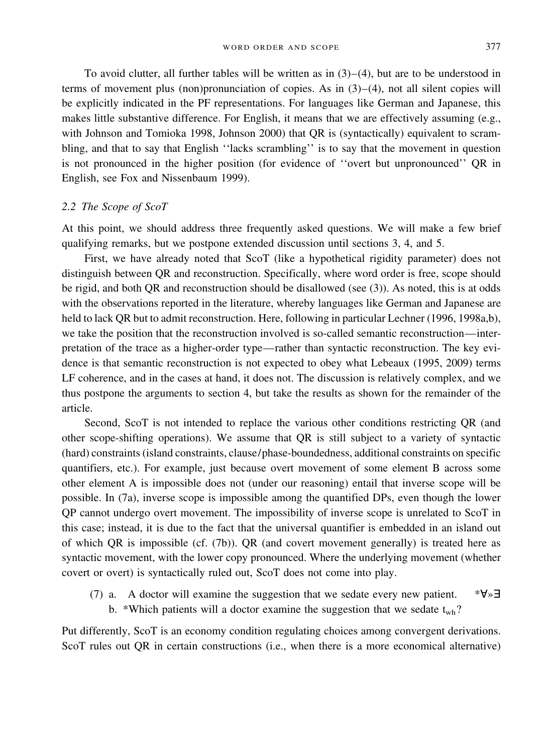To avoid clutter, all further tables will be written as in (3)–(4), but are to be understood in terms of movement plus (non)pronunciation of copies. As in (3)–(4), not all silent copies will be explicitly indicated in the PF representations. For languages like German and Japanese, this makes little substantive difference. For English, it means that we are effectively assuming (e.g., with Johnson and Tomioka 1998, Johnson 2000) that QR is (syntactically) equivalent to scrambling, and that to say that English ''lacks scrambling'' is to say that the movement in question is not pronounced in the higher position (for evidence of ''overt but unpronounced'' QR in English, see Fox and Nissenbaum 1999).

### 2.2 The Scope of ScoT

At this point, we should address three frequently asked questions. We will make a few brief qualifying remarks, but we postpone extended discussion until sections 3, 4, and 5.

First, we have already noted that ScoT (like a hypothetical rigidity parameter) does not distinguish between QR and reconstruction. Specifically, where word order is free, scope should be rigid, and both QR and reconstruction should be disallowed (see (3)). As noted, this is at odds with the observations reported in the literature, whereby languages like German and Japanese are held to lack QR but to admit reconstruction. Here, following in particular Lechner (1996, 1998a,b), we take the position that the reconstruction involved is so-called semantic reconstruction—interpretation of the trace as a higher-order type—rather than syntactic reconstruction. The key evidence is that semantic reconstruction is not expected to obey what Lebeaux (1995, 2009) terms LF coherence, and in the cases at hand, it does not. The discussion is relatively complex, and we thus postpone the arguments to section 4, but take the results as shown for the remainder of the article.

Second, ScoT is not intended to replace the various other conditions restricting QR (and other scope-shifting operations). We assume that QR is still subject to a variety of syntactic (hard) constraints (island constraints, clause/phase-boundedness, additional constraints on specific quantifiers, etc.). For example, just because overt movement of some element B across some other element A is impossible does not (under our reasoning) entail that inverse scope will be possible. In (7a), inverse scope is impossible among the quantified DPs, even though the lower QP cannot undergo overt movement. The impossibility of inverse scope is unrelated to ScoT in this case; instead, it is due to the fact that the universal quantifier is embedded in an island out of which QR is impossible (cf. (7b)). QR (and covert movement generally) is treated here as syntactic movement, with the lower copy pronounced. Where the underlying movement (whether covert or overt) is syntactically ruled out, ScoT does not come into play.

(7) a. A doctor will examine the suggestion that we sedate every new patient. $*\forall \gg \exists$
 b. *Which patients will a doctor examine the suggestion that we sedate $t_{wh}$?

Put differently, ScoT is an economy condition regulating choices among convergent derivations. ScoT rules out QR in certain constructions (i.e., when there is a more economical alternative)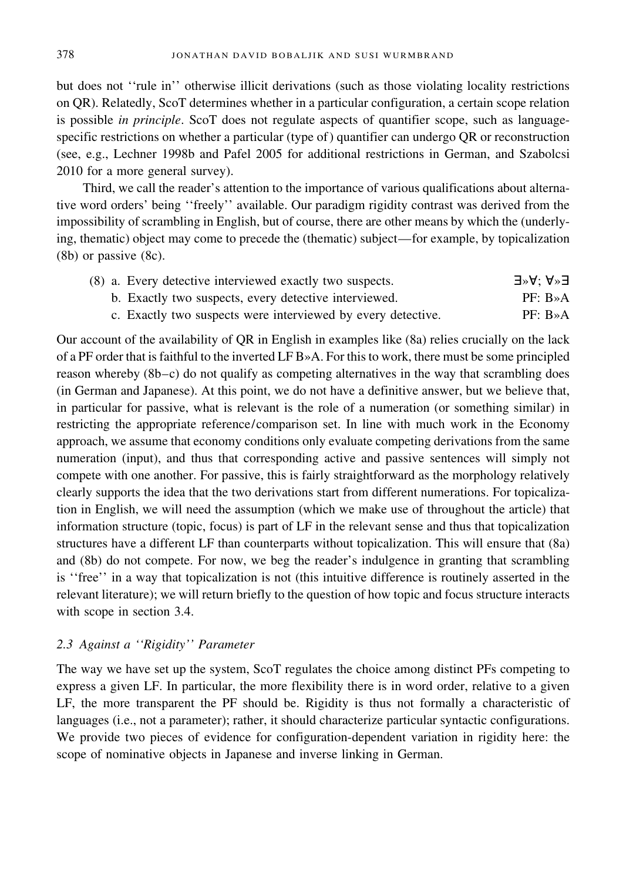but does not ''rule in'' otherwise illicit derivations (such as those violating locality restrictions on QR). Relatedly, ScoT determines whether in a particular configuration, a certain scope relation is possible *in principle*. ScoT does not regulate aspects of quantifier scope, such as language-specific restrictions on whether a particular (type of) quantifier can undergo QR or reconstruction (see, e.g., Lechner 1998b and Pafel 2005 for additional restrictions in German, and Szabolcsi 2010 for a more general survey).

Third, we call the reader's attention to the importance of various qualifications about alternative word orders' being ''freely'' available. Our paradigm rigidity contrast was derived from the impossibility of scrambling in English, but of course, there are other means by which the (underlying, thematic) object may come to precede the (thematic) subject—for example, by topicalization (8b) or passive (8c).

(8) a. Every detective interviewed exactly two suspects. ∃»∀; ∀»∃
 b. Exactly two suspects, every detective interviewed. PF: B»A
 c. Exactly two suspects were interviewed by every detective. PF: B»A

Our account of the availability of QR in English in examples like (8a) relies crucially on the lack of a PF order that is faithful to the inverted LF B»A. For this to work, there must be some principled reason whereby (8b–c) do not qualify as competing alternatives in the way that scrambling does (in German and Japanese). At this point, we do not have a definitive answer, but we believe that, in particular for passive, what is relevant is the role of a numeration (or something similar) in restricting the appropriate reference/comparison set. In line with much work in the Economy approach, we assume that economy conditions only evaluate competing derivations from the same numeration (input), and thus that corresponding active and passive sentences will simply not compete with one another. For passive, this is fairly straightforward as the morphology relatively clearly supports the idea that the two derivations start from different numerations. For topicalization in English, we will need the assumption (which we make use of throughout the article) that information structure (topic, focus) is part of LF in the relevant sense and thus that topicalization structures have a different LF than counterparts without topicalization. This will ensure that (8a) and (8b) do not compete. For now, we beg the reader's indulgence in granting that scrambling is ''free'' in a way that topicalization is not (this intuitive difference is routinely asserted in the relevant literature); we will return briefly to the question of how topic and focus structure interacts with scope in section 3.4.

### 2.3 Against a ''Rigidity'' Parameter

The way we have set up the system, ScoT regulates the choice among distinct PFs competing to express a given LF. In particular, the more flexibility there is in word order, relative to a given LF, the more transparent the PF should be. Rigidity is thus not formally a characteristic of languages (i.e., not a parameter); rather, it should characterize particular syntactic configurations. We provide two pieces of evidence for configuration-dependent variation in rigidity here: the scope of nominative objects in Japanese and inverse linking in German.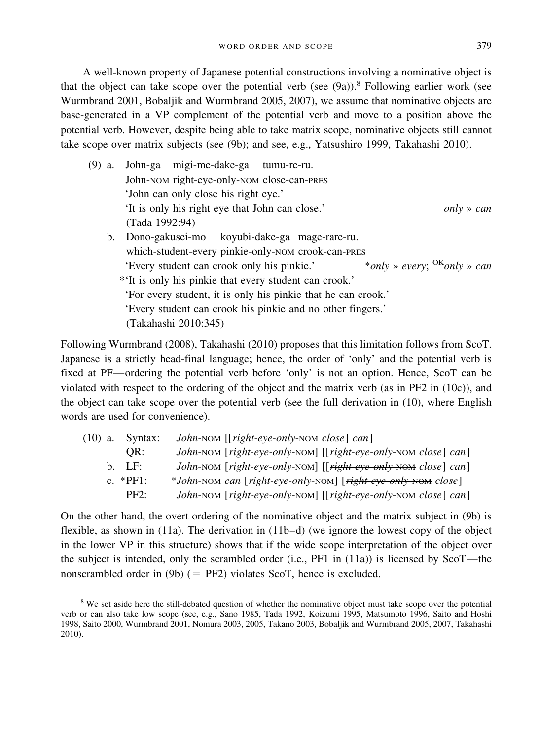A well-known property of Japanese potential constructions involving a nominative object is that the object can take scope over the potential verb (see (9a)).[8] Following earlier work (see Wurmbrand 2001, Bobaljik and Wurmbrand 2005, 2007), we assume that nominative objects are base-generated in a VP complement of the potential verb and move to a position above the potential verb. However, despite being able to take matrix scope, nominative objects still cannot take scope over matrix subjects (see (9b); and see, e.g., Yatsushiro 1999, Takahashi 2010).

(9) a. John-ga migi-me-dake-ga tumu-re-ru.  
  John-NOM right-eye-only-NOM close-can-PRES  
  'John can only close his right eye.'  
  'It is only his right eye that John can close.' *only* » *can*  
  (Tada 1992:94)

 b. Dono-gakusei-mo koyubi-dake-ga mage-rare-ru.  
  which-student-every pinkie-only-NOM crook-can-PRES  
  'Every student can crook only his pinkie.' \**only* » *every*; [OK]*only* » *can*  
  \*'It is only his pinkie that every student can crook.'  
  'For every student, it is only his pinkie that he can crook.'  
  'Every student can crook his pinkie and no other fingers.'  
  (Takahashi 2010:345)

Following Wurmbrand (2008), Takahashi (2010) proposes that this limitation follows from ScoT. Japanese is a strictly head-final language; hence, the order of 'only' and the potential verb is fixed at PF—ordering the potential verb before 'only' is not an option. Hence, ScoT can be violated with respect to the ordering of the object and the matrix verb (as in PF2 in (10c)), and the object can take scope over the potential verb (see the full derivation in (10), where English words are used for convenience).

(10) a. Syntax: *John*-NOM [[*right-eye-only*-NOM *close*] *can*]  
  QR: *John*-NOM [*right-eye-only*-NOM] [[*right-eye-only*-NOM *close*] *can*]  
 b. LF: *John*-NOM [*right-eye-only*-NOM] [[~~*right-eye-only*-NOM~~ *close*] *can*]  
 c. \*PF1: \**John*-NOM *can* [*right-eye-only*-NOM] [~~*right-eye-only*-NOM~~ *close*]  
  PF2: *John*-NOM [*right-eye-only*-NOM] [[~~*right-eye-only*-NOM~~ *close*] *can*]

On the other hand, the overt ordering of the nominative object and the matrix subject in (9b) is flexible, as shown in (11a). The derivation in (11b–d) (we ignore the lowest copy of the object in the lower VP in this structure) shows that if the wide scope interpretation of the object over the subject is intended, only the scrambled order (i.e., PF1 in (11a)) is licensed by ScoT—the nonscrambled order in (9b) (= PF2) violates ScoT, hence is excluded.

[8] We set aside here the still-debated question of whether the nominative object must take scope over the potential verb or can also take low scope (see, e.g., Sano 1985, Tada 1992, Koizumi 1995, Matsumoto 1996, Saito and Hoshi 1998, Saito 2000, Wurmbrand 2001, Nomura 2003, 2005, Takano 2003, Bobaljik and Wurmbrand 2005, 2007, Takahashi 2010).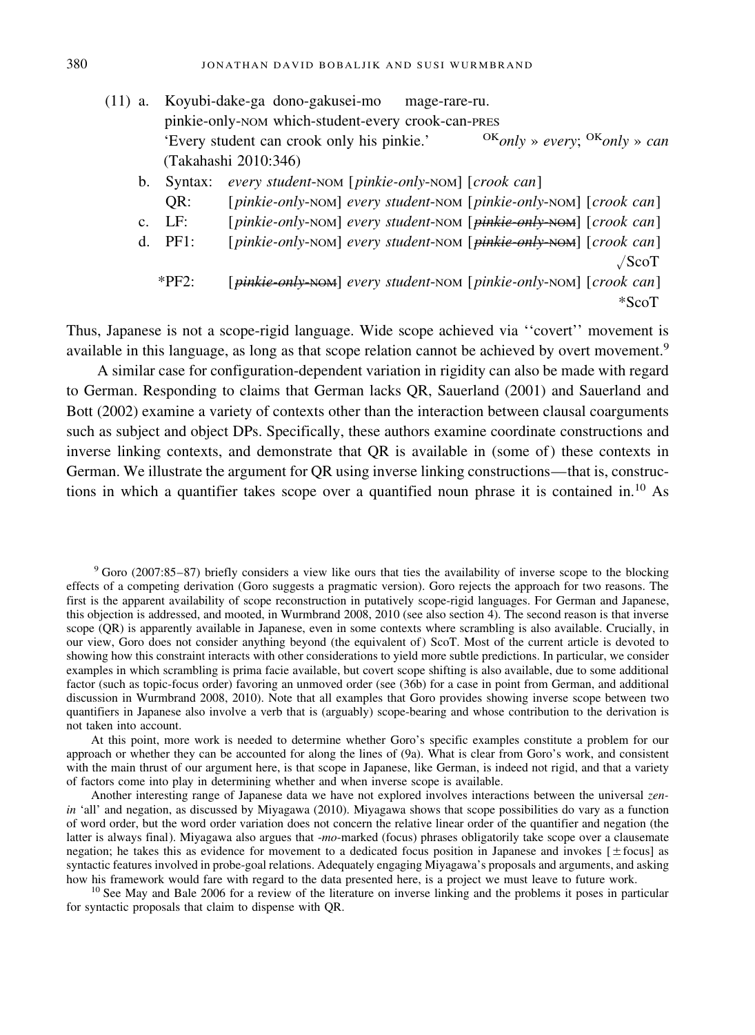(11) a. Koyubi-dake-ga dono-gakusei-mo mage-rare-ru.
   pinkie-only-NOM which-student-every crook-can-PRES
   'Every student can crook only his pinkie.' $^{OK}$*only* » *every*; $^{OK}$*only* » *can*
   (Takahashi 2010:346)

b. Syntax: *every student*-NOM [*pinkie-only*-NOM] [*crook can*]
   QR: [*pinkie-only*-NOM] *every student*-NOM [*pinkie-only*-NOM] [*crook can*]

c. LF: [*pinkie-only*-NOM] *every student*-NOM [~~*pinkie-only*-NOM~~] [*crook can*]

d. PF1: [*pinkie-only*-NOM] *every student*-NOM [~~*pinkie-only*-NOM~~] [*crook can*]
   √ScoT
   \*PF2: [~~*pinkie-only*-NOM~~] *every student*-NOM [*pinkie-only*-NOM] [*crook can*]
   \*ScoT

Thus, Japanese is not a scope-rigid language. Wide scope achieved via ''covert'' movement is available in this language, as long as that scope relation cannot be achieved by overt movement.[9]

A similar case for configuration-dependent variation in rigidity can also be made with regard to German. Responding to claims that German lacks QR, Sauerland (2001) and Sauerland and Bott (2002) examine a variety of contexts other than the interaction between clausal coarguments such as subject and object DPs. Specifically, these authors examine coordinate constructions and inverse linking contexts, and demonstrate that QR is available in (some of) these contexts in German. We illustrate the argument for QR using inverse linking constructions—that is, constructions in which a quantifier takes scope over a quantified noun phrase it is contained in.[10] As

[9] Goro (2007:85–87) briefly considers a view like ours that ties the availability of inverse scope to the blocking effects of a competing derivation (Goro suggests a pragmatic version). Goro rejects the approach for two reasons. The first is the apparent availability of scope reconstruction in putatively scope-rigid languages. For German and Japanese, this objection is addressed, and mooted, in Wurmbrand 2008, 2010 (see also section 4). The second reason is that inverse scope (QR) is apparently available in Japanese, even in some contexts where scrambling is also available. Crucially, in our view, Goro does not consider anything beyond (the equivalent of) ScoT. Most of the current article is devoted to showing how this constraint interacts with other considerations to yield more subtle predictions. In particular, we consider examples in which scrambling is prima facie available, but covert scope shifting is also available, due to some additional factor (such as topic-focus order) favoring an unmoved order (see (36b) for a case in point from German, and additional discussion in Wurmbrand 2008, 2010). Note that all examples that Goro provides showing inverse scope between two quantifiers in Japanese also involve a verb that is (arguably) scope-bearing and whose contribution to the derivation is not taken into account.

At this point, more work is needed to determine whether Goro's specific examples constitute a problem for our approach or whether they can be accounted for along the lines of (9a). What is clear from Goro's work, and consistent with the main thrust of our argument here, is that scope in Japanese, like German, is indeed not rigid, and that a variety of factors come into play in determining whether and when inverse scope is available.

Another interesting range of Japanese data we have not explored involves interactions between the universal *zen-in* 'all' and negation, as discussed by Miyagawa (2010). Miyagawa shows that scope possibilities do vary as a function of word order, but the word order variation does not concern the relative linear order of the quantifier and negation (the latter is always final). Miyagawa also argues that *-mo*-marked (focus) phrases obligatorily take scope over a clausemate negation; he takes this as evidence for movement to a dedicated focus position in Japanese and invokes [±focus] as syntactic features involved in probe-goal relations. Adequately engaging Miyagawa's proposals and arguments, and asking how his framework would fare with regard to the data presented here, is a project we must leave to future work.

[10] See May and Bale 2006 for a review of the literature on inverse linking and the problems it poses in particular for syntactic proposals that claim to dispense with QR.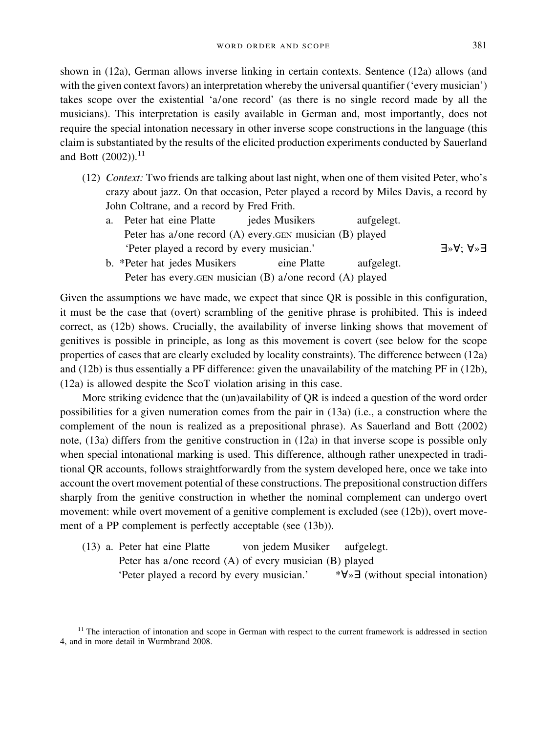shown in (12a), German allows inverse linking in certain contexts. Sentence (12a) allows (and with the given context favors) an interpretation whereby the universal quantifier ('every musician') takes scope over the existential 'a/one record' (as there is no single record made by all the musicians). This interpretation is easily available in German and, most importantly, does not require the special intonation necessary in other inverse scope constructions in the language (this claim is substantiated by the results of the elicited production experiments conducted by Sauerland and Bott (2002)).[11]

(12) *Context:* Two friends are talking about last night, when one of them visited Peter, who's crazy about jazz. On that occasion, Peter played a record by Miles Davis, a record by John Coltrane, and a record by Fred Frith.

a. Peter hat eine Platte jedes Musikers aufgelegt.
   Peter has a/one record (A) every.GEN musician (B) played
   'Peter played a record by every musician.' $\exists \gg \forall$; $\forall \gg \exists$

b. *Peter hat jedes Musikers eine Platte aufgelegt.
   Peter has every.GEN musician (B) a/one record (A) played

Given the assumptions we have made, we expect that since QR is possible in this configuration, it must be the case that (overt) scrambling of the genitive phrase is prohibited. This is indeed correct, as (12b) shows. Crucially, the availability of inverse linking shows that movement of genitives is possible in principle, as long as this movement is covert (see below for the scope properties of cases that are clearly excluded by locality constraints). The difference between (12a) and (12b) is thus essentially a PF difference: given the unavailability of the matching PF in (12b), (12a) is allowed despite the ScoT violation arising in this case.

More striking evidence that the (un)availability of QR is indeed a question of the word order possibilities for a given numeration comes from the pair in (13a) (i.e., a construction where the complement of the noun is realized as a prepositional phrase). As Sauerland and Bott (2002) note, (13a) differs from the genitive construction in (12a) in that inverse scope is possible only when special intonational marking is used. This difference, although rather unexpected in traditional QR accounts, follows straightforwardly from the system developed here, once we take into account the overt movement potential of these constructions. The prepositional construction differs sharply from the genitive construction in whether the nominal complement can undergo overt movement: while overt movement of a genitive complement is excluded (see (12b)), overt movement of a PP complement is perfectly acceptable (see (13b)).

(13) a. Peter hat eine Platte von jedem Musiker aufgelegt.
   Peter has a/one record (A) of every musician (B) played
   'Peter played a record by every musician.' $*\forall \gg \exists$ (without special intonation)

[11] The interaction of intonation and scope in German with respect to the current framework is addressed in section 4, and in more detail in Wurmbrand 2008.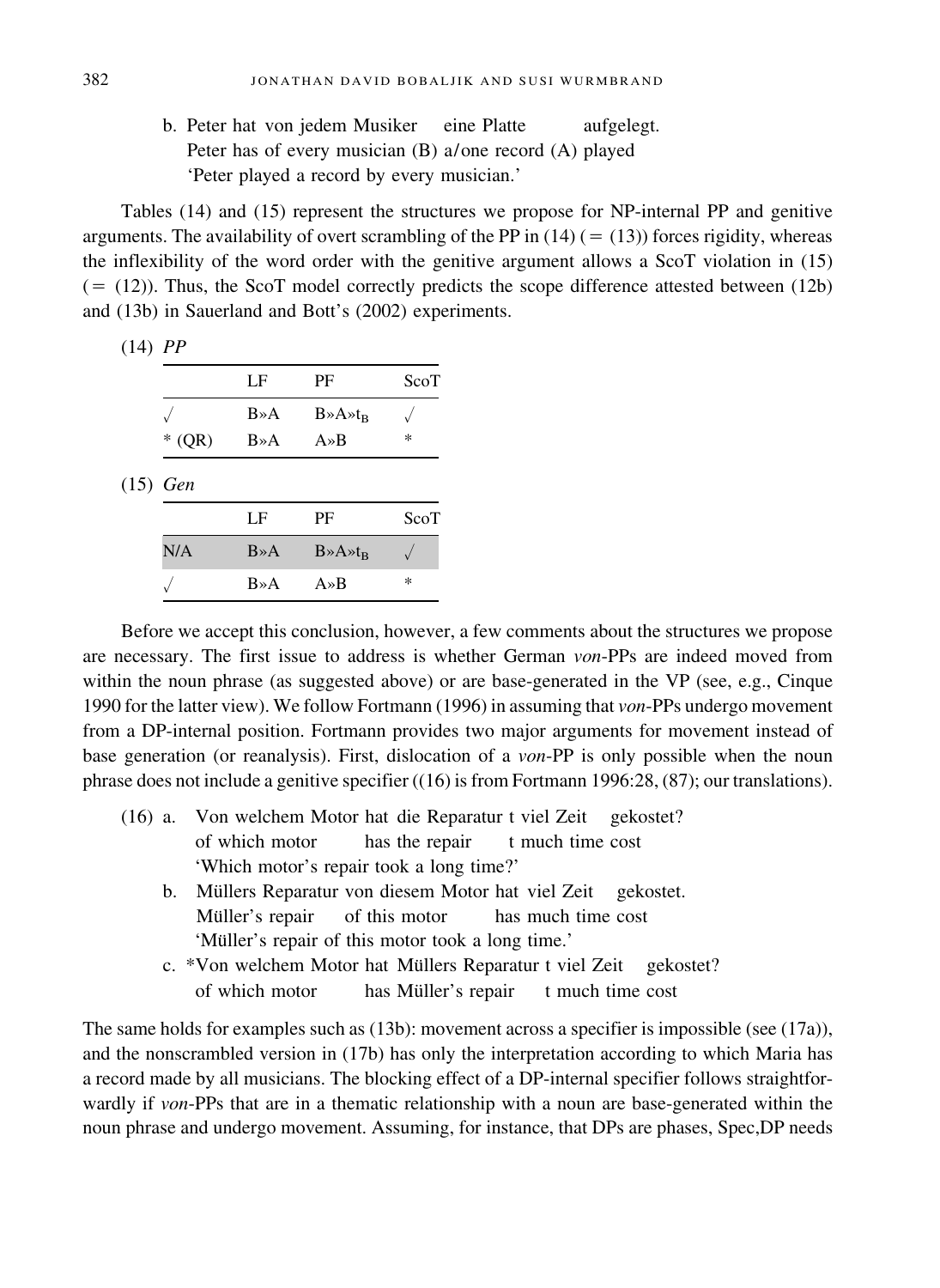b. Peter hat von jedem Musiker eine Platte aufgelegt.
   Peter has of every musician (B) a/one record (A) played
   'Peter played a record by every musician.'

Tables (14) and (15) represent the structures we propose for NP-internal PP and genitive arguments. The availability of overt scrambling of the PP in (14) (= (13)) forces rigidity, whereas the inflexibility of the word order with the genitive argument allows a ScoT violation in (15) (= (12)). Thus, the ScoT model correctly predicts the scope difference attested between (12b) and (13b) in Sauerland and Bott's (2002) experiments.

(14) *PP*

| | LF | PF | ScoT |
|---|---|---|---|
| √ | B»A | B»A»$t_B$ | √ |
| * (QR) | B»A | A»B | * |

(15) *Gen*

| | LF | PF | ScoT |
|---|---|---|---|
| N/A | B»A | B»A»$t_B$ | √ |
| √ | B»A | A»B | * |

Before we accept this conclusion, however, a few comments about the structures we propose are necessary. The first issue to address is whether German *von*-PPs are indeed moved from within the noun phrase (as suggested above) or are base-generated in the VP (see, e.g., Cinque 1990 for the latter view). We follow Fortmann (1996) in assuming that *von*-PPs undergo movement from a DP-internal position. Fortmann provides two major arguments for movement instead of base generation (or reanalysis). First, dislocation of a *von*-PP is only possible when the noun phrase does not include a genitive specifier ((16) is from Fortmann 1996:28, (87); our translations).

(16) a. Von welchem Motor hat die Reparatur t viel Zeit gekostet?
   of which motor has the repair t much time cost
   'Which motor's repair took a long time?'

b. Müllers Reparatur von diesem Motor hat viel Zeit gekostet.
   Müller's repair of this motor has much time cost
   'Müller's repair of this motor took a long time.'

c. *Von welchem Motor hat Müllers Reparatur t viel Zeit gekostet?
   of which motor has Müller's repair t much time cost

The same holds for examples such as (13b): movement across a specifier is impossible (see (17a)), and the nonscrambled version in (17b) has only the interpretation according to which Maria has a record made by all musicians. The blocking effect of a DP-internal specifier follows straightforwardly if *von*-PPs that are in a thematic relationship with a noun are base-generated within the noun phrase and undergo movement. Assuming, for instance, that DPs are phases, Spec,DP needs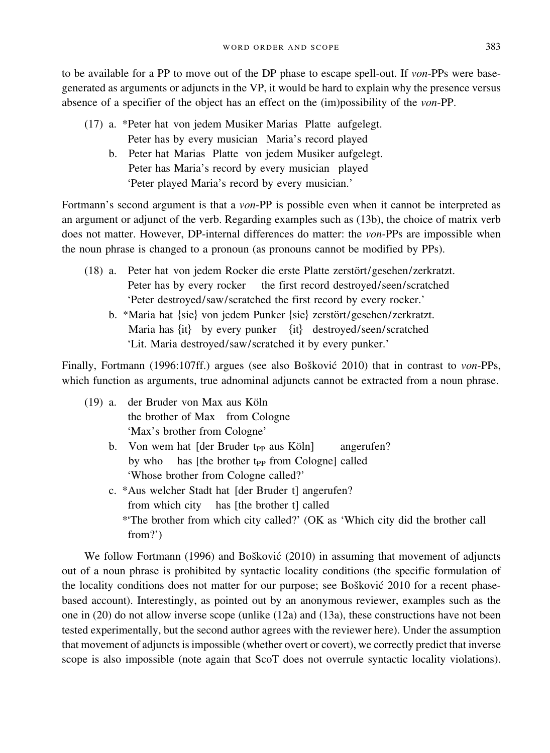to be available for a PP to move out of the DP phase to escape spell-out. If *von*-PPs were base-generated as arguments or adjuncts in the VP, it would be hard to explain why the presence versus absence of a specifier of the object has an effect on the (im)possibility of the *von*-PP.

(17) a. *Peter hat von jedem Musiker Marias Platte aufgelegt.
     Peter has by every musician Maria's record played
  b. Peter hat Marias Platte von jedem Musiker aufgelegt.
     Peter has Maria's record by every musician played
     'Peter played Maria's record by every musician.'

Fortmann's second argument is that a *von*-PP is possible even when it cannot be interpreted as an argument or adjunct of the verb. Regarding examples such as (13b), the choice of matrix verb does not matter. However, DP-internal differences do matter: the *von*-PPs are impossible when the noun phrase is changed to a pronoun (as pronouns cannot be modified by PPs).

(18) a. Peter hat von jedem Rocker die erste Platte zerstört/gesehen/zerkratzt.
     Peter has by every rocker the first record destroyed/seen/scratched
     'Peter destroyed/saw/scratched the first record by every rocker.'
  b. *Maria hat {sie} von jedem Punker {sie} zerstört/gesehen/zerkratzt.
     Maria has {it} by every punker {it} destroyed/seen/scratched
     'Lit. Maria destroyed/saw/scratched it by every punker.'

Finally, Fortmann (1996:107ff.) argues (see also Bošković 2010) that in contrast to *von*-PPs, which function as arguments, true adnominal adjuncts cannot be extracted from a noun phrase.

(19) a. der Bruder von Max aus Köln
     the brother of Max from Cologne
     'Max's brother from Cologne'
  b. Von wem hat [der Bruder $t_{PP}$ aus Köln] angerufen?
     by who has [the brother $t_{PP}$ from Cologne] called
     'Whose brother from Cologne called?'
  c. *Aus welcher Stadt hat [der Bruder t] angerufen?
     from which city has [the brother t] called
     *'The brother from which city called?' (OK as 'Which city did the brother call from?')

We follow Fortmann (1996) and Bošković (2010) in assuming that movement of adjuncts out of a noun phrase is prohibited by syntactic locality conditions (the specific formulation of the locality conditions does not matter for our purpose; see Bošković 2010 for a recent phase-based account). Interestingly, as pointed out by an anonymous reviewer, examples such as the one in (20) do not allow inverse scope (unlike (12a) and (13a), these constructions have not been tested experimentally, but the second author agrees with the reviewer here). Under the assumption that movement of adjuncts is impossible (whether overt or covert), we correctly predict that inverse scope is also impossible (note again that ScoT does not overrule syntactic locality violations).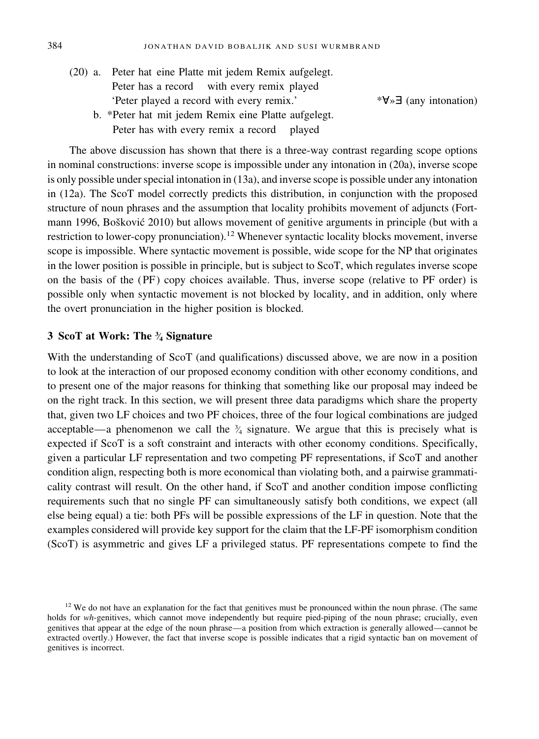(20) a. Peter hat eine Platte mit jedem Remix aufgelegt.
    Peter has a record with every remix played
    'Peter played a record with every remix.' *∀»∃ (any intonation)

  b. *Peter hat mit jedem Remix eine Platte aufgelegt.
    Peter has with every remix a record played

The above discussion has shown that there is a three-way contrast regarding scope options in nominal constructions: inverse scope is impossible under any intonation in (20a), inverse scope is only possible under special intonation in (13a), and inverse scope is possible under any intonation in (12a). The ScoT model correctly predicts this distribution, in conjunction with the proposed structure of noun phrases and the assumption that locality prohibits movement of adjuncts (Fortmann 1996, Bošković 2010) but allows movement of genitive arguments in principle (but with a restriction to lower-copy pronunciation).[12] Whenever syntactic locality blocks movement, inverse scope is impossible. Where syntactic movement is possible, wide scope for the NP that originates in the lower position is possible in principle, but is subject to ScoT, which regulates inverse scope on the basis of the (PF) copy choices available. Thus, inverse scope (relative to PF order) is possible only when syntactic movement is not blocked by locality, and in addition, only where the overt pronunciation in the higher position is blocked.

## 3 ScoT at Work: The ¾ Signature

With the understanding of ScoT (and qualifications) discussed above, we are now in a position to look at the interaction of our proposed economy condition with other economy conditions, and to present one of the major reasons for thinking that something like our proposal may indeed be on the right track. In this section, we will present three data paradigms which share the property that, given two LF choices and two PF choices, three of the four logical combinations are judged acceptable—a phenomenon we call the ¾ signature. We argue that this is precisely what is expected if ScoT is a soft constraint and interacts with other economy conditions. Specifically, given a particular LF representation and two competing PF representations, if ScoT and another condition align, respecting both is more economical than violating both, and a pairwise grammaticality contrast will result. On the other hand, if ScoT and another condition impose conflicting requirements such that no single PF can simultaneously satisfy both conditions, we expect (all else being equal) a tie: both PFs will be possible expressions of the LF in question. Note that the examples considered will provide key support for the claim that the LF-PF isomorphism condition (ScoT) is asymmetric and gives LF a privileged status. PF representations compete to find the

[12] We do not have an explanation for the fact that genitives must be pronounced within the noun phrase. (The same holds for *wh*-genitives, which cannot move independently but require pied-piping of the noun phrase; crucially, even genitives that appear at the edge of the noun phrase—a position from which extraction is generally allowed—cannot be extracted overtly.) However, the fact that inverse scope is possible indicates that a rigid syntactic ban on movement of genitives is incorrect.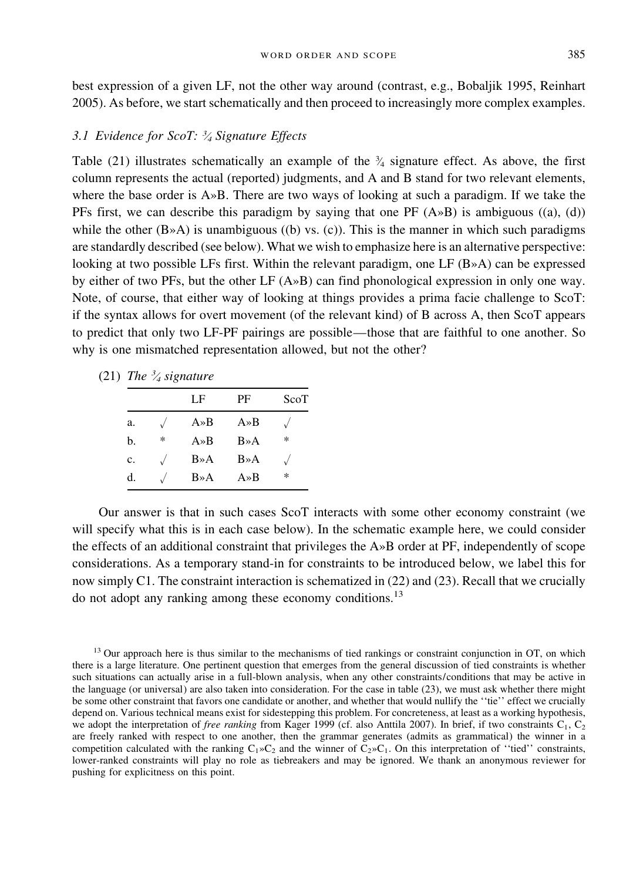best expression of a given LF, not the other way around (contrast, e.g., Bobaljik 1995, Reinhart 2005). As before, we start schematically and then proceed to increasingly more complex examples.

### 3.1 *Evidence for ScoT: ¾ Signature Effects*

Table (21) illustrates schematically an example of the ¾ signature effect. As above, the first column represents the actual (reported) judgments, and A and B stand for two relevant elements, where the base order is A»B. There are two ways of looking at such a paradigm. If we take the PFs first, we can describe this paradigm by saying that one PF (A»B) is ambiguous ((a), (d)) while the other (B»A) is unambiguous ((b) vs. (c)). This is the manner in which such paradigms are standardly described (see below). What we wish to emphasize here is an alternative perspective: looking at two possible LFs first. Within the relevant paradigm, one LF (B»A) can be expressed by either of two PFs, but the other LF (A»B) can find phonological expression in only one way. Note, of course, that either way of looking at things provides a prima facie challenge to ScoT: if the syntax allows for overt movement (of the relevant kind) of B across A, then ScoT appears to predict that only two LF-PF pairings are possible—those that are faithful to one another. So why is one mismatched representation allowed, but not the other?

(21) *The ¾ signature*

| | | LF | PF | ScoT |
|---|---|---|---|---|
| a. | √ | A»B | A»B | √ |
| b. | * | A»B | B»A | * |
| c. | √ | B»A | B»A | √ |
| d. | √ | B»A | A»B | * |

Our answer is that in such cases ScoT interacts with some other economy constraint (we will specify what this is in each case below). In the schematic example here, we could consider the effects of an additional constraint that privileges the A»B order at PF, independently of scope considerations. As a temporary stand-in for constraints to be introduced below, we label this for now simply C1. The constraint interaction is schematized in (22) and (23). Recall that we crucially do not adopt any ranking among these economy conditions.[13]

[13] Our approach here is thus similar to the mechanisms of tied rankings or constraint conjunction in OT, on which there is a large literature. One pertinent question that emerges from the general discussion of tied constraints is whether such situations can actually arise in a full-blown analysis, when any other constraints/conditions that may be active in the language (or universal) are also taken into consideration. For the case in table (23), we must ask whether there might be some other constraint that favors one candidate or another, and whether that would nullify the ''tie'' effect we crucially depend on. Various technical means exist for sidestepping this problem. For concreteness, at least as a working hypothesis, we adopt the interpretation of *free ranking* from Kager 1999 (cf. also Anttila 2007). In brief, if two constraints $C_1$, $C_2$ are freely ranked with respect to one another, then the grammar generates (admits as grammatical) the winner in a competition calculated with the ranking $C_1$»$C_2$ and the winner of $C_2$»$C_1$. On this interpretation of ''tied'' constraints, lower-ranked constraints will play no role as tiebreakers and may be ignored. We thank an anonymous reviewer for pushing for explicitness on this point.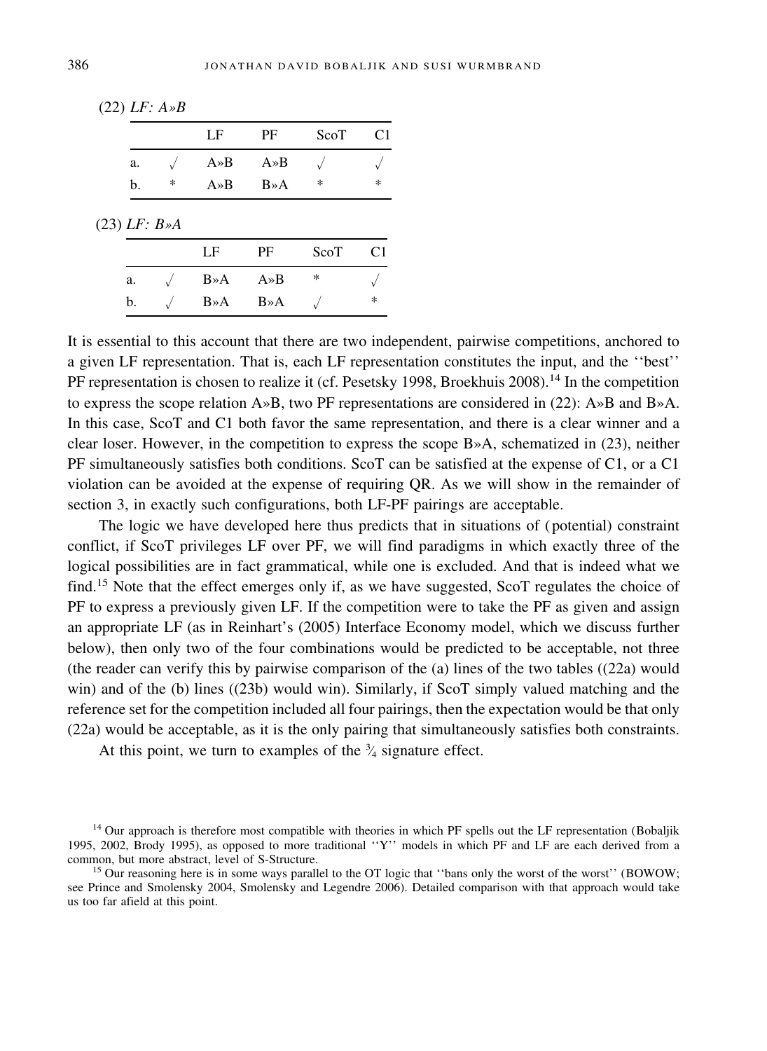(22) *LF: A»B*

| | | LF | PF | ScoT | C1 |
|---|---|---|---|---|---|
| a. | √ | A»B | A»B | √ | √ |
| b. | * | A»B | B»A | * | * |

(23) *LF: B»A*

| | | LF | PF | ScoT | C1 |
|---|---|---|---|---|---|
| a. | √ | B»A | A»B | * | √ |
| b. | √ | B»A | B»A | √ | * |

It is essential to this account that there are two independent, pairwise competitions, anchored to a given LF representation. That is, each LF representation constitutes the input, and the ''best'' PF representation is chosen to realize it (cf. Pesetsky 1998, Broekhuis 2008).[14] In the competition to express the scope relation A»B, two PF representations are considered in (22): A»B and B»A. In this case, ScoT and C1 both favor the same representation, and there is a clear winner and a clear loser. However, in the competition to express the scope B»A, schematized in (23), neither PF simultaneously satisfies both conditions. ScoT can be satisfied at the expense of C1, or a C1 violation can be avoided at the expense of requiring QR. As we will show in the remainder of section 3, in exactly such configurations, both LF-PF pairings are acceptable.

The logic we have developed here thus predicts that in situations of (potential) constraint conflict, if ScoT privileges LF over PF, we will find paradigms in which exactly three of the logical possibilities are in fact grammatical, while one is excluded. And that is indeed what we find.[15] Note that the effect emerges only if, as we have suggested, ScoT regulates the choice of PF to express a previously given LF. If the competition were to take the PF as given and assign an appropriate LF (as in Reinhart's (2005) Interface Economy model, which we discuss further below), then only two of the four combinations would be predicted to be acceptable, not three (the reader can verify this by pairwise comparison of the (a) lines of the two tables ((22a) would win) and of the (b) lines ((23b) would win). Similarly, if ScoT simply valued matching and the reference set for the competition included all four pairings, then the expectation would be that only (22a) would be acceptable, as it is the only pairing that simultaneously satisfies both constraints.

At this point, we turn to examples of the ¾ signature effect.

[14] Our approach is therefore most compatible with theories in which PF spells out the LF representation (Bobaljik 1995, 2002, Brody 1995), as opposed to more traditional ''Y'' models in which PF and LF are each derived from a common, but more abstract, level of S-Structure.

[15] Our reasoning here is in some ways parallel to the OT logic that ''bans only the worst of the worst'' (BOWOW; see Prince and Smolensky 2004, Smolensky and Legendre 2006). Detailed comparison with that approach would take us too far afield at this point.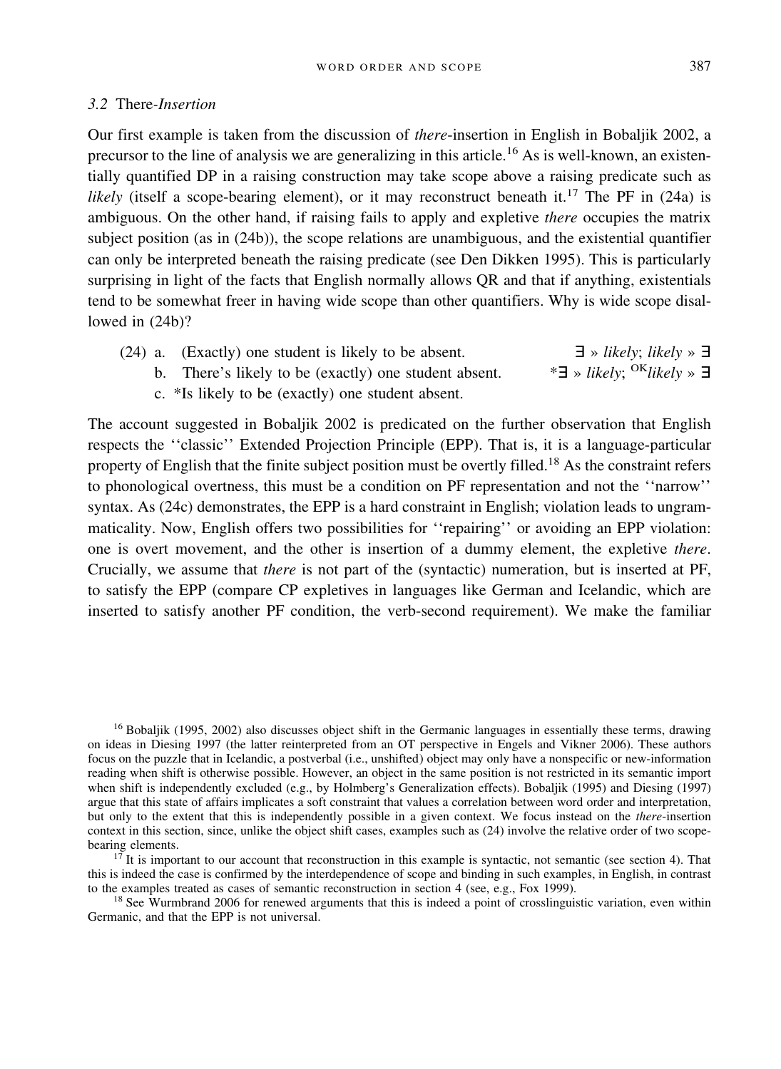### 3.2 *There-Insertion*

Our first example is taken from the discussion of *there*-insertion in English in Bobaljik 2002, a precursor to the line of analysis we are generalizing in this article.[16] As is well-known, an existentially quantified DP in a raising construction may take scope above a raising predicate such as *likely* (itself a scope-bearing element), or it may reconstruct beneath it.[17] The PF in (24a) is ambiguous. On the other hand, if raising fails to apply and expletive *there* occupies the matrix subject position (as in (24b)), the scope relations are unambiguous, and the existential quantifier can only be interpreted beneath the raising predicate (see Den Dikken 1995). This is particularly surprising in light of the facts that English normally allows QR and that if anything, existentials tend to be somewhat freer in having wide scope than other quantifiers. Why is wide scope disallowed in (24b)?

(24) a. (Exactly) one student is likely to be absent. $\exists$ » *likely*; *likely* » $\exists$

b. There's likely to be (exactly) one student absent. \*$\exists$ » *likely*; $^{OK}$*likely* » $\exists$

c. \*Is likely to be (exactly) one student absent.

The account suggested in Bobaljik 2002 is predicated on the further observation that English respects the ''classic'' Extended Projection Principle (EPP). That is, it is a language-particular property of English that the finite subject position must be overtly filled.[18] As the constraint refers to phonological overtness, this must be a condition on PF representation and not the ''narrow'' syntax. As (24c) demonstrates, the EPP is a hard constraint in English; violation leads to ungrammaticality. Now, English offers two possibilities for ''repairing'' or avoiding an EPP violation: one is overt movement, and the other is insertion of a dummy element, the expletive *there*. Crucially, we assume that *there* is not part of the (syntactic) numeration, but is inserted at PF, to satisfy the EPP (compare CP expletives in languages like German and Icelandic, which are inserted to satisfy another PF condition, the verb-second requirement). We make the familiar

[16] Bobaljik (1995, 2002) also discusses object shift in the Germanic languages in essentially these terms, drawing on ideas in Diesing 1997 (the latter reinterpreted from an OT perspective in Engels and Vikner 2006). These authors focus on the puzzle that in Icelandic, a postverbal (i.e., unshifted) object may only have a nonspecific or new-information reading when shift is otherwise possible. However, an object in the same position is not restricted in its semantic import when shift is independently excluded (e.g., by Holmberg's Generalization effects). Bobaljik (1995) and Diesing (1997) argue that this state of affairs implicates a soft constraint that values a correlation between word order and interpretation, but only to the extent that this is independently possible in a given context. We focus instead on the *there*-insertion context in this section, since, unlike the object shift cases, examples such as (24) involve the relative order of two scope-bearing elements.

[17] It is important to our account that reconstruction in this example is syntactic, not semantic (see section 4). That this is indeed the case is confirmed by the interdependence of scope and binding in such examples, in English, in contrast to the examples treated as cases of semantic reconstruction in section 4 (see, e.g., Fox 1999).

[18] See Wurmbrand 2006 for renewed arguments that this is indeed a point of crosslinguistic variation, even within Germanic, and that the EPP is not universal.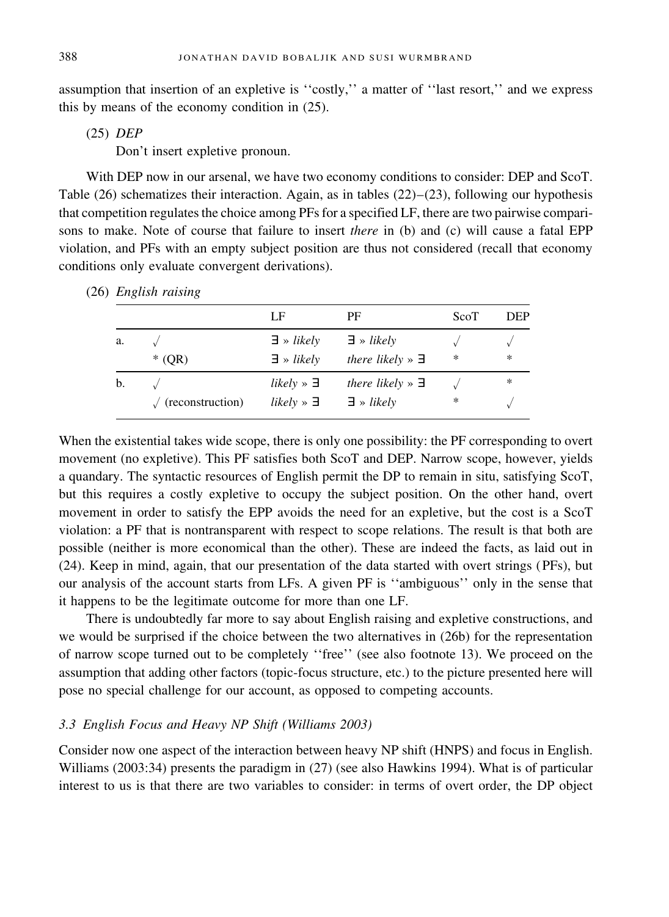assumption that insertion of an expletive is ''costly,'' a matter of ''last resort,'' and we express this by means of the economy condition in (25).

(25) *DEP*
Don't insert expletive pronoun.

With DEP now in our arsenal, we have two economy conditions to consider: DEP and ScoT. Table (26) schematizes their interaction. Again, as in tables (22)–(23), following our hypothesis that competition regulates the choice among PFs for a specified LF, there are two pairwise comparisons to make. Note of course that failure to insert *there* in (b) and (c) will cause a fatal EPP violation, and PFs with an empty subject position are thus not considered (recall that economy conditions only evaluate convergent derivations).

(26) *English raising*

| | | LF | PF | ScoT | DEP |
|---|---|---|---|---|---|
| a. | √ | ∃ » *likely* | ∃ » *likely* | √ | √ |
| | * (QR) | ∃ » *likely* | *there likely* » ∃ | * | * |
| b. | √ | *likely* » ∃ | *there likely* » ∃ | √ | * |
| | √ (reconstruction) | *likely* » ∃ | ∃ » *likely* | * | √ |

When the existential takes wide scope, there is only one possibility: the PF corresponding to overt movement (no expletive). This PF satisfies both ScoT and DEP. Narrow scope, however, yields a quandary. The syntactic resources of English permit the DP to remain in situ, satisfying ScoT, but this requires a costly expletive to occupy the subject position. On the other hand, overt movement in order to satisfy the EPP avoids the need for an expletive, but the cost is a ScoT violation: a PF that is nontransparent with respect to scope relations. The result is that both are possible (neither is more economical than the other). These are indeed the facts, as laid out in (24). Keep in mind, again, that our presentation of the data started with overt strings (PFs), but our analysis of the account starts from LFs. A given PF is ''ambiguous'' only in the sense that it happens to be the legitimate outcome for more than one LF.

There is undoubtedly far more to say about English raising and expletive constructions, and we would be surprised if the choice between the two alternatives in (26b) for the representation of narrow scope turned out to be completely ''free'' (see also footnote 13). We proceed on the assumption that adding other factors (topic-focus structure, etc.) to the picture presented here will pose no special challenge for our account, as opposed to competing accounts.

### 3.3 English Focus and Heavy NP Shift (Williams 2003)

Consider now one aspect of the interaction between heavy NP shift (HNPS) and focus in English. Williams (2003:34) presents the paradigm in (27) (see also Hawkins 1994). What is of particular interest to us is that there are two variables to consider: in terms of overt order, the DP object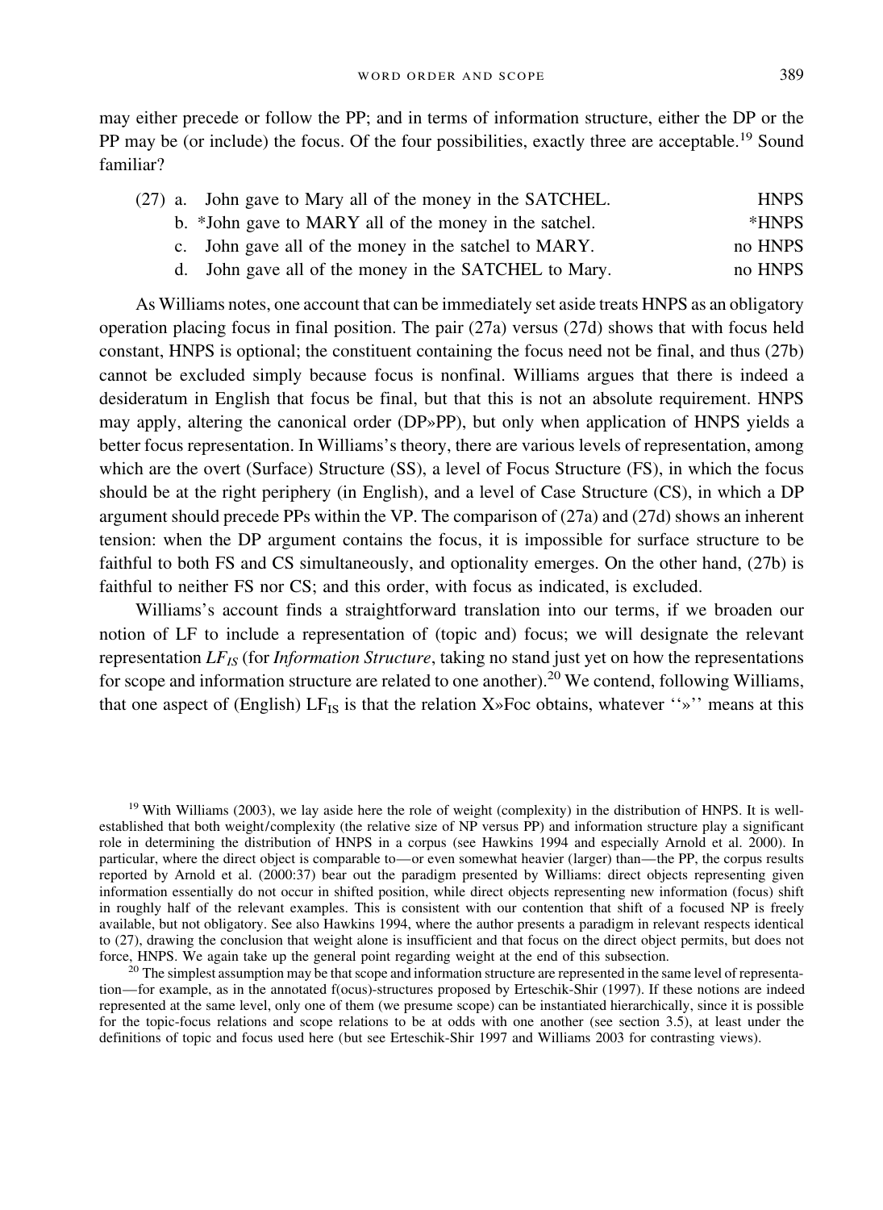may either precede or follow the PP; and in terms of information structure, either the DP or the PP may be (or include) the focus. Of the four possibilities, exactly three are acceptable.[19] Sound familiar?

(27) a. John gave to Mary all of the money in the SATCHEL. — HNPS
b. *John gave to MARY all of the money in the satchel. — *HNPS
c. John gave all of the money in the satchel to MARY. — no HNPS
d. John gave all of the money in the SATCHEL to Mary. — no HNPS

As Williams notes, one account that can be immediately set aside treats HNPS as an obligatory operation placing focus in final position. The pair (27a) versus (27d) shows that with focus held constant, HNPS is optional; the constituent containing the focus need not be final, and thus (27b) cannot be excluded simply because focus is nonfinal. Williams argues that there is indeed a desideratum in English that focus be final, but that this is not an absolute requirement. HNPS may apply, altering the canonical order (DP»PP), but only when application of HNPS yields a better focus representation. In Williams's theory, there are various levels of representation, among which are the overt (Surface) Structure (SS), a level of Focus Structure (FS), in which the focus should be at the right periphery (in English), and a level of Case Structure (CS), in which a DP argument should precede PPs within the VP. The comparison of (27a) and (27d) shows an inherent tension: when the DP argument contains the focus, it is impossible for surface structure to be faithful to both FS and CS simultaneously, and optionality emerges. On the other hand, (27b) is faithful to neither FS nor CS; and this order, with focus as indicated, is excluded.

Williams's account finds a straightforward translation into our terms, if we broaden our notion of LF to include a representation of (topic and) focus; we will designate the relevant representation $LF_{IS}$ (for *Information Structure*, taking no stand just yet on how the representations for scope and information structure are related to one another).[20] We contend, following Williams, that one aspect of (English) $LF_{IS}$ is that the relation X»Foc obtains, whatever ''»'' means at this

[19] With Williams (2003), we lay aside here the role of weight (complexity) in the distribution of HNPS. It is well-established that both weight/complexity (the relative size of NP versus PP) and information structure play a significant role in determining the distribution of HNPS in a corpus (see Hawkins 1994 and especially Arnold et al. 2000). In particular, where the direct object is comparable to—or even somewhat heavier (larger) than—the PP, the corpus results reported by Arnold et al. (2000:37) bear out the paradigm presented by Williams: direct objects representing given information essentially do not occur in shifted position, while direct objects representing new information (focus) shift in roughly half of the relevant examples. This is consistent with our contention that shift of a focused NP is freely available, but not obligatory. See also Hawkins 1994, where the author presents a paradigm in relevant respects identical to (27), drawing the conclusion that weight alone is insufficient and that focus on the direct object permits, but does not force, HNPS. We again take up the general point regarding weight at the end of this subsection.

[20] The simplest assumption may be that scope and information structure are represented in the same level of representation—for example, as in the annotated f(ocus)-structures proposed by Erteschik-Shir (1997). If these notions are indeed represented at the same level, only one of them (we presume scope) can be instantiated hierarchically, since it is possible for the topic-focus relations and scope relations to be at odds with one another (see section 3.5), at least under the definitions of topic and focus used here (but see Erteschik-Shir 1997 and Williams 2003 for contrasting views).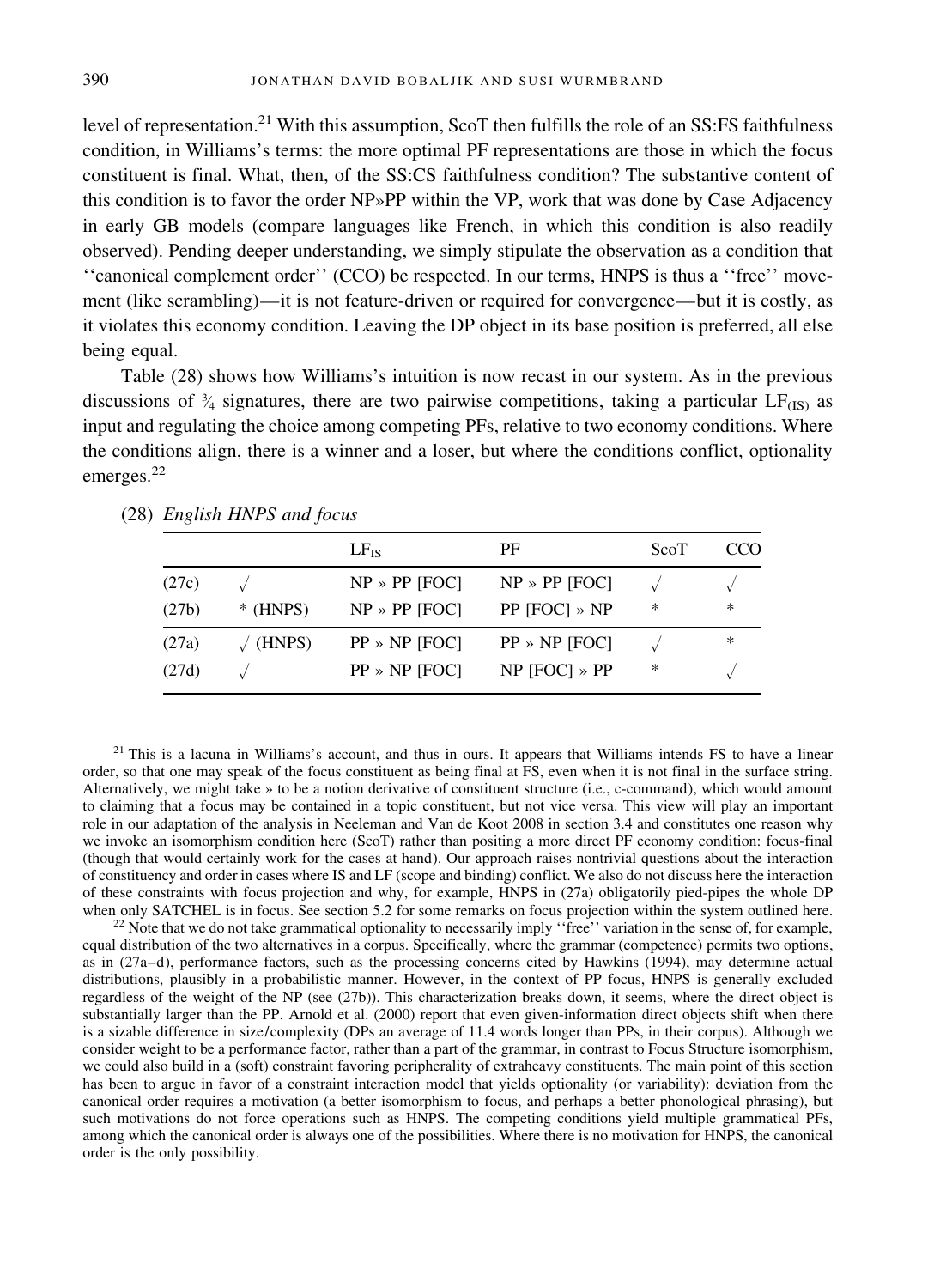level of representation.[21] With this assumption, ScoT then fulfills the role of an SS:FS faithfulness condition, in Williams's terms: the more optimal PF representations are those in which the focus constituent is final. What, then, of the SS:CS faithfulness condition? The substantive content of this condition is to favor the order NP»PP within the VP, work that was done by Case Adjacency in early GB models (compare languages like French, in which this condition is also readily observed). Pending deeper understanding, we simply stipulate the observation as a condition that ''canonical complement order'' (CCO) be respected. In our terms, HNPS is thus a ''free'' movement (like scrambling)—it is not feature-driven or required for convergence—but it is costly, as it violates this economy condition. Leaving the DP object in its base position is preferred, all else being equal.

Table (28) shows how Williams's intuition is now recast in our system. As in the previous discussions of ¾ signatures, there are two pairwise competitions, taking a particular $LF_{(IS)}$ as input and regulating the choice among competing PFs, relative to two economy conditions. Where the conditions align, there is a winner and a loser, but where the conditions conflict, optionality emerges.[22]

(28) *English HNPS and focus*

| | | $LF_{IS}$ | PF | ScoT | CCO |
|---|---|---|---|---|---|
| (27c) | √ | NP » PP [FOC] | NP » PP [FOC] | √ | √ |
| (27b) | * (HNPS) | NP » PP [FOC] | PP [FOC] » NP | * | * |
| (27a) | √ (HNPS) | PP » NP [FOC] | PP » NP [FOC] | √ | * |
| (27d) | √ | PP » NP [FOC] | NP [FOC] » PP | * | √ |

[21] This is a lacuna in Williams's account, and thus in ours. It appears that Williams intends FS to have a linear order, so that one may speak of the focus constituent as being final at FS, even when it is not final in the surface string. Alternatively, we might take » to be a notion derivative of constituent structure (i.e., c-command), which would amount to claiming that a focus may be contained in a topic constituent, but not vice versa. This view will play an important role in our adaptation of the analysis in Neeleman and Van de Koot 2008 in section 3.4 and constitutes one reason why we invoke an isomorphism condition here (ScoT) rather than positing a more direct PF economy condition: focus-final (though that would certainly work for the cases at hand). Our approach raises nontrivial questions about the interaction of constituency and order in cases where IS and LF (scope and binding) conflict. We also do not discuss here the interaction of these constraints with focus projection and why, for example, HNPS in (27a) obligatorily pied-pipes the whole DP when only SATCHEL is in focus. See section 5.2 for some remarks on focus projection within the system outlined here.

[22] Note that we do not take grammatical optionality to necessarily imply ''free'' variation in the sense of, for example, equal distribution of the two alternatives in a corpus. Specifically, where the grammar (competence) permits two options, as in (27a–d), performance factors, such as the processing concerns cited by Hawkins (1994), may determine actual distributions, plausibly in a probabilistic manner. However, in the context of PP focus, HNPS is generally excluded regardless of the weight of the NP (see (27b)). This characterization breaks down, it seems, where the direct object is substantially larger than the PP. Arnold et al. (2000) report that even given-information direct objects shift when there is a sizable difference in size/complexity (DPs an average of 11.4 words longer than PPs, in their corpus). Although we consider weight to be a performance factor, rather than a part of the grammar, in contrast to Focus Structure isomorphism, we could also build in a (soft) constraint favoring peripherality of extraheavy constituents. The main point of this section has been to argue in favor of a constraint interaction model that yields optionality (or variability): deviation from the canonical order requires a motivation (a better isomorphism to focus, and perhaps a better phonological phrasing), but such motivations do not force operations such as HNPS. The competing conditions yield multiple grammatical PFs, among which the canonical order is always one of the possibilities. Where there is no motivation for HNPS, the canonical order is the only possibility.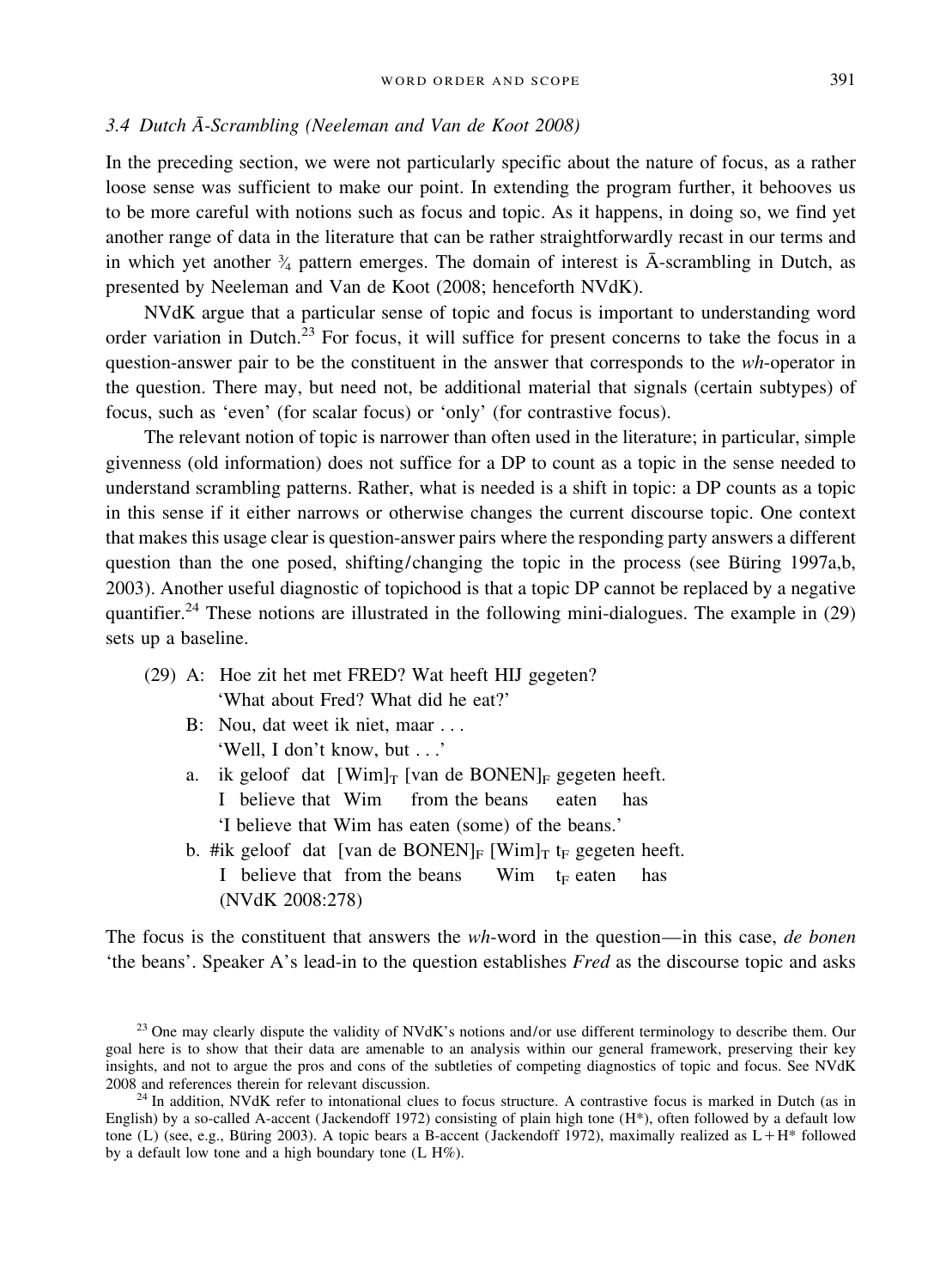### 3.4 Dutch Ā-Scrambling (Neeleman and Van de Koot 2008)

In the preceding section, we were not particularly specific about the nature of focus, as a rather loose sense was sufficient to make our point. In extending the program further, it behooves us to be more careful with notions such as focus and topic. As it happens, in doing so, we find yet another range of data in the literature that can be rather straightforwardly recast in our terms and in which yet another ¾ pattern emerges. The domain of interest is Ā-scrambling in Dutch, as presented by Neeleman and Van de Koot (2008; henceforth NVdK).

NVdK argue that a particular sense of topic and focus is important to understanding word order variation in Dutch.[23] For focus, it will suffice for present concerns to take the focus in a question-answer pair to be the constituent in the answer that corresponds to the *wh*-operator in the question. There may, but need not, be additional material that signals (certain subtypes) of focus, such as 'even' (for scalar focus) or 'only' (for contrastive focus).

The relevant notion of topic is narrower than often used in the literature; in particular, simple givenness (old information) does not suffice for a DP to count as a topic in the sense needed to understand scrambling patterns. Rather, what is needed is a shift in topic: a DP counts as a topic in this sense if it either narrows or otherwise changes the current discourse topic. One context that makes this usage clear is question-answer pairs where the responding party answers a different question than the one posed, shifting/changing the topic in the process (see Büring 1997a,b, 2003). Another useful diagnostic of topichood is that a topic DP cannot be replaced by a negative quantifier.[24] These notions are illustrated in the following mini-dialogues. The example in (29) sets up a baseline.

(29) A: Hoe zit het met FRED? Wat heeft HIJ gegeten?
 'What about Fred? What did he eat?'

 B: Nou, dat weet ik niet, maar . . .
 'Well, I don't know, but . . .'

 a. ik geloof dat $[\text{Wim}]_T$ [van de BONEN]$_F$ gegeten heeft.
 I believe that Wim from the beans eaten has
 'I believe that Wim has eaten (some) of the beans.'

 b. #ik geloof dat [van de BONEN]$_F$ $[\text{Wim}]_T$ $t_F$ gegeten heeft.
 I believe that from the beans Wim $t_F$ eaten has
 (NVdK 2008:278)

The focus is the constituent that answers the *wh*-word in the question—in this case, *de bonen* 'the beans'. Speaker A's lead-in to the question establishes *Fred* as the discourse topic and asks

[23] One may clearly dispute the validity of NVdK's notions and/or use different terminology to describe them. Our goal here is to show that their data are amenable to an analysis within our general framework, preserving their key insights, and not to argue the pros and cons of the subtleties of competing diagnostics of topic and focus. See NVdK 2008 and references therein for relevant discussion.

[24] In addition, NVdK refer to intonational clues to focus structure. A contrastive focus is marked in Dutch (as in English) by a so-called A-accent (Jackendoff 1972) consisting of plain high tone (H\*), often followed by a default low tone (L) (see, e.g., Büring 2003). A topic bears a B-accent (Jackendoff 1972), maximally realized as L + H\* followed by a default low tone and a high boundary tone (L H%).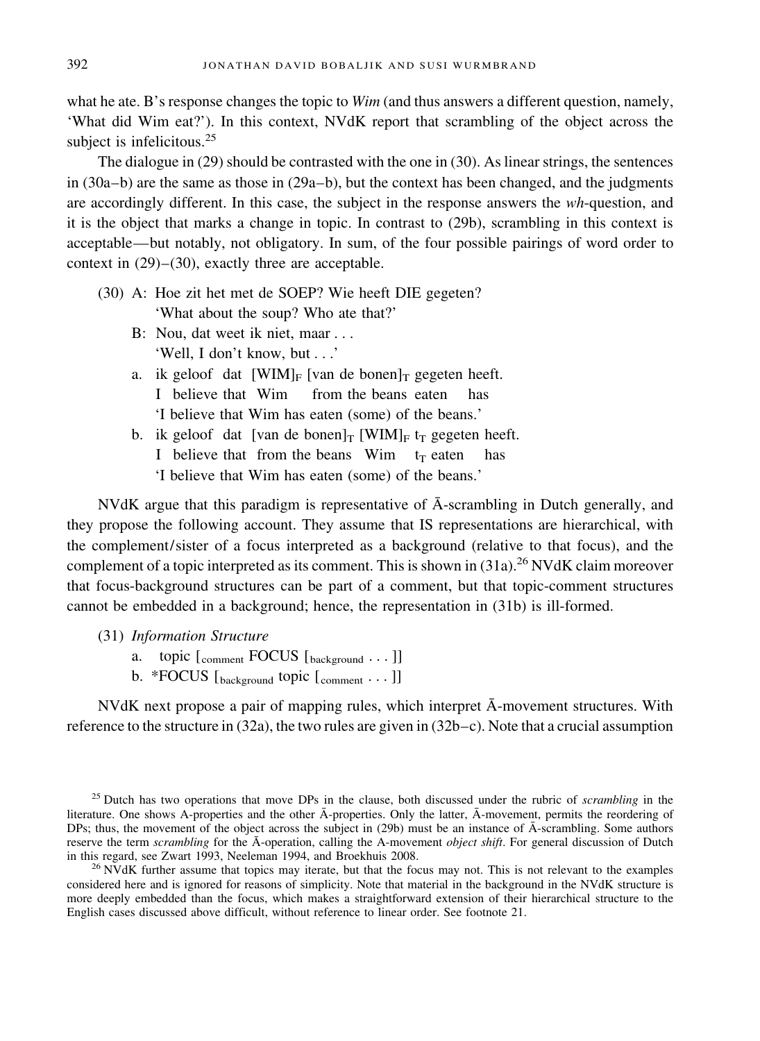what he ate. B's response changes the topic to *Wim* (and thus answers a different question, namely, 'What did Wim eat?'). In this context, NVdK report that scrambling of the object across the subject is infelicitous.[25]

The dialogue in (29) should be contrasted with the one in (30). As linear strings, the sentences in (30a–b) are the same as those in (29a–b), but the context has been changed, and the judgments are accordingly different. In this case, the subject in the response answers the *wh*-question, and it is the object that marks a change in topic. In contrast to (29b), scrambling in this context is acceptable—but notably, not obligatory. In sum, of the four possible pairings of word order to context in (29)–(30), exactly three are acceptable.

(30) A: Hoe zit het met de SOEP? Wie heeft DIE gegeten?
   'What about the soup? Who ate that?'

  B: Nou, dat weet ik niet, maar . . .
   'Well, I don't know, but . . .'

  a. ik geloof dat $[\text{WIM}]_F$ $[\text{van de bonen}]_T$ gegeten heeft.
   I believe that Wim from the beans eaten has
   'I believe that Wim has eaten (some) of the beans.'

  b. ik geloof dat $[\text{van de bonen}]_T$ $[\text{WIM}]_F$ $t_T$ gegeten heeft.
   I believe that from the beans Wim $t_T$ eaten has
   'I believe that Wim has eaten (some) of the beans.'

NVdK argue that this paradigm is representative of Ā-scrambling in Dutch generally, and they propose the following account. They assume that IS representations are hierarchical, with the complement/sister of a focus interpreted as a background (relative to that focus), and the complement of a topic interpreted as its comment. This is shown in (31a).[26] NVdK claim moreover that focus-background structures can be part of a comment, but that topic-comment structures cannot be embedded in a background; hence, the representation in (31b) is ill-formed.

(31) *Information Structure*

  a. topic $[_{\text{comment}}$ FOCUS $[_{\text{background}}$ . . . ]]

  b. \*FOCUS $[_{\text{background}}$ topic $[_{\text{comment}}$ . . . ]]

NVdK next propose a pair of mapping rules, which interpret Ā-movement structures. With reference to the structure in (32a), the two rules are given in (32b–c). Note that a crucial assumption

[25] Dutch has two operations that move DPs in the clause, both discussed under the rubric of *scrambling* in the literature. One shows A-properties and the other Ā-properties. Only the latter, Ā-movement, permits the reordering of DPs; thus, the movement of the object across the subject in (29b) must be an instance of Ā-scrambling. Some authors reserve the term *scrambling* for the Ā-operation, calling the A-movement *object shift*. For general discussion of Dutch in this regard, see Zwart 1993, Neeleman 1994, and Broekhuis 2008.

[26] NVdK further assume that topics may iterate, but that the focus may not. This is not relevant to the examples considered here and is ignored for reasons of simplicity. Note that material in the background in the NVdK structure is more deeply embedded than the focus, which makes a straightforward extension of their hierarchical structure to the English cases discussed above difficult, without reference to linear order. See footnote 21.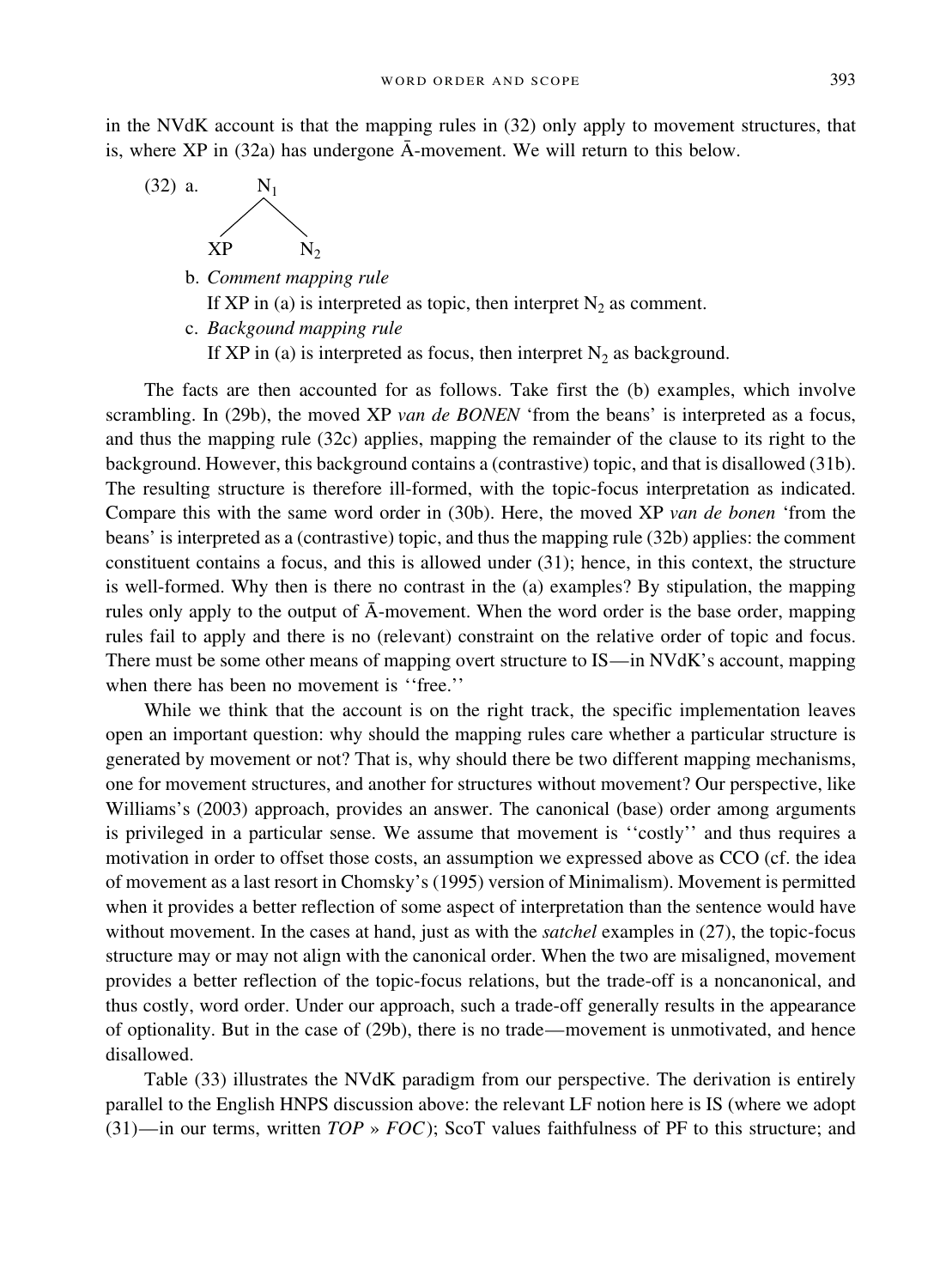in the NVdK account is that the mapping rules in (32) only apply to movement structures, that is, where XP in (32a) has undergone Ā-movement. We will return to this below.

(32) a. [$_{N_1}$ XP $N_2$]

b. *Comment mapping rule*
   If XP in (a) is interpreted as topic, then interpret $N_2$ as comment.

c. *Backgound mapping rule*
   If XP in (a) is interpreted as focus, then interpret $N_2$ as background.

The facts are then accounted for as follows. Take first the (b) examples, which involve scrambling. In (29b), the moved XP *van de BONEN* 'from the beans' is interpreted as a focus, and thus the mapping rule (32c) applies, mapping the remainder of the clause to its right to the background. However, this background contains a (contrastive) topic, and that is disallowed (31b). The resulting structure is therefore ill-formed, with the topic-focus interpretation as indicated. Compare this with the same word order in (30b). Here, the moved XP *van de bonen* 'from the beans' is interpreted as a (contrastive) topic, and thus the mapping rule (32b) applies: the comment constituent contains a focus, and this is allowed under (31); hence, in this context, the structure is well-formed. Why then is there no contrast in the (a) examples? By stipulation, the mapping rules only apply to the output of Ā-movement. When the word order is the base order, mapping rules fail to apply and there is no (relevant) constraint on the relative order of topic and focus. There must be some other means of mapping overt structure to IS—in NVdK's account, mapping when there has been no movement is ''free.''

While we think that the account is on the right track, the specific implementation leaves open an important question: why should the mapping rules care whether a particular structure is generated by movement or not? That is, why should there be two different mapping mechanisms, one for movement structures, and another for structures without movement? Our perspective, like Williams's (2003) approach, provides an answer. The canonical (base) order among arguments is privileged in a particular sense. We assume that movement is ''costly'' and thus requires a motivation in order to offset those costs, an assumption we expressed above as CCO (cf. the idea of movement as a last resort in Chomsky's (1995) version of Minimalism). Movement is permitted when it provides a better reflection of some aspect of interpretation than the sentence would have without movement. In the cases at hand, just as with the *satchel* examples in (27), the topic-focus structure may or may not align with the canonical order. When the two are misaligned, movement provides a better reflection of the topic-focus relations, but the trade-off is a noncanonical, and thus costly, word order. Under our approach, such a trade-off generally results in the appearance of optionality. But in the case of (29b), there is no trade—movement is unmotivated, and hence disallowed.

Table (33) illustrates the NVdK paradigm from our perspective. The derivation is entirely parallel to the English HNPS discussion above: the relevant LF notion here is IS (where we adopt (31)—in our terms, written *TOP » FOC*); ScoT values faithfulness of PF to this structure; and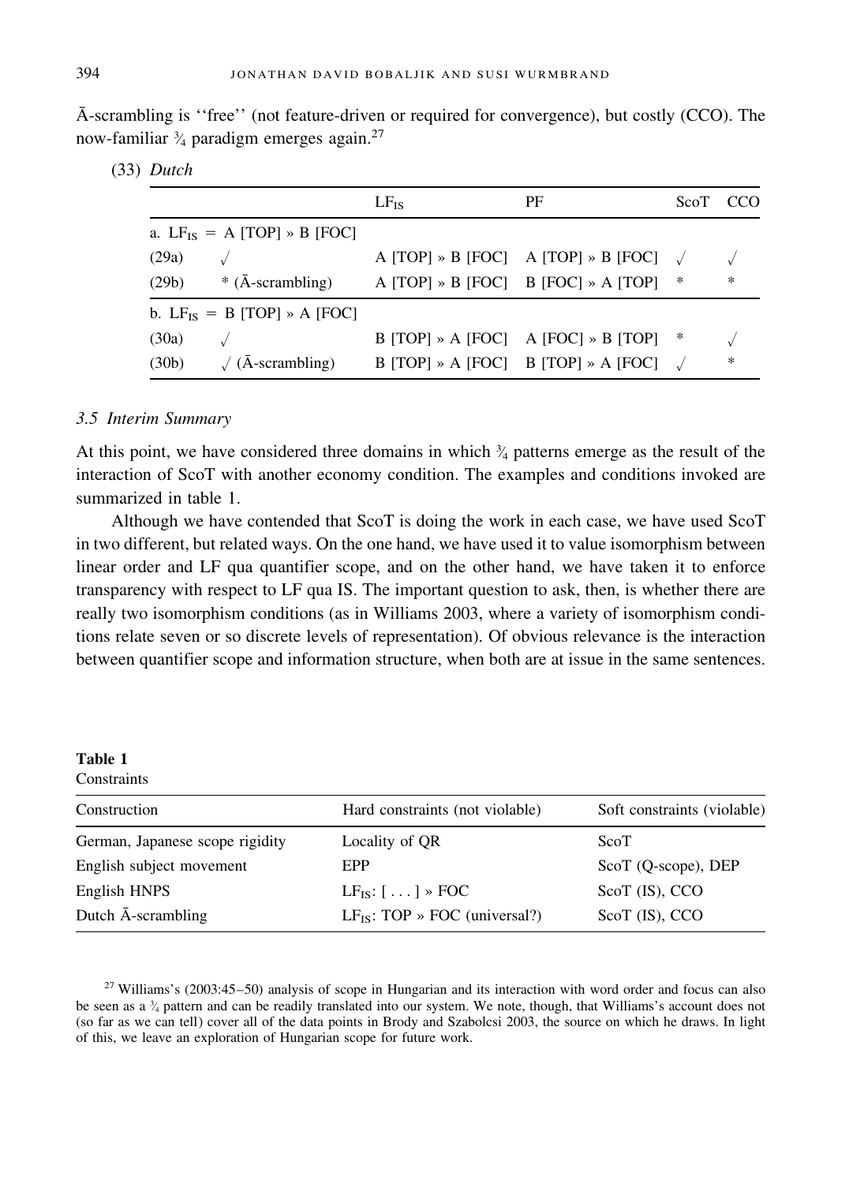Ā-scrambling is ''free'' (not feature-driven or required for convergence), but costly (CCO). The now-familiar ¾ paradigm emerges again.[27]

(33) *Dutch*

| | | $LF_{IS}$ | PF | ScoT | CCO |
|---|---|---|---|---|---|
| a. $LF_{IS}$ = A [TOP] » B [FOC] | | | | | |
| (29a) | √ | A [TOP] » B [FOC] | A [TOP] » B [FOC] | √ | √ |
| (29b) | * (Ā-scrambling) | A [TOP] » B [FOC] | B [FOC] » A [TOP] | * | * |
| b. $LF_{IS}$ = B [TOP] » A [FOC] | | | | | |
| (30a) | √ | B [TOP] » A [FOC] | A [FOC] » B [TOP] | * | √ |
| (30b) | √ (Ā-scrambling) | B [TOP] » A [FOC] | B [TOP] » A [FOC] | √ | * |

### *3.5 Interim Summary*

At this point, we have considered three domains in which ¾ patterns emerge as the result of the interaction of ScoT with another economy condition. The examples and conditions invoked are summarized in table 1.

Although we have contended that ScoT is doing the work in each case, we have used ScoT in two different, but related ways. On the one hand, we have used it to value isomorphism between linear order and LF qua quantifier scope, and on the other hand, we have taken it to enforce transparency with respect to LF qua IS. The important question to ask, then, is whether there are really two isomorphism conditions (as in Williams 2003, where a variety of isomorphism conditions relate seven or so discrete levels of representation). Of obvious relevance is the interaction between quantifier scope and information structure, when both are at issue in the same sentences.

**Table 1**
Constraints

| Construction | Hard constraints (not violable) | Soft constraints (violable) |
|---|---|---|
| German, Japanese scope rigidity | Locality of QR | ScoT |
| English subject movement | EPP | ScoT (Q-scope), DEP |
| English HNPS | $LF_{IS}$: [ . . . ] » FOC | ScoT (IS), CCO |
| Dutch Ā-scrambling | $LF_{IS}$: TOP » FOC (universal?) | ScoT (IS), CCO |

[27] Williams's (2003:45–50) analysis of scope in Hungarian and its interaction with word order and focus can also be seen as a ¾ pattern and can be readily translated into our system. We note, though, that Williams's account does not (so far as we can tell) cover all of the data points in Brody and Szabolcsi 2003, the source on which he draws. In light of this, we leave an exploration of Hungarian scope for future work.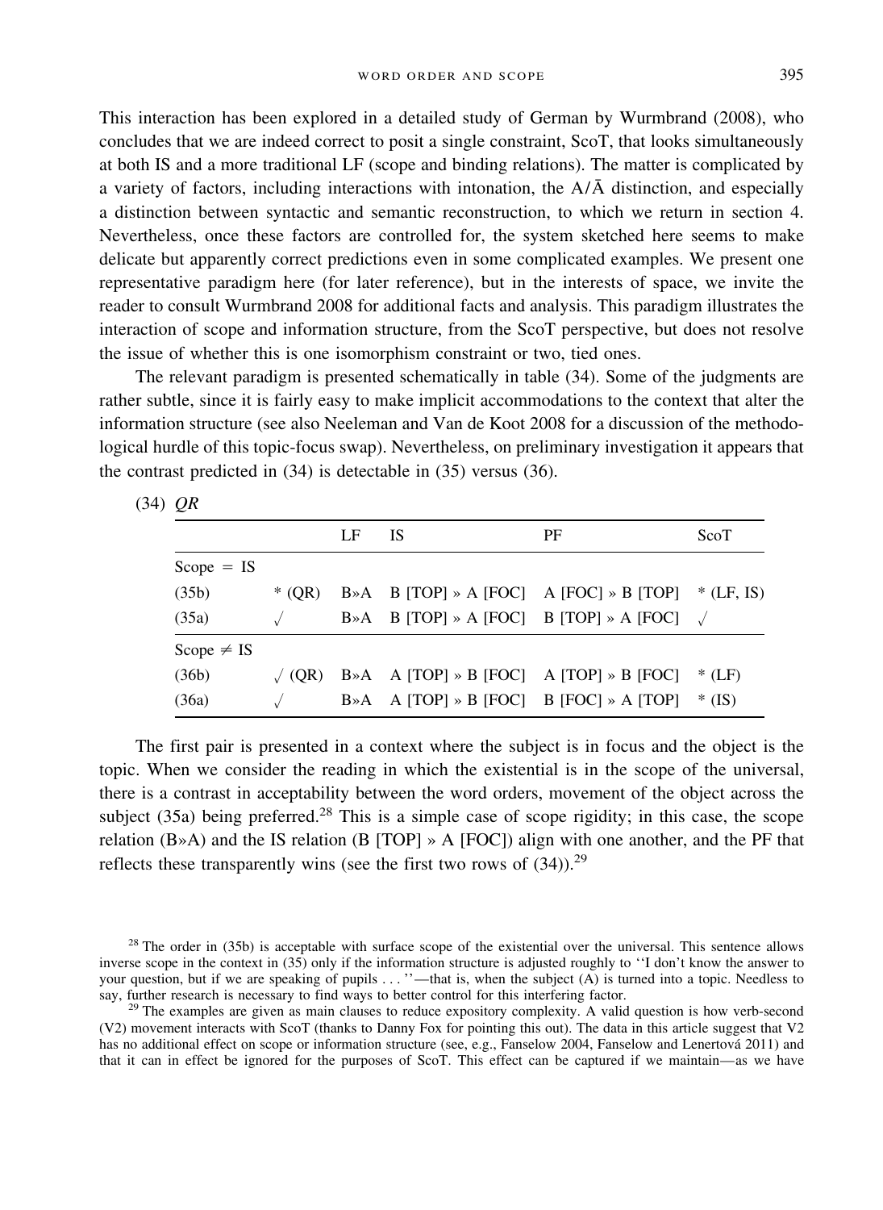This interaction has been explored in a detailed study of German by Wurmbrand (2008), who concludes that we are indeed correct to posit a single constraint, ScoT, that looks simultaneously at both IS and a more traditional LF (scope and binding relations). The matter is complicated by a variety of factors, including interactions with intonation, the A/Ā distinction, and especially a distinction between syntactic and semantic reconstruction, to which we return in section 4. Nevertheless, once these factors are controlled for, the system sketched here seems to make delicate but apparently correct predictions even in some complicated examples. We present one representative paradigm here (for later reference), but in the interests of space, we invite the reader to consult Wurmbrand 2008 for additional facts and analysis. This paradigm illustrates the interaction of scope and information structure, from the ScoT perspective, but does not resolve the issue of whether this is one isomorphism constraint or two, tied ones.

The relevant paradigm is presented schematically in table (34). Some of the judgments are rather subtle, since it is fairly easy to make implicit accommodations to the context that alter the information structure (see also Neeleman and Van de Koot 2008 for a discussion of the methodological hurdle of this topic-focus swap). Nevertheless, on preliminary investigation it appears that the contrast predicted in (34) is detectable in (35) versus (36).

(34) *QR*

| | | LF | IS | PF | ScoT |
|---|---|---|---|---|---|
| Scope = IS | | | | | |
| (35b) | * (QR) | B»A | B [TOP] » A [FOC] | A [FOC] » B [TOP] | * (LF, IS) |
| (35a) | √ | B»A | B [TOP] » A [FOC] | B [TOP] » A [FOC] | √ |
| Scope ≠ IS | | | | | |
| (36b) | √ (QR) | B»A | A [TOP] » B [FOC] | A [TOP] » B [FOC] | * (LF) |
| (36a) | √ | B»A | A [TOP] » B [FOC] | B [FOC] » A [TOP] | * (IS) |

The first pair is presented in a context where the subject is in focus and the object is the topic. When we consider the reading in which the existential is in the scope of the universal, there is a contrast in acceptability between the word orders, movement of the object across the subject (35a) being preferred.[28] This is a simple case of scope rigidity; in this case, the scope relation (B»A) and the IS relation (B [TOP] » A [FOC]) align with one another, and the PF that reflects these transparently wins (see the first two rows of (34)).[29]

[28] The order in (35b) is acceptable with surface scope of the existential over the universal. This sentence allows inverse scope in the context in (35) only if the information structure is adjusted roughly to ''I don't know the answer to your question, but if we are speaking of pupils . . . ''—that is, when the subject (A) is turned into a topic. Needless to say, further research is necessary to find ways to better control for this interfering factor.

[29] The examples are given as main clauses to reduce expository complexity. A valid question is how verb-second (V2) movement interacts with ScoT (thanks to Danny Fox for pointing this out). The data in this article suggest that V2 has no additional effect on scope or information structure (see, e.g., Fanselow 2004, Fanselow and Lenertová 2011) and that it can in effect be ignored for the purposes of ScoT. This effect can be captured if we maintain—as we have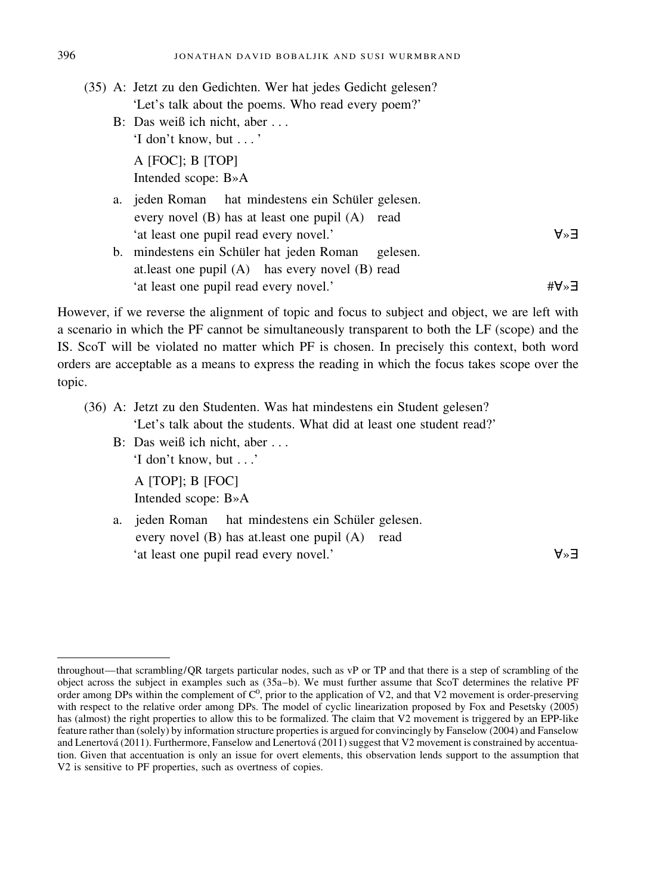(35) A: Jetzt zu den Gedichten. Wer hat jedes Gedicht gelesen?
   'Let's talk about the poems. Who read every poem?'

B: Das weiß ich nicht, aber . . .
   'I don't know, but . . . '

   A [FOC]; B [TOP]
   Intended scope: B»A

a. jeden Roman hat mindestens ein Schüler gelesen.
   every novel (B) has at least one pupil (A) read
   'at least one pupil read every novel.' ∀»∃

b. mindestens ein Schüler hat jeden Roman gelesen.
   at.least one pupil (A) has every novel (B) read
   'at least one pupil read every novel.' #∀»∃

However, if we reverse the alignment of topic and focus to subject and object, we are left with a scenario in which the PF cannot be simultaneously transparent to both the LF (scope) and the IS. ScoT will be violated no matter which PF is chosen. In precisely this context, both word orders are acceptable as a means to express the reading in which the focus takes scope over the topic.

(36) A: Jetzt zu den Studenten. Was hat mindestens ein Student gelesen?
   'Let's talk about the students. What did at least one student read?'

B: Das weiß ich nicht, aber . . .
   'I don't know, but . . .'

   A [TOP]; B [FOC]
   Intended scope: B»A

a. jeden Roman hat mindestens ein Schüler gelesen.
   every novel (B) has at.least one pupil (A) read
   'at least one pupil read every novel.' ∀»∃

---

throughout—that scrambling/QR targets particular nodes, such as vP or TP and that there is a step of scrambling of the object across the subject in examples such as (35a–b). We must further assume that ScoT determines the relative PF order among DPs within the complement of $C^0$, prior to the application of V2, and that V2 movement is order-preserving with respect to the relative order among DPs. The model of cyclic linearization proposed by Fox and Pesetsky (2005) has (almost) the right properties to allow this to be formalized. The claim that V2 movement is triggered by an EPP-like feature rather than (solely) by information structure properties is argued for convincingly by Fanselow (2004) and Fanselow and Lenertová (2011). Furthermore, Fanselow and Lenertová (2011) suggest that V2 movement is constrained by accentuation. Given that accentuation is only an issue for overt elements, this observation lends support to the assumption that V2 is sensitive to PF properties, such as overtness of copies.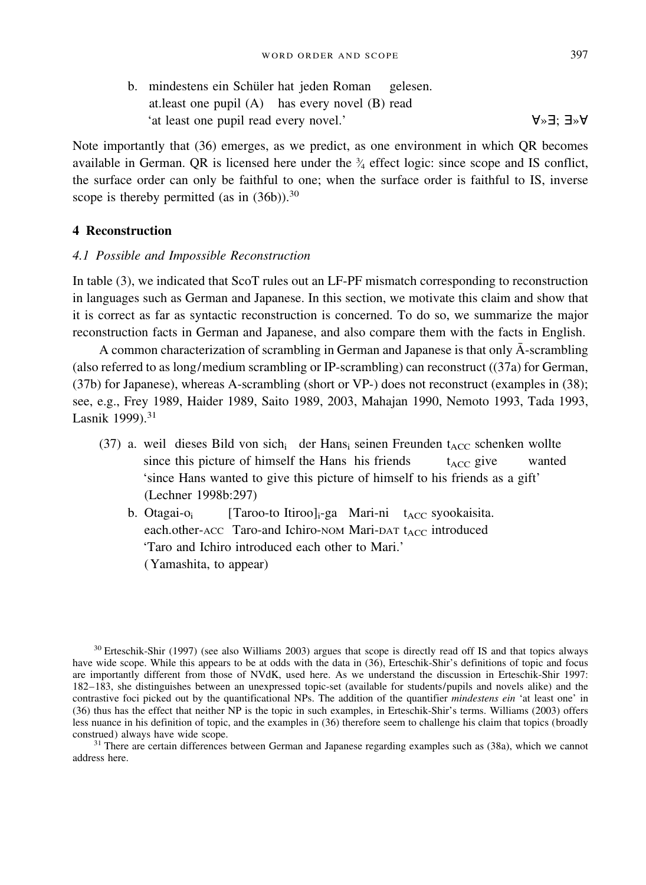b. mindestens ein Schüler hat jeden Roman gelesen.
   at.least one pupil (A) has every novel (B) read
   'at least one pupil read every novel.' ∀»∃; ∃»∀

Note importantly that (36) emerges, as we predict, as one environment in which QR becomes available in German. QR is licensed here under the ¾ effect logic: since scope and IS conflict, the surface order can only be faithful to one; when the surface order is faithful to IS, inverse scope is thereby permitted (as in (36b)).[30]

## 4 Reconstruction

### 4.1 Possible and Impossible Reconstruction

In table (3), we indicated that ScoT rules out an LF-PF mismatch corresponding to reconstruction in languages such as German and Japanese. In this section, we motivate this claim and show that it is correct as far as syntactic reconstruction is concerned. To do so, we summarize the major reconstruction facts in German and Japanese, and also compare them with the facts in English.

A common characterization of scrambling in German and Japanese is that only Ā-scrambling (also referred to as long/medium scrambling or IP-scrambling) can reconstruct ((37a) for German, (37b) for Japanese), whereas A-scrambling (short or VP-) does not reconstruct (examples in (38); see, e.g., Frey 1989, Haider 1989, Saito 1989, 2003, Mahajan 1990, Nemoto 1993, Tada 1993, Lasnik 1999).[31]

(37) a. weil dieses Bild von sich$_i$ der Hans$_i$ seinen Freunden $t_{ACC}$ schenken wollte
   since this picture of himself the Hans his friends $t_{ACC}$ give wanted
   'since Hans wanted to give this picture of himself to his friends as a gift'
   (Lechner 1998b:297)

b. Otagai-o$_i$ [Taroo-to Itiroo]$_i$-ga Mari-ni $t_{ACC}$ syookaisita.
   each.other-ACC Taro-and Ichiro-NOM Mari-DAT $t_{ACC}$ introduced
   'Taro and Ichiro introduced each other to Mari.'
   (Yamashita, to appear)

---

[30] Erteschik-Shir (1997) (see also Williams 2003) argues that scope is directly read off IS and that topics always have wide scope. While this appears to be at odds with the data in (36), Erteschik-Shir's definitions of topic and focus are importantly different from those of NVdK, used here. As we understand the discussion in Erteschik-Shir 1997: 182–183, she distinguishes between an unexpressed topic-set (available for students/pupils and novels alike) and the contrastive foci picked out by the quantificational NPs. The addition of the quantifier *mindestens ein* 'at least one' in (36) thus has the effect that neither NP is the topic in such examples, in Erteschik-Shir's terms. Williams (2003) offers less nuance in his definition of topic, and the examples in (36) therefore seem to challenge his claim that topics (broadly construed) always have wide scope.

[31] There are certain differences between German and Japanese regarding examples such as (38a), which we cannot address here.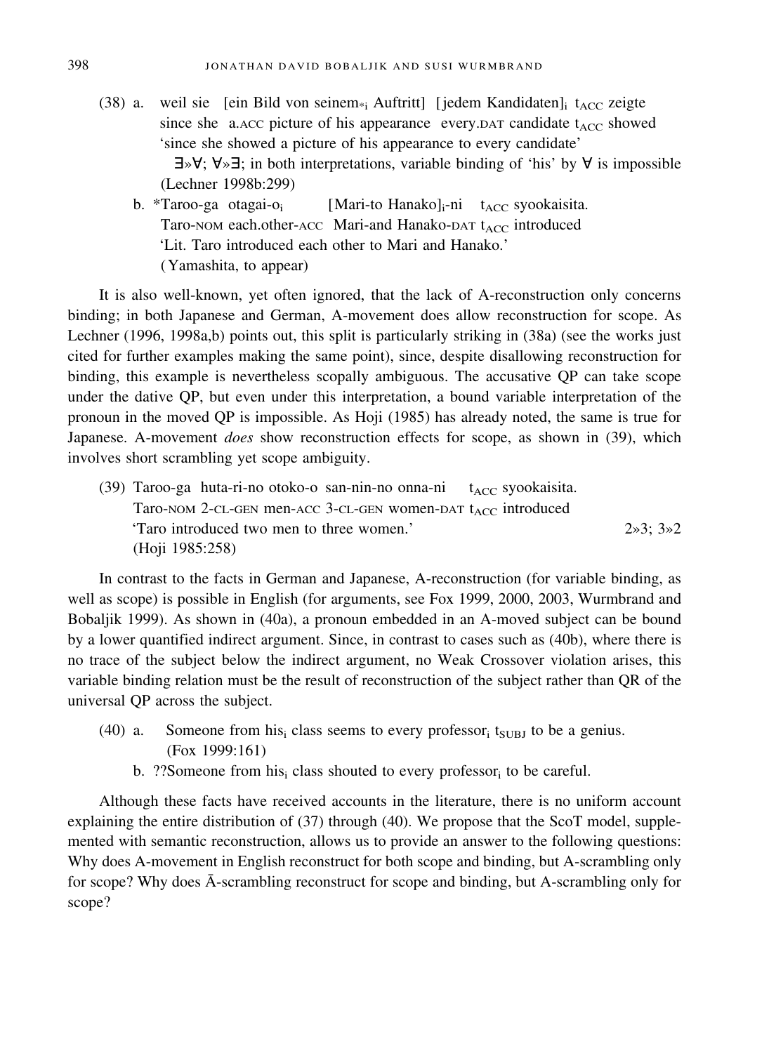(38) a. weil sie [ein Bild von seinem$_{*i}$ Auftritt] [jedem Kandidaten]$_i$ t$_{ACC}$ zeigte
since she a.ACC picture of his appearance every.DAT candidate t$_{ACC}$ showed
'since she showed a picture of his appearance to every candidate'
∃»∀; ∀»∃; in both interpretations, variable binding of 'his' by ∀ is impossible
(Lechner 1998b:299)

b. *Taroo-ga otagai-o$_i$ [Mari-to Hanako]$_i$-ni t$_{ACC}$ syookaisita.
Taro-NOM each.other-ACC Mari-and Hanako-DAT t$_{ACC}$ introduced
'Lit. Taro introduced each other to Mari and Hanako.'
(Yamashita, to appear)

It is also well-known, yet often ignored, that the lack of A-reconstruction only concerns binding; in both Japanese and German, A-movement does allow reconstruction for scope. As Lechner (1996, 1998a,b) points out, this split is particularly striking in (38a) (see the works just cited for further examples making the same point), since, despite disallowing reconstruction for binding, this example is nevertheless scopally ambiguous. The accusative QP can take scope under the dative QP, but even under this interpretation, a bound variable interpretation of the pronoun in the moved QP is impossible. As Hoji (1985) has already noted, the same is true for Japanese. A-movement *does* show reconstruction effects for scope, as shown in (39), which involves short scrambling yet scope ambiguity.

(39) Taroo-ga huta-ri-no otoko-o san-nin-no onna-ni t$_{ACC}$ syookaisita.
Taro-NOM 2-CL-GEN men-ACC 3-CL-GEN women-DAT t$_{ACC}$ introduced
'Taro introduced two men to three women.' 2»3; 3»2
(Hoji 1985:258)

In contrast to the facts in German and Japanese, A-reconstruction (for variable binding, as well as scope) is possible in English (for arguments, see Fox 1999, 2000, 2003, Wurmbrand and Bobaljik 1999). As shown in (40a), a pronoun embedded in an A-moved subject can be bound by a lower quantified indirect argument. Since, in contrast to cases such as (40b), where there is no trace of the subject below the indirect argument, no Weak Crossover violation arises, this variable binding relation must be the result of reconstruction of the subject rather than QR of the universal QP across the subject.

(40) a. Someone from his$_i$ class seems to every professor$_i$ t$_{SUBJ}$ to be a genius.
(Fox 1999:161)

b. ??Someone from his$_i$ class shouted to every professor$_i$ to be careful.

Although these facts have received accounts in the literature, there is no uniform account explaining the entire distribution of (37) through (40). We propose that the ScoT model, supplemented with semantic reconstruction, allows us to provide an answer to the following questions: Why does A-movement in English reconstruct for both scope and binding, but A-scrambling only for scope? Why does Ā-scrambling reconstruct for scope and binding, but A-scrambling only for scope?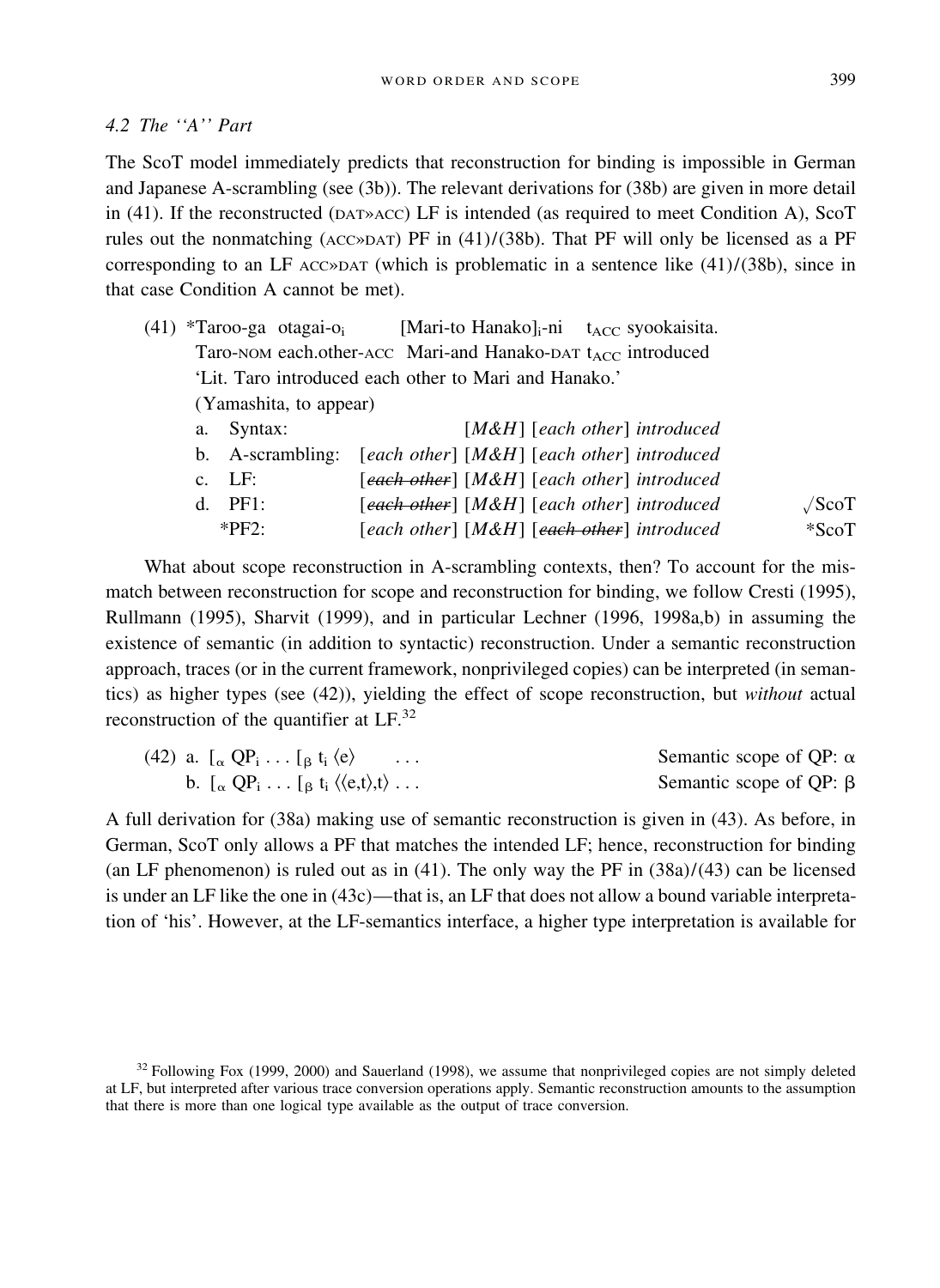### 4.2 The ''A'' Part

The ScoT model immediately predicts that reconstruction for binding is impossible in German and Japanese A-scrambling (see (3b)). The relevant derivations for (38b) are given in more detail in (41). If the reconstructed (DAT»ACC) LF is intended (as required to meet Condition A), ScoT rules out the nonmatching (ACC»DAT) PF in (41)/(38b). That PF will only be licensed as a PF corresponding to an LF ACC»DAT (which is problematic in a sentence like (41)/(38b), since in that case Condition A cannot be met).

(41) *Taroo-ga otagai-o$_i$ [Mari-to Hanako]$_i$-ni t$_{ACC}$ syookaisita.
Taro-NOM each.other-ACC Mari-and Hanako-DAT t$_{ACC}$ introduced
'Lit. Taro introduced each other to Mari and Hanako.'
(Yamashita, to appear)

a. Syntax: [*M&H*] [*each other*] *introduced*
b. A-scrambling: [*each other*] [*M&H*] [*each other*] *introduced*
c. LF: [~~*each other*~~] [*M&H*] [*each other*] *introduced*
d. PF1: [~~*each other*~~] [*M&H*] [*each other*] *introduced* √ScoT
*PF2: [*each other*] [*M&H*] [~~*each other*~~] *introduced* *ScoT

What about scope reconstruction in A-scrambling contexts, then? To account for the mismatch between reconstruction for scope and reconstruction for binding, we follow Cresti (1995), Rullmann (1995), Sharvit (1999), and in particular Lechner (1996, 1998a,b) in assuming the existence of semantic (in addition to syntactic) reconstruction. Under a semantic reconstruction approach, traces (or in the current framework, nonprivileged copies) can be interpreted (in semantics) as higher types (see (42)), yielding the effect of scope reconstruction, but *without* actual reconstruction of the quantifier at LF.[32]

(42) a. [$_\alpha$ QP$_i$ . . . [$_\beta$ t$_i$ $\langle e\rangle$ . . . Semantic scope of QP: $\alpha$
b. [$_\alpha$ QP$_i$ . . . [$_\beta$ t$_i$ $\langle\langle e,t\rangle,t\rangle$ . . . Semantic scope of QP: $\beta$

A full derivation for (38a) making use of semantic reconstruction is given in (43). As before, in German, ScoT only allows a PF that matches the intended LF; hence, reconstruction for binding (an LF phenomenon) is ruled out as in (41). The only way the PF in (38a)/(43) can be licensed is under an LF like the one in (43c)—that is, an LF that does not allow a bound variable interpretation of 'his'. However, at the LF-semantics interface, a higher type interpretation is available for

[32] Following Fox (1999, 2000) and Sauerland (1998), we assume that nonprivileged copies are not simply deleted at LF, but interpreted after various trace conversion operations apply. Semantic reconstruction amounts to the assumption that there is more than one logical type available as the output of trace conversion.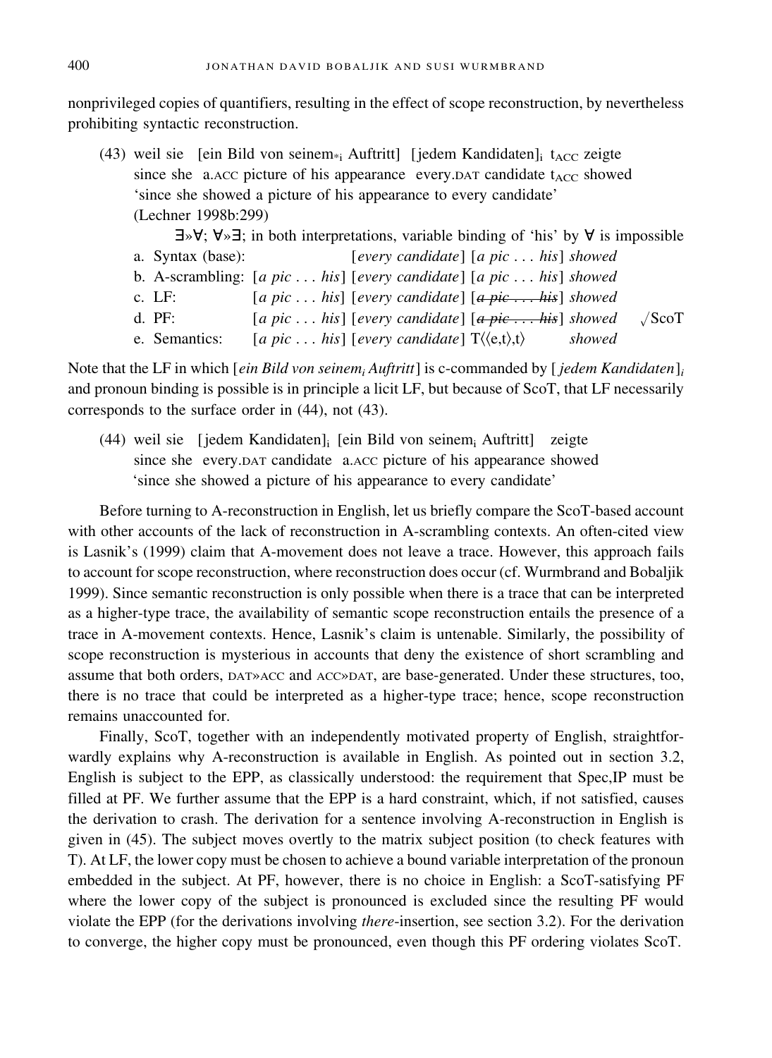nonprivileged copies of quantifiers, resulting in the effect of scope reconstruction, by nevertheless prohibiting syntactic reconstruction.

(43) weil sie [ein Bild von seinem$_{*i}$ Auftritt] [jedem Kandidaten]$_i$ $t_{ACC}$ zeigte
since she a.ACC picture of his appearance every.DAT candidate $t_{ACC}$ showed
'since she showed a picture of his appearance to every candidate'
(Lechner 1998b:299)

∃»∀; ∀»∃; in both interpretations, variable binding of 'his' by ∀ is impossible

a. Syntax (base): [*every candidate*] [*a pic . . . his*] *showed*
b. A-scrambling: [*a pic . . . his*] [*every candidate*] [*a pic . . . his*] *showed*
c. LF: [*a pic . . . his*] [*every candidate*] [~~*a pic . . . his*~~] *showed*
d. PF: [*a pic . . . his*] [*every candidate*] [~~*a pic . . . his*~~] *showed* √ScoT
e. Semantics: [*a pic . . . his*] [*every candidate*] $T_{\langle\langle e,t\rangle,t\rangle}$ *showed*

Note that the LF in which [*ein Bild von seinem$_i$ Auftritt*] is c-commanded by [*jedem Kandidaten*]$_i$ and pronoun binding is possible is in principle a licit LF, but because of ScoT, that LF necessarily corresponds to the surface order in (44), not (43).

(44) weil sie [jedem Kandidaten]$_i$ [ein Bild von seinem$_i$ Auftritt] zeigte
since she every.DAT candidate a.ACC picture of his appearance showed
'since she showed a picture of his appearance to every candidate'

Before turning to A-reconstruction in English, let us briefly compare the ScoT-based account with other accounts of the lack of reconstruction in A-scrambling contexts. An often-cited view is Lasnik's (1999) claim that A-movement does not leave a trace. However, this approach fails to account for scope reconstruction, where reconstruction does occur (cf. Wurmbrand and Bobaljik 1999). Since semantic reconstruction is only possible when there is a trace that can be interpreted as a higher-type trace, the availability of semantic scope reconstruction entails the presence of a trace in A-movement contexts. Hence, Lasnik's claim is untenable. Similarly, the possibility of scope reconstruction is mysterious in accounts that deny the existence of short scrambling and assume that both orders, DAT»ACC and ACC»DAT, are base-generated. Under these structures, too, there is no trace that could be interpreted as a higher-type trace; hence, scope reconstruction remains unaccounted for.

Finally, ScoT, together with an independently motivated property of English, straightforwardly explains why A-reconstruction is available in English. As pointed out in section 3.2, English is subject to the EPP, as classically understood: the requirement that Spec,IP must be filled at PF. We further assume that the EPP is a hard constraint, which, if not satisfied, causes the derivation to crash. The derivation for a sentence involving A-reconstruction in English is given in (45). The subject moves overtly to the matrix subject position (to check features with T). At LF, the lower copy must be chosen to achieve a bound variable interpretation of the pronoun embedded in the subject. At PF, however, there is no choice in English: a ScoT-satisfying PF where the lower copy of the subject is pronounced is excluded since the resulting PF would violate the EPP (for the derivations involving *there*-insertion, see section 3.2). For the derivation to converge, the higher copy must be pronounced, even though this PF ordering violates ScoT.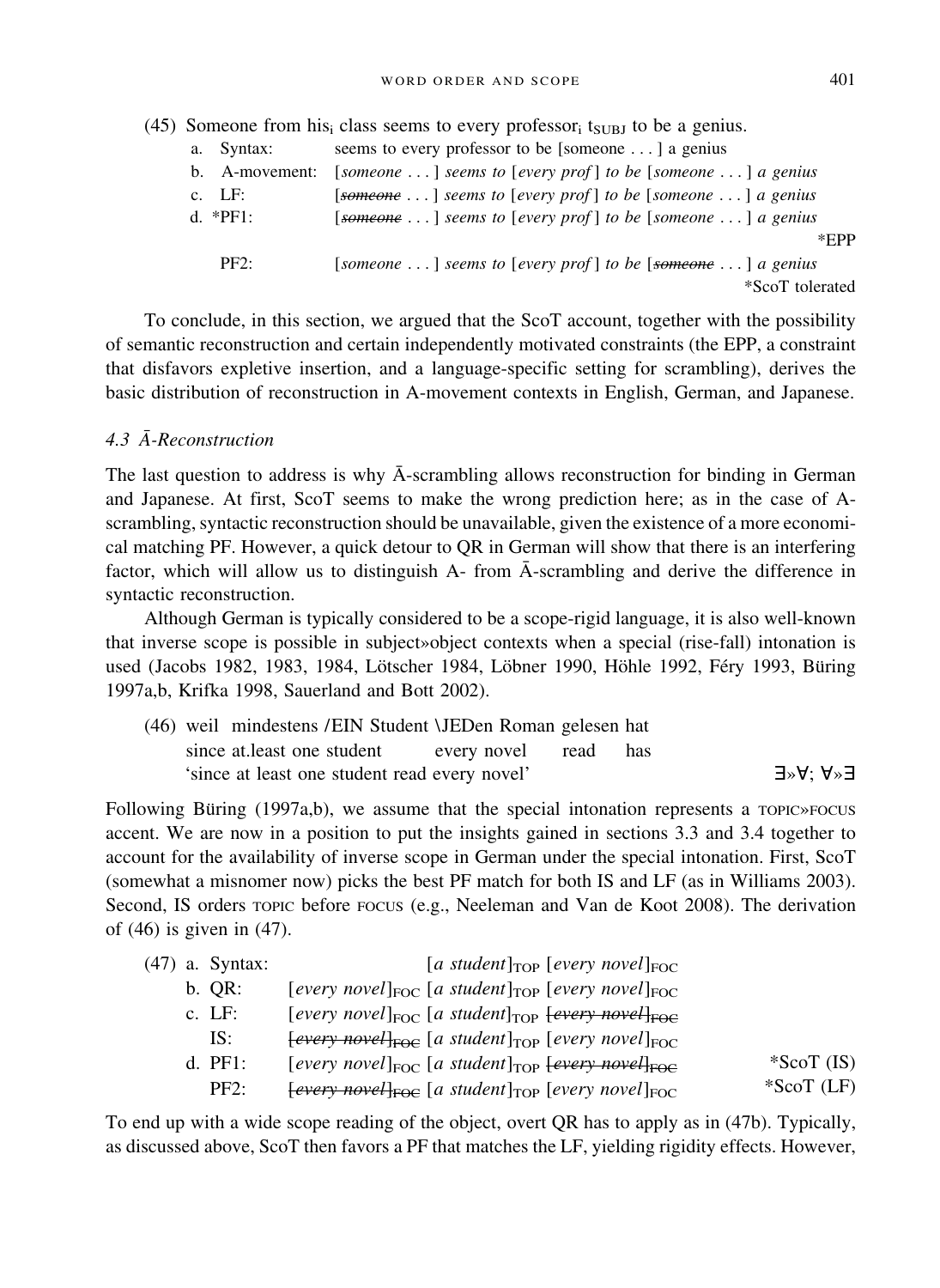(45) Someone from his$_i$ class seems to every professor$_i$ t$_{SUBJ}$ to be a genius.

a. Syntax: seems to every professor to be [someone . . . ] a genius

b. A-movement: [*someone . . .* ] *seems to* [*every prof* ] *to be* [*someone . . .* ] *a genius*

c. LF: [~~*someone*~~ . . . ] *seems to* [*every prof* ] *to be* [*someone . . .* ] *a genius*

d. *PF1: [~~*someone*~~ . . . ] *seems to* [*every prof* ] *to be* [*someone . . .* ] *a genius* — *EPP

PF2: [*someone . . .* ] *seems to* [*every prof* ] *to be* [~~*someone*~~ . . . ] *a genius* — *ScoT tolerated

To conclude, in this section, we argued that the ScoT account, together with the possibility of semantic reconstruction and certain independently motivated constraints (the EPP, a constraint that disfavors expletive insertion, and a language-specific setting for scrambling), derives the basic distribution of reconstruction in A-movement contexts in English, German, and Japanese.

### *4.3 Ā-Reconstruction*

The last question to address is why Ā-scrambling allows reconstruction for binding in German and Japanese. At first, ScoT seems to make the wrong prediction here; as in the case of A-scrambling, syntactic reconstruction should be unavailable, given the existence of a more economical matching PF. However, a quick detour to QR in German will show that there is an interfering factor, which will allow us to distinguish A- from Ā-scrambling and derive the difference in syntactic reconstruction.

Although German is typically considered to be a scope-rigid language, it is also well-known that inverse scope is possible in subject»object contexts when a special (rise-fall) intonation is used (Jacobs 1982, 1983, 1984, Lötscher 1984, Löbner 1990, Höhle 1992, Féry 1993, Büring 1997a,b, Krifka 1998, Sauerland and Bott 2002).

(46) weil mindestens /EIN Student \JEDen Roman gelesen hat
since at.least one student every novel read has
'since at least one student read every novel' — ∃»∀; ∀»∃

Following Büring (1997a,b), we assume that the special intonation represents a TOPIC»FOCUS accent. We are now in a position to put the insights gained in sections 3.3 and 3.4 together to account for the availability of inverse scope in German under the special intonation. First, ScoT (somewhat a misnomer now) picks the best PF match for both IS and LF (as in Williams 2003). Second, IS orders TOPIC before FOCUS (e.g., Neeleman and Van de Koot 2008). The derivation of (46) is given in (47).

(47) a. Syntax: [*a student*]$_{TOP}$ [*every novel*]$_{FOC}$

b. QR: [*every novel*]$_{FOC}$ [*a student*]$_{TOP}$ [*every novel*]$_{FOC}$

c. LF: [*every novel*]$_{FOC}$ [*a student*]$_{TOP}$ ~~[*every novel*]$_{FOC}$~~

IS: ~~[*every novel*]$_{FOC}$~~ [*a student*]$_{TOP}$ [*every novel*]$_{FOC}$

d. PF1: [*every novel*]$_{FOC}$ [*a student*]$_{TOP}$ ~~[*every novel*]$_{FOC}$~~ — *ScoT (IS)

PF2: ~~[*every novel*]$_{FOC}$~~ [*a student*]$_{TOP}$ [*every novel*]$_{FOC}$ — *ScoT (LF)

To end up with a wide scope reading of the object, overt QR has to apply as in (47b). Typically, as discussed above, ScoT then favors a PF that matches the LF, yielding rigidity effects. However,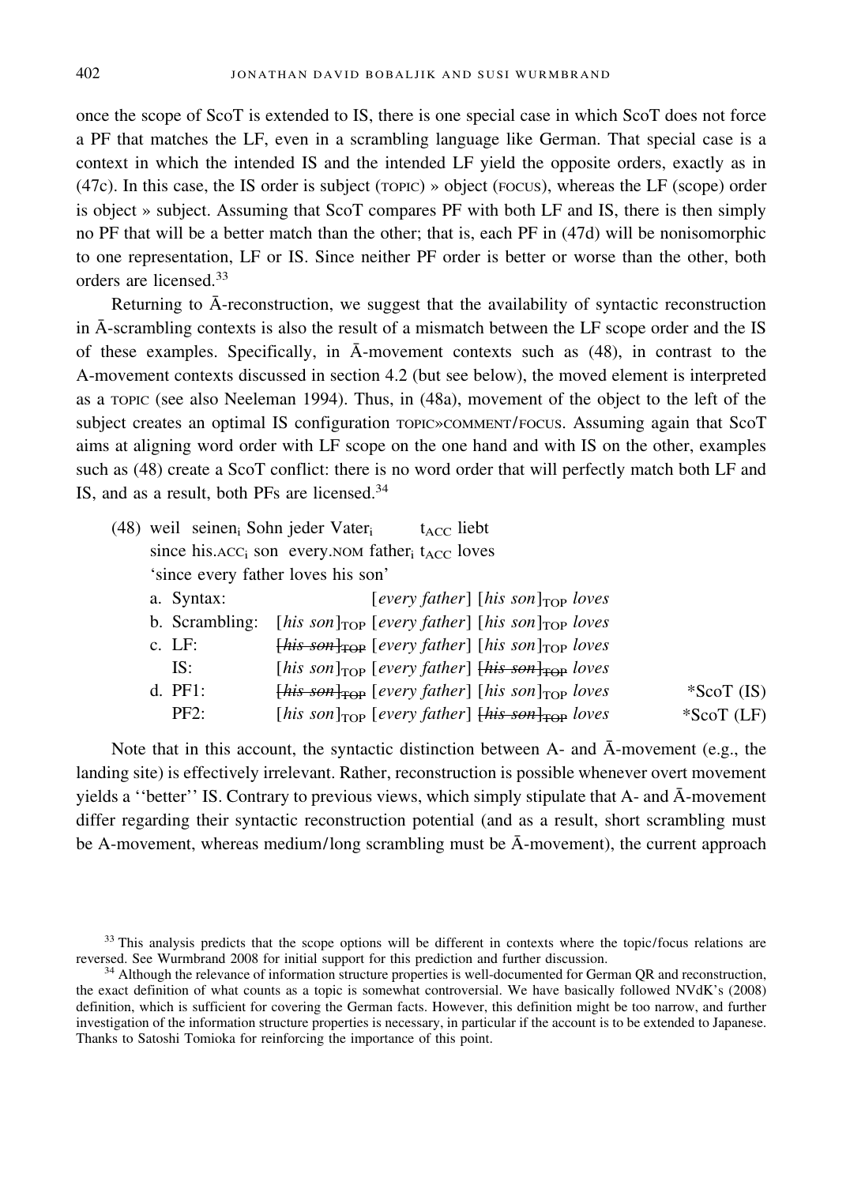once the scope of ScoT is extended to IS, there is one special case in which ScoT does not force a PF that matches the LF, even in a scrambling language like German. That special case is a context in which the intended IS and the intended LF yield the opposite orders, exactly as in (47c). In this case, the IS order is subject (TOPIC) » object (FOCUS), whereas the LF (scope) order is object » subject. Assuming that ScoT compares PF with both LF and IS, there is then simply no PF that will be a better match than the other; that is, each PF in (47d) will be nonisomorphic to one representation, LF or IS. Since neither PF order is better or worse than the other, both orders are licensed.[33]

Returning to Ā-reconstruction, we suggest that the availability of syntactic reconstruction in Ā-scrambling contexts is also the result of a mismatch between the LF scope order and the IS of these examples. Specifically, in Ā-movement contexts such as (48), in contrast to the A-movement contexts discussed in section 4.2 (but see below), the moved element is interpreted as a TOPIC (see also Neeleman 1994). Thus, in (48a), movement of the object to the left of the subject creates an optimal IS configuration TOPIC»COMMENT/FOCUS. Assuming again that ScoT aims at aligning word order with LF scope on the one hand and with IS on the other, examples such as (48) create a ScoT conflict: there is no word order that will perfectly match both LF and IS, and as a result, both PFs are licensed.[34]

(48) weil seinen$_i$ Sohn jeder Vater$_i$ $t_{ACC}$ liebt
since his.ACC$_i$ son every.NOM father$_i$ $t_{ACC}$ loves
'since every father loves his son'

a. Syntax: [*every father*] [*his son*]$_{TOP}$ *loves*
b. Scrambling: [*his son*]$_{TOP}$ [*every father*] [*his son*]$_{TOP}$ *loves*
c. LF: ~~[*his son*]$_{TOP}$~~ [*every father*] [*his son*]$_{TOP}$ *loves*
IS: [*his son*]$_{TOP}$ [*every father*] ~~[*his son*]$_{TOP}$~~ *loves*
d. PF1: ~~[*his son*]$_{TOP}$~~ [*every father*] [*his son*]$_{TOP}$ *loves* \*ScoT (IS)
PF2: [*his son*]$_{TOP}$ [*every father*] ~~[*his son*]$_{TOP}$~~ *loves* \*ScoT (LF)

Note that in this account, the syntactic distinction between A- and Ā-movement (e.g., the landing site) is effectively irrelevant. Rather, reconstruction is possible whenever overt movement yields a ''better'' IS. Contrary to previous views, which simply stipulate that A- and Ā-movement differ regarding their syntactic reconstruction potential (and as a result, short scrambling must be A-movement, whereas medium/long scrambling must be Ā-movement), the current approach

[33] This analysis predicts that the scope options will be different in contexts where the topic/focus relations are reversed. See Wurmbrand 2008 for initial support for this prediction and further discussion.

[34] Although the relevance of information structure properties is well-documented for German QR and reconstruction, the exact definition of what counts as a topic is somewhat controversial. We have basically followed NVdK's (2008) definition, which is sufficient for covering the German facts. However, this definition might be too narrow, and further investigation of the information structure properties is necessary, in particular if the account is to be extended to Japanese. Thanks to Satoshi Tomioka for reinforcing the importance of this point.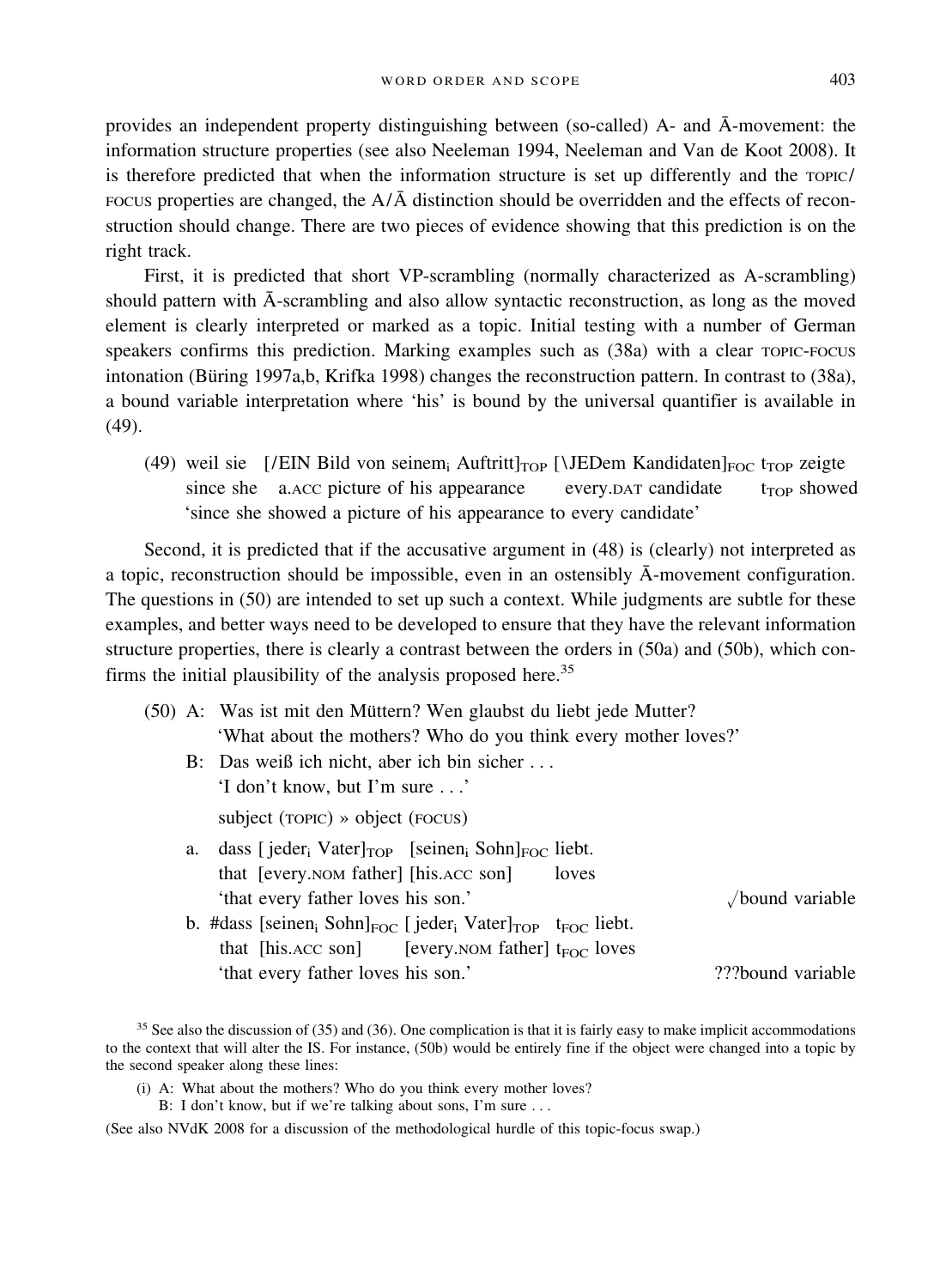provides an independent property distinguishing between (so-called) A- and Ā-movement: the information structure properties (see also Neeleman 1994, Neeleman and Van de Koot 2008). It is therefore predicted that when the information structure is set up differently and the TOPIC/FOCUS properties are changed, the A/Ā distinction should be overridden and the effects of reconstruction should change. There are two pieces of evidence showing that this prediction is on the right track.

First, it is predicted that short VP-scrambling (normally characterized as A-scrambling) should pattern with Ā-scrambling and also allow syntactic reconstruction, as long as the moved element is clearly interpreted or marked as a topic. Initial testing with a number of German speakers confirms this prediction. Marking examples such as (38a) with a clear TOPIC-FOCUS intonation (Büring 1997a,b, Krifka 1998) changes the reconstruction pattern. In contrast to (38a), a bound variable interpretation where 'his' is bound by the universal quantifier is available in (49).

(49) weil sie [/EIN Bild von seinem$_i$ Auftritt]$_{TOP}$ [\JEDem Kandidaten]$_{FOC}$ t$_{TOP}$ zeigte
since she a.ACC picture of his appearance every.DAT candidate t$_{TOP}$ showed
'since she showed a picture of his appearance to every candidate'

Second, it is predicted that if the accusative argument in (48) is (clearly) not interpreted as a topic, reconstruction should be impossible, even in an ostensibly Ā-movement configuration. The questions in (50) are intended to set up such a context. While judgments are subtle for these examples, and better ways need to be developed to ensure that they have the relevant information structure properties, there is clearly a contrast between the orders in (50a) and (50b), which confirms the initial plausibility of the analysis proposed here.[35]

(50) A: Was ist mit den Müttern? Wen glaubst du liebt jede Mutter?
'What about the mothers? Who do you think every mother loves?'
B: Das weiß ich nicht, aber ich bin sicher . . .
'I don't know, but I'm sure . . .'
subject (TOPIC) » object (FOCUS)

a. dass [ jeder$_i$ Vater]$_{TOP}$ [seinen$_i$ Sohn]$_{FOC}$ liebt.
that [every.NOM father] [his.ACC son] loves
'that every father loves his son.' √bound variable

b. #dass [seinen$_i$ Sohn]$_{FOC}$ [ jeder$_i$ Vater]$_{TOP}$ t$_{FOC}$ liebt.
that [his.ACC son] [every.NOM father] t$_{FOC}$ loves
'that every father loves his son.' ???bound variable

[35] See also the discussion of (35) and (36). One complication is that it is fairly easy to make implicit accommodations to the context that will alter the IS. For instance, (50b) would be entirely fine if the object were changed into a topic by the second speaker along these lines:

(i) A: What about the mothers? Who do you think every mother loves?
B: I don't know, but if we're talking about sons, I'm sure . . .

(See also NVdK 2008 for a discussion of the methodological hurdle of this topic-focus swap.)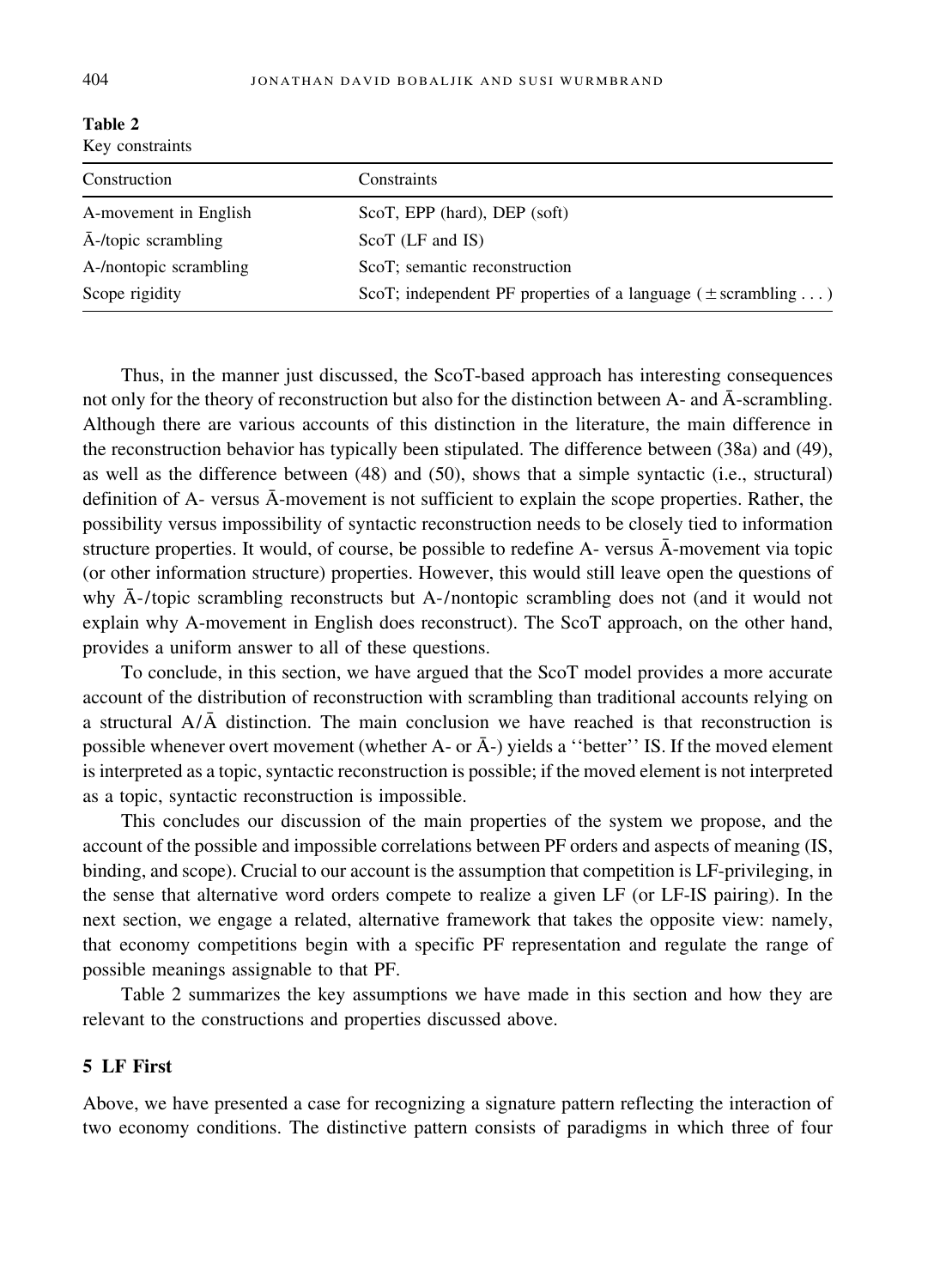**Table 2**
Key constraints

| Construction | Constraints |
|---|---|
| A-movement in English | ScoT, EPP (hard), DEP (soft) |
| Ā-/topic scrambling | ScoT (LF and IS) |
| A-/nontopic scrambling | ScoT; semantic reconstruction |
| Scope rigidity | ScoT; independent PF properties of a language (± scrambling . . . ) |

Thus, in the manner just discussed, the ScoT-based approach has interesting consequences not only for the theory of reconstruction but also for the distinction between A- and Ā-scrambling. Although there are various accounts of this distinction in the literature, the main difference in the reconstruction behavior has typically been stipulated. The difference between (38a) and (49), as well as the difference between (48) and (50), shows that a simple syntactic (i.e., structural) definition of A- versus Ā-movement is not sufficient to explain the scope properties. Rather, the possibility versus impossibility of syntactic reconstruction needs to be closely tied to information structure properties. It would, of course, be possible to redefine A- versus Ā-movement via topic (or other information structure) properties. However, this would still leave open the questions of why Ā-/topic scrambling reconstructs but A-/nontopic scrambling does not (and it would not explain why A-movement in English does reconstruct). The ScoT approach, on the other hand, provides a uniform answer to all of these questions.

To conclude, in this section, we have argued that the ScoT model provides a more accurate account of the distribution of reconstruction with scrambling than traditional accounts relying on a structural A/Ā distinction. The main conclusion we have reached is that reconstruction is possible whenever overt movement (whether A- or Ā-) yields a ''better'' IS. If the moved element is interpreted as a topic, syntactic reconstruction is possible; if the moved element is not interpreted as a topic, syntactic reconstruction is impossible.

This concludes our discussion of the main properties of the system we propose, and the account of the possible and impossible correlations between PF orders and aspects of meaning (IS, binding, and scope). Crucial to our account is the assumption that competition is LF-privileging, in the sense that alternative word orders compete to realize a given LF (or LF-IS pairing). In the next section, we engage a related, alternative framework that takes the opposite view: namely, that economy competitions begin with a specific PF representation and regulate the range of possible meanings assignable to that PF.

Table 2 summarizes the key assumptions we have made in this section and how they are relevant to the constructions and properties discussed above.

## 5 LF First

Above, we have presented a case for recognizing a signature pattern reflecting the interaction of two economy conditions. The distinctive pattern consists of paradigms in which three of four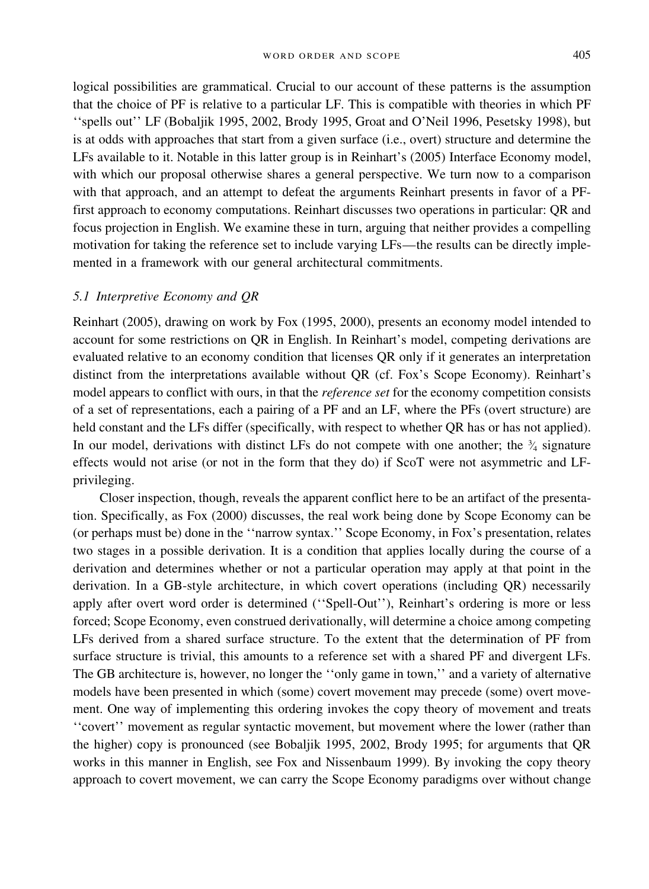logical possibilities are grammatical. Crucial to our account of these patterns is the assumption that the choice of PF is relative to a particular LF. This is compatible with theories in which PF ''spells out'' LF (Bobaljik 1995, 2002, Brody 1995, Groat and O'Neil 1996, Pesetsky 1998), but is at odds with approaches that start from a given surface (i.e., overt) structure and determine the LFs available to it. Notable in this latter group is in Reinhart's (2005) Interface Economy model, with which our proposal otherwise shares a general perspective. We turn now to a comparison with that approach, and an attempt to defeat the arguments Reinhart presents in favor of a PF-first approach to economy computations. Reinhart discusses two operations in particular: QR and focus projection in English. We examine these in turn, arguing that neither provides a compelling motivation for taking the reference set to include varying LFs—the results can be directly implemented in a framework with our general architectural commitments.

### 5.1 Interpretive Economy and QR

Reinhart (2005), drawing on work by Fox (1995, 2000), presents an economy model intended to account for some restrictions on QR in English. In Reinhart's model, competing derivations are evaluated relative to an economy condition that licenses QR only if it generates an interpretation distinct from the interpretations available without QR (cf. Fox's Scope Economy). Reinhart's model appears to conflict with ours, in that the *reference set* for the economy competition consists of a set of representations, each a pairing of a PF and an LF, where the PFs (overt structure) are held constant and the LFs differ (specifically, with respect to whether QR has or has not applied). In our model, derivations with distinct LFs do not compete with one another; the ¾ signature effects would not arise (or not in the form that they do) if ScoT were not asymmetric and LF-privileging.

Closer inspection, though, reveals the apparent conflict here to be an artifact of the presentation. Specifically, as Fox (2000) discusses, the real work being done by Scope Economy can be (or perhaps must be) done in the ''narrow syntax.'' Scope Economy, in Fox's presentation, relates two stages in a possible derivation. It is a condition that applies locally during the course of a derivation and determines whether or not a particular operation may apply at that point in the derivation. In a GB-style architecture, in which covert operations (including QR) necessarily apply after overt word order is determined (''Spell-Out''), Reinhart's ordering is more or less forced; Scope Economy, even construed derivationally, will determine a choice among competing LFs derived from a shared surface structure. To the extent that the determination of PF from surface structure is trivial, this amounts to a reference set with a shared PF and divergent LFs. The GB architecture is, however, no longer the ''only game in town,'' and a variety of alternative models have been presented in which (some) covert movement may precede (some) overt movement. One way of implementing this ordering invokes the copy theory of movement and treats ''covert'' movement as regular syntactic movement, but movement where the lower (rather than the higher) copy is pronounced (see Bobaljik 1995, 2002, Brody 1995; for arguments that QR works in this manner in English, see Fox and Nissenbaum 1999). By invoking the copy theory approach to covert movement, we can carry the Scope Economy paradigms over without change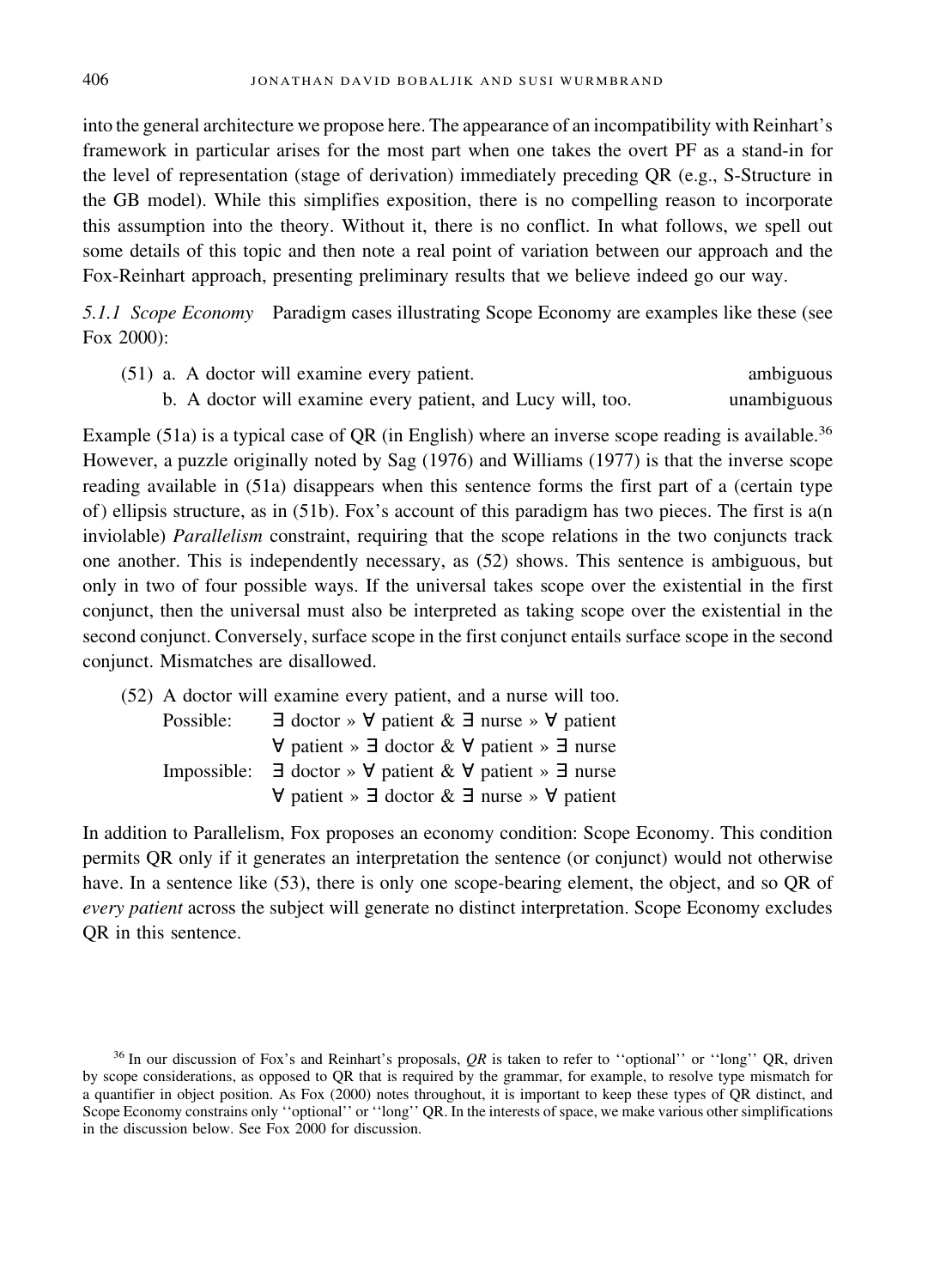into the general architecture we propose here. The appearance of an incompatibility with Reinhart's framework in particular arises for the most part when one takes the overt PF as a stand-in for the level of representation (stage of derivation) immediately preceding QR (e.g., S-Structure in the GB model). While this simplifies exposition, there is no compelling reason to incorporate this assumption into the theory. Without it, there is no conflict. In what follows, we spell out some details of this topic and then note a real point of variation between our approach and the Fox-Reinhart approach, presenting preliminary results that we believe indeed go our way.

*5.1.1 Scope Economy* Paradigm cases illustrating Scope Economy are examples like these (see Fox 2000):

(51) a. A doctor will examine every patient. — ambiguous
b. A doctor will examine every patient, and Lucy will, too. — unambiguous

Example (51a) is a typical case of QR (in English) where an inverse scope reading is available.[36] However, a puzzle originally noted by Sag (1976) and Williams (1977) is that the inverse scope reading available in (51a) disappears when this sentence forms the first part of a (certain type of) ellipsis structure, as in (51b). Fox's account of this paradigm has two pieces. The first is a(n inviolable) *Parallelism* constraint, requiring that the scope relations in the two conjuncts track one another. This is independently necessary, as (52) shows. This sentence is ambiguous, but only in two of four possible ways. If the universal takes scope over the existential in the first conjunct, then the universal must also be interpreted as taking scope over the existential in the second conjunct. Conversely, surface scope in the first conjunct entails surface scope in the second conjunct. Mismatches are disallowed.

(52) A doctor will examine every patient, and a nurse will too.

Possible: $\exists$ doctor » $\forall$ patient & $\exists$ nurse » $\forall$ patient
$\forall$ patient » $\exists$ doctor & $\forall$ patient » $\exists$ nurse

Impossible: $\exists$ doctor » $\forall$ patient & $\forall$ patient » $\exists$ nurse
$\forall$ patient » $\exists$ doctor & $\exists$ nurse » $\forall$ patient

In addition to Parallelism, Fox proposes an economy condition: Scope Economy. This condition permits QR only if it generates an interpretation the sentence (or conjunct) would not otherwise have. In a sentence like (53), there is only one scope-bearing element, the object, and so QR of *every patient* across the subject will generate no distinct interpretation. Scope Economy excludes QR in this sentence.

[36] In our discussion of Fox's and Reinhart's proposals, *QR* is taken to refer to ''optional'' or ''long'' QR, driven by scope considerations, as opposed to QR that is required by the grammar, for example, to resolve type mismatch for a quantifier in object position. As Fox (2000) notes throughout, it is important to keep these types of QR distinct, and Scope Economy constrains only ''optional'' or ''long'' QR. In the interests of space, we make various other simplifications in the discussion below. See Fox 2000 for discussion.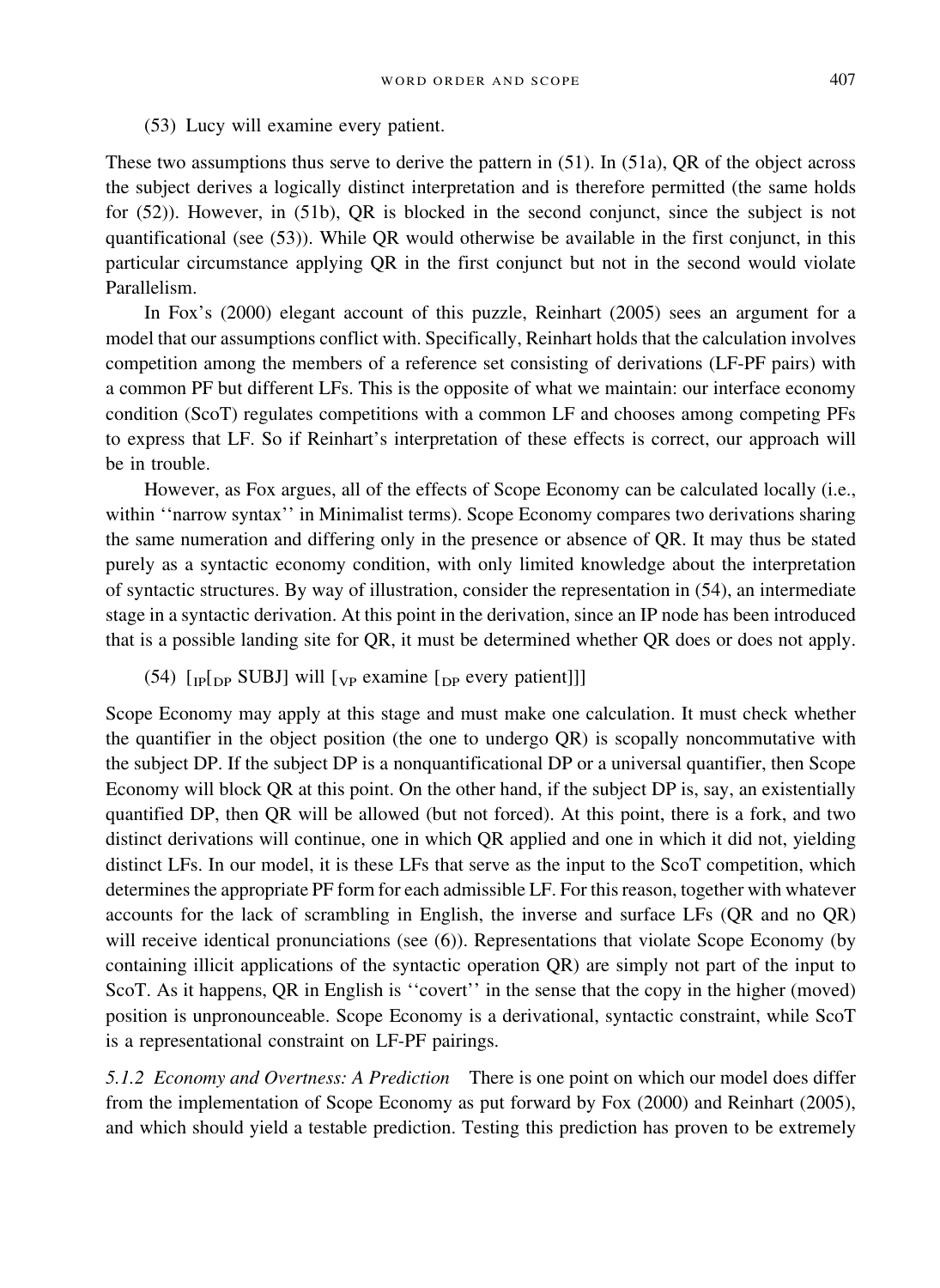(53) Lucy will examine every patient.

These two assumptions thus serve to derive the pattern in (51). In (51a), QR of the object across the subject derives a logically distinct interpretation and is therefore permitted (the same holds for (52)). However, in (51b), QR is blocked in the second conjunct, since the subject is not quantificational (see (53)). While QR would otherwise be available in the first conjunct, in this particular circumstance applying QR in the first conjunct but not in the second would violate Parallelism.

In Fox's (2000) elegant account of this puzzle, Reinhart (2005) sees an argument for a model that our assumptions conflict with. Specifically, Reinhart holds that the calculation involves competition among the members of a reference set consisting of derivations (LF-PF pairs) with a common PF but different LFs. This is the opposite of what we maintain: our interface economy condition (ScoT) regulates competitions with a common LF and chooses among competing PFs to express that LF. So if Reinhart's interpretation of these effects is correct, our approach will be in trouble.

However, as Fox argues, all of the effects of Scope Economy can be calculated locally (i.e., within ''narrow syntax'' in Minimalist terms). Scope Economy compares two derivations sharing the same numeration and differing only in the presence or absence of QR. It may thus be stated purely as a syntactic economy condition, with only limited knowledge about the interpretation of syntactic structures. By way of illustration, consider the representation in (54), an intermediate stage in a syntactic derivation. At this point in the derivation, since an IP node has been introduced that is a possible landing site for QR, it must be determined whether QR does or does not apply.

(54) $[_{IP}[_{DP}$ SUBJ] will $[_{VP}$ examine $[_{DP}$ every patient]]]

Scope Economy may apply at this stage and must make one calculation. It must check whether the quantifier in the object position (the one to undergo QR) is scopally noncommutative with the subject DP. If the subject DP is a nonquantificational DP or a universal quantifier, then Scope Economy will block QR at this point. On the other hand, if the subject DP is, say, an existentially quantified DP, then QR will be allowed (but not forced). At this point, there is a fork, and two distinct derivations will continue, one in which QR applied and one in which it did not, yielding distinct LFs. In our model, it is these LFs that serve as the input to the ScoT competition, which determines the appropriate PF form for each admissible LF. For this reason, together with whatever accounts for the lack of scrambling in English, the inverse and surface LFs (QR and no QR) will receive identical pronunciations (see (6)). Representations that violate Scope Economy (by containing illicit applications of the syntactic operation QR) are simply not part of the input to ScoT. As it happens, QR in English is ''covert'' in the sense that the copy in the higher (moved) position is unpronounceable. Scope Economy is a derivational, syntactic constraint, while ScoT is a representational constraint on LF-PF pairings.

*5.1.2 Economy and Overtness: A Prediction* There is one point on which our model does differ from the implementation of Scope Economy as put forward by Fox (2000) and Reinhart (2005), and which should yield a testable prediction. Testing this prediction has proven to be extremely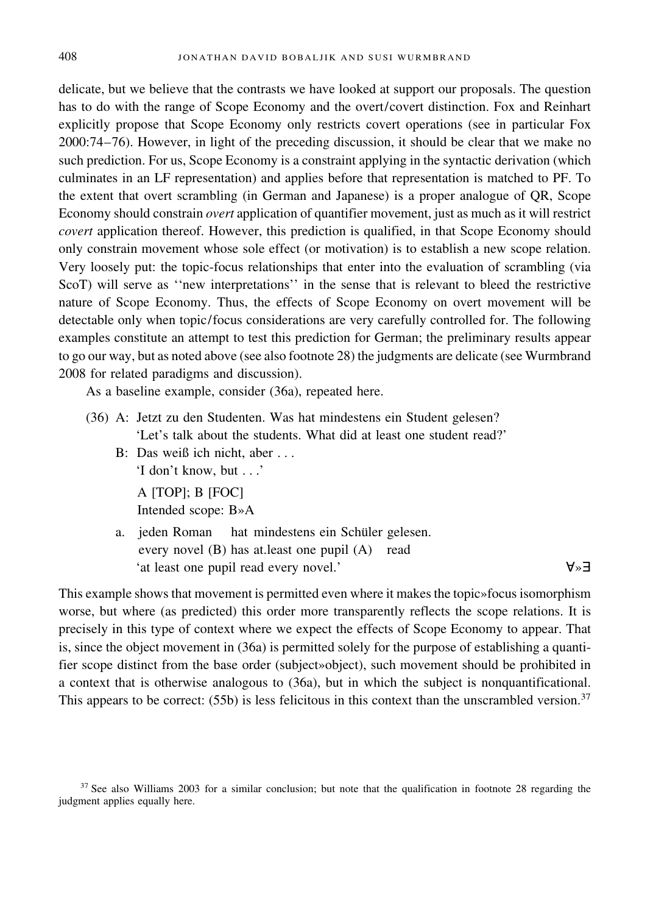delicate, but we believe that the contrasts we have looked at support our proposals. The question has to do with the range of Scope Economy and the overt/covert distinction. Fox and Reinhart explicitly propose that Scope Economy only restricts covert operations (see in particular Fox 2000:74–76). However, in light of the preceding discussion, it should be clear that we make no such prediction. For us, Scope Economy is a constraint applying in the syntactic derivation (which culminates in an LF representation) and applies before that representation is matched to PF. To the extent that overt scrambling (in German and Japanese) is a proper analogue of QR, Scope Economy should constrain *overt* application of quantifier movement, just as much as it will restrict *covert* application thereof. However, this prediction is qualified, in that Scope Economy should only constrain movement whose sole effect (or motivation) is to establish a new scope relation. Very loosely put: the topic-focus relationships that enter into the evaluation of scrambling (via ScoT) will serve as ''new interpretations'' in the sense that is relevant to bleed the restrictive nature of Scope Economy. Thus, the effects of Scope Economy on overt movement will be detectable only when topic/focus considerations are very carefully controlled for. The following examples constitute an attempt to test this prediction for German; the preliminary results appear to go our way, but as noted above (see also footnote 28) the judgments are delicate (see Wurmbrand 2008 for related paradigms and discussion).

As a baseline example, consider (36a), repeated here.

(36) A: Jetzt zu den Studenten. Was hat mindestens ein Student gelesen?
 'Let's talk about the students. What did at least one student read?'

 B: Das weiß ich nicht, aber . . .
 'I don't know, but . . .'

 A [TOP]; B [FOC]
 Intended scope: B»A

 a. jeden Roman hat mindestens ein Schüler gelesen.
 every novel (B) has at.least one pupil (A) read
 'at least one pupil read every novel.' $\forall \gg \exists$

This example shows that movement is permitted even where it makes the topic»focus isomorphism worse, but where (as predicted) this order more transparently reflects the scope relations. It is precisely in this type of context where we expect the effects of Scope Economy to appear. That is, since the object movement in (36a) is permitted solely for the purpose of establishing a quantifier scope distinct from the base order (subject»object), such movement should be prohibited in a context that is otherwise analogous to (36a), but in which the subject is nonquantificational. This appears to be correct: (55b) is less felicitous in this context than the unscrambled version.[37]

[37] See also Williams 2003 for a similar conclusion; but note that the qualification in footnote 28 regarding the judgment applies equally here.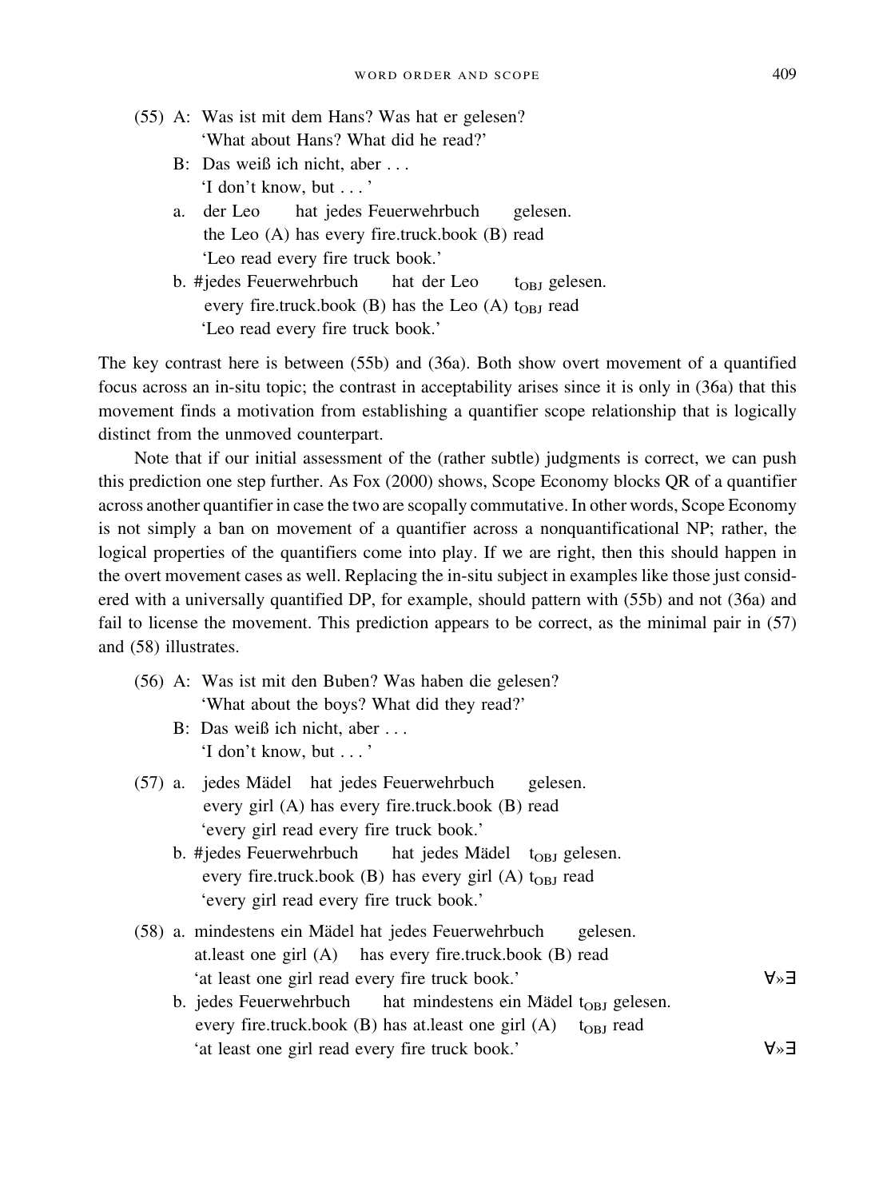(55) A: Was ist mit dem Hans? Was hat er gelesen?
 'What about Hans? What did he read?'

 B: Das weiß ich nicht, aber . . .
 'I don't know, but . . . '

 a. der Leo hat jedes Feuerwehrbuch gelesen.
 the Leo (A) has every fire.truck.book (B) read
 'Leo read every fire truck book.'

 b. #jedes Feuerwehrbuch hat der Leo $t_{OBJ}$ gelesen.
 every fire.truck.book (B) has the Leo (A) $t_{OBJ}$ read
 'Leo read every fire truck book.'

The key contrast here is between (55b) and (36a). Both show overt movement of a quantified focus across an in-situ topic; the contrast in acceptability arises since it is only in (36a) that this movement finds a motivation from establishing a quantifier scope relationship that is logically distinct from the unmoved counterpart.

Note that if our initial assessment of the (rather subtle) judgments is correct, we can push this prediction one step further. As Fox (2000) shows, Scope Economy blocks QR of a quantifier across another quantifier in case the two are scopally commutative. In other words, Scope Economy is not simply a ban on movement of a quantifier across a nonquantificational NP; rather, the logical properties of the quantifiers come into play. If we are right, then this should happen in the overt movement cases as well. Replacing the in-situ subject in examples like those just considered with a universally quantified DP, for example, should pattern with (55b) and not (36a) and fail to license the movement. This prediction appears to be correct, as the minimal pair in (57) and (58) illustrates.

(56) A: Was ist mit den Buben? Was haben die gelesen?
 'What about the boys? What did they read?'

 B: Das weiß ich nicht, aber . . .
 'I don't know, but . . . '

(57) a. jedes Mädel hat jedes Feuerwehrbuch gelesen.
 every girl (A) has every fire.truck.book (B) read
 'every girl read every fire truck book.'

 b. #jedes Feuerwehrbuch hat jedes Mädel $t_{OBJ}$ gelesen.
 every fire.truck.book (B) has every girl (A) $t_{OBJ}$ read
 'every girl read every fire truck book.'

(58) a. mindestens ein Mädel hat jedes Feuerwehrbuch gelesen.
 at.least one girl (A) has every fire.truck.book (B) read
 'at least one girl read every fire truck book.' $\forall\gg\exists$

 b. jedes Feuerwehrbuch hat mindestens ein Mädel $t_{OBJ}$ gelesen.
 every fire.truck.book (B) has at.least one girl (A) $t_{OBJ}$ read
 'at least one girl read every fire truck book.' $\forall\gg\exists$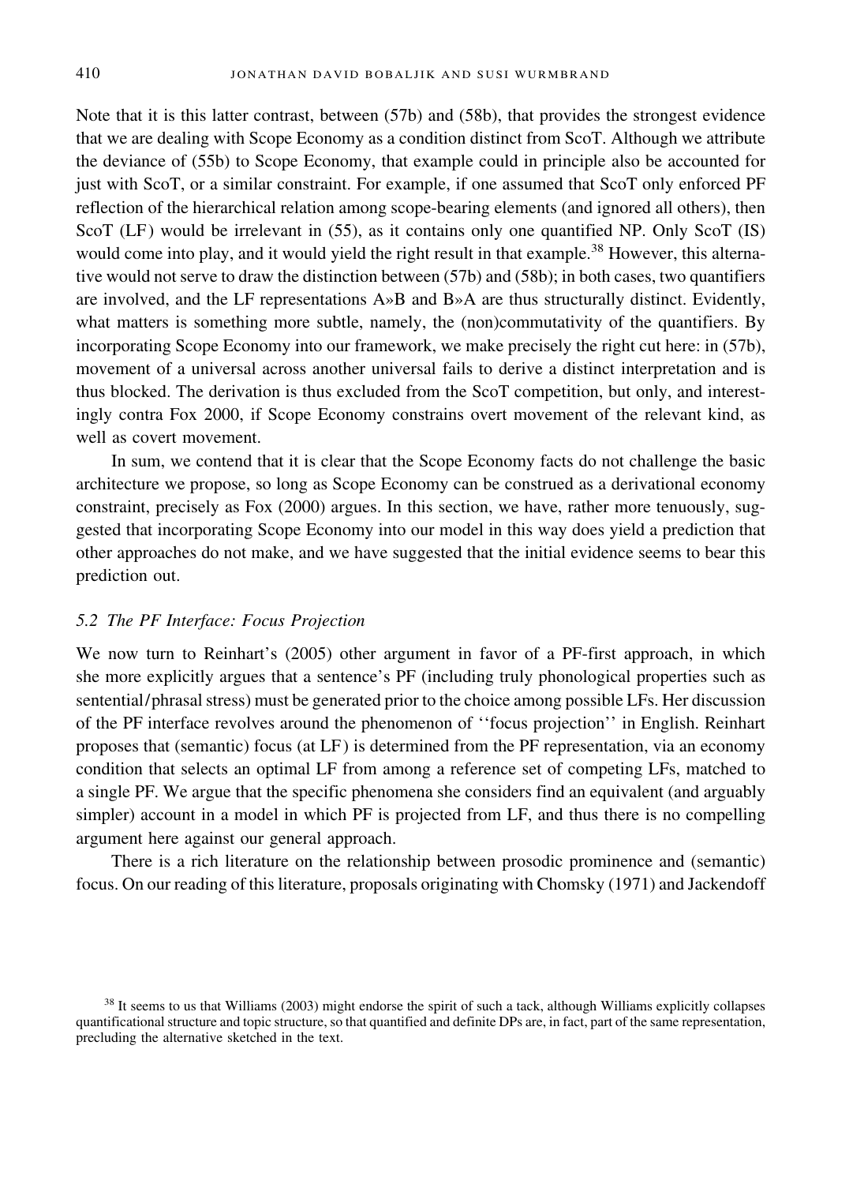Note that it is this latter contrast, between (57b) and (58b), that provides the strongest evidence that we are dealing with Scope Economy as a condition distinct from ScoT. Although we attribute the deviance of (55b) to Scope Economy, that example could in principle also be accounted for just with ScoT, or a similar constraint. For example, if one assumed that ScoT only enforced PF reflection of the hierarchical relation among scope-bearing elements (and ignored all others), then ScoT (LF) would be irrelevant in (55), as it contains only one quantified NP. Only ScoT (IS) would come into play, and it would yield the right result in that example.[38] However, this alternative would not serve to draw the distinction between (57b) and (58b); in both cases, two quantifiers are involved, and the LF representations A»B and B»A are thus structurally distinct. Evidently, what matters is something more subtle, namely, the (non)commutativity of the quantifiers. By incorporating Scope Economy into our framework, we make precisely the right cut here: in (57b), movement of a universal across another universal fails to derive a distinct interpretation and is thus blocked. The derivation is thus excluded from the ScoT competition, but only, and interestingly contra Fox 2000, if Scope Economy constrains overt movement of the relevant kind, as well as covert movement.

In sum, we contend that it is clear that the Scope Economy facts do not challenge the basic architecture we propose, so long as Scope Economy can be construed as a derivational economy constraint, precisely as Fox (2000) argues. In this section, we have, rather more tenuously, suggested that incorporating Scope Economy into our model in this way does yield a prediction that other approaches do not make, and we have suggested that the initial evidence seems to bear this prediction out.

### *5.2 The PF Interface: Focus Projection*

We now turn to Reinhart's (2005) other argument in favor of a PF-first approach, in which she more explicitly argues that a sentence's PF (including truly phonological properties such as sentential/phrasal stress) must be generated prior to the choice among possible LFs. Her discussion of the PF interface revolves around the phenomenon of ''focus projection'' in English. Reinhart proposes that (semantic) focus (at LF) is determined from the PF representation, via an economy condition that selects an optimal LF from among a reference set of competing LFs, matched to a single PF. We argue that the specific phenomena she considers find an equivalent (and arguably simpler) account in a model in which PF is projected from LF, and thus there is no compelling argument here against our general approach.

There is a rich literature on the relationship between prosodic prominence and (semantic) focus. On our reading of this literature, proposals originating with Chomsky (1971) and Jackendoff

[38] It seems to us that Williams (2003) might endorse the spirit of such a tack, although Williams explicitly collapses quantificational structure and topic structure, so that quantified and definite DPs are, in fact, part of the same representation, precluding the alternative sketched in the text.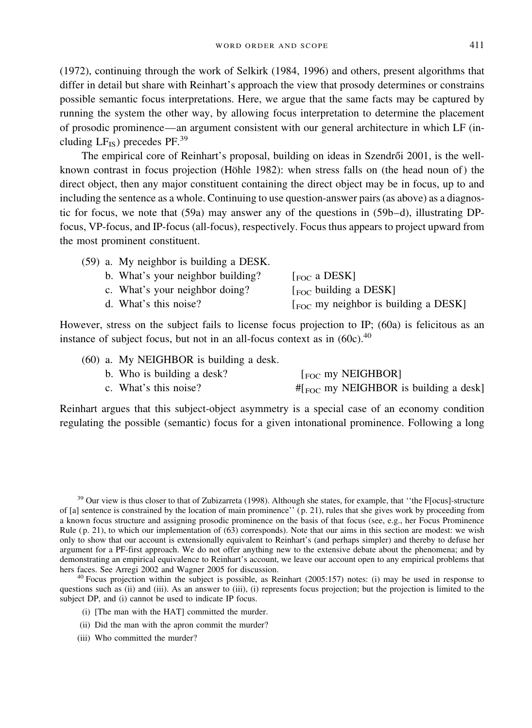(1972), continuing through the work of Selkirk (1984, 1996) and others, present algorithms that differ in detail but share with Reinhart's approach the view that prosody determines or constrains possible semantic focus interpretations. Here, we argue that the same facts may be captured by running the system the other way, by allowing focus interpretation to determine the placement of prosodic prominence—an argument consistent with our general architecture in which LF (including $LF_{IS}$) precedes PF.[39]

The empirical core of Reinhart's proposal, building on ideas in Szendrői 2001, is the well-known contrast in focus projection (Höhle 1982): when stress falls on (the head noun of) the direct object, then any major constituent containing the direct object may be in focus, up to and including the sentence as a whole. Continuing to use question-answer pairs (as above) as a diagnostic for focus, we note that (59a) may answer any of the questions in (59b–d), illustrating DP-focus, VP-focus, and IP-focus (all-focus), respectively. Focus thus appears to project upward from the most prominent constituent.

(59) a. My neighbor is building a DESK.
  b. What's your neighbor building? [$_{FOC}$ a DESK]
  c. What's your neighbor doing? [$_{FOC}$ building a DESK]
  d. What's this noise? [$_{FOC}$ my neighbor is building a DESK]

However, stress on the subject fails to license focus projection to IP; (60a) is felicitous as an instance of subject focus, but not in an all-focus context as in (60c).[40]

(60) a. My NEIGHBOR is building a desk.
  b. Who is building a desk? [$_{FOC}$ my NEIGHBOR]
  c. What's this noise? #[$_{FOC}$ my NEIGHBOR is building a desk]

Reinhart argues that this subject-object asymmetry is a special case of an economy condition regulating the possible (semantic) focus for a given intonational prominence. Following a long

---

[39] Our view is thus closer to that of Zubizarreta (1998). Although she states, for example, that "the F[ocus]-structure of [a] sentence is constrained by the location of main prominence" (p. 21), rules that she gives work by proceeding from a known focus structure and assigning prosodic prominence on the basis of that focus (see, e.g., her Focus Prominence Rule (p. 21), to which our implementation of (63) corresponds). Note that our aims in this section are modest: we wish only to show that our account is extensionally equivalent to Reinhart's (and perhaps simpler) and thereby to defuse her argument for a PF-first approach. We do not offer anything new to the extensive debate about the phenomena; and by demonstrating an empirical equivalence to Reinhart's account, we leave our account open to any empirical problems that hers faces. See Arregi 2002 and Wagner 2005 for discussion.

[40] Focus projection within the subject is possible, as Reinhart (2005:157) notes: (i) may be used in response to questions such as (ii) and (iii). As an answer to (iii), (i) represents focus projection; but the projection is limited to the subject DP, and (i) cannot be used to indicate IP focus.

(i) [The man with the HAT] committed the murder.

(ii) Did the man with the apron commit the murder?

(iii) Who committed the murder?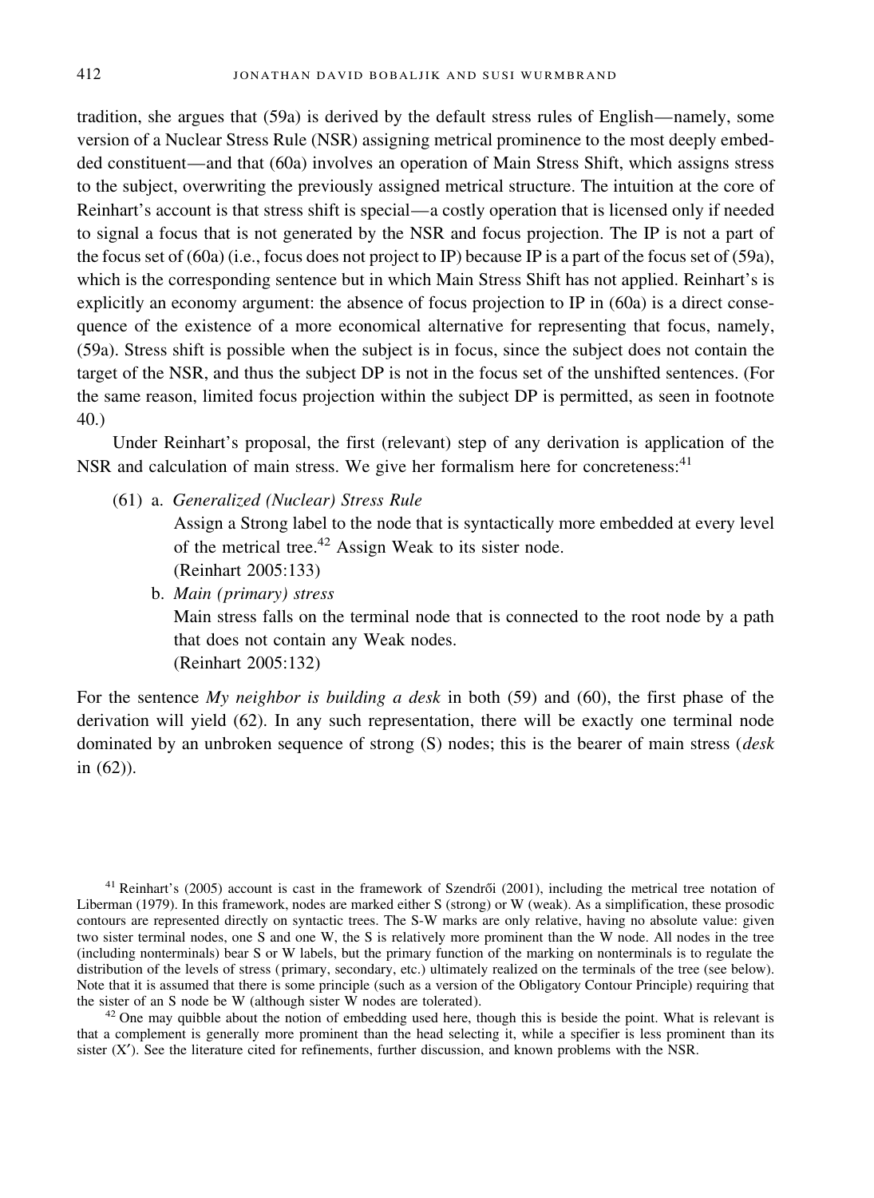tradition, she argues that (59a) is derived by the default stress rules of English—namely, some version of a Nuclear Stress Rule (NSR) assigning metrical prominence to the most deeply embedded constituent—and that (60a) involves an operation of Main Stress Shift, which assigns stress to the subject, overwriting the previously assigned metrical structure. The intuition at the core of Reinhart's account is that stress shift is special—a costly operation that is licensed only if needed to signal a focus that is not generated by the NSR and focus projection. The IP is not a part of the focus set of (60a) (i.e., focus does not project to IP) because IP is a part of the focus set of (59a), which is the corresponding sentence but in which Main Stress Shift has not applied. Reinhart's is explicitly an economy argument: the absence of focus projection to IP in (60a) is a direct consequence of the existence of a more economical alternative for representing that focus, namely, (59a). Stress shift is possible when the subject is in focus, since the subject does not contain the target of the NSR, and thus the subject DP is not in the focus set of the unshifted sentences. (For the same reason, limited focus projection within the subject DP is permitted, as seen in footnote 40.)

Under Reinhart's proposal, the first (relevant) step of any derivation is application of the NSR and calculation of main stress. We give her formalism here for concreteness:[41]

(61) a. *Generalized (Nuclear) Stress Rule*
Assign a Strong label to the node that is syntactically more embedded at every level of the metrical tree.[42] Assign Weak to its sister node.
(Reinhart 2005:133)

b. *Main (primary) stress*
Main stress falls on the terminal node that is connected to the root node by a path that does not contain any Weak nodes.
(Reinhart 2005:132)

For the sentence *My neighbor is building a desk* in both (59) and (60), the first phase of the derivation will yield (62). In any such representation, there will be exactly one terminal node dominated by an unbroken sequence of strong (S) nodes; this is the bearer of main stress (*desk* in (62)).

[41] Reinhart's (2005) account is cast in the framework of Szendrői (2001), including the metrical tree notation of Liberman (1979). In this framework, nodes are marked either S (strong) or W (weak). As a simplification, these prosodic contours are represented directly on syntactic trees. The S-W marks are only relative, having no absolute value: given two sister terminal nodes, one S and one W, the S is relatively more prominent than the W node. All nodes in the tree (including nonterminals) bear S or W labels, but the primary function of the marking on nonterminals is to regulate the distribution of the levels of stress (primary, secondary, etc.) ultimately realized on the terminals of the tree (see below). Note that it is assumed that there is some principle (such as a version of the Obligatory Contour Principle) requiring that the sister of an S node be W (although sister W nodes are tolerated).

[42] One may quibble about the notion of embedding used here, though this is beside the point. What is relevant is that a complement is generally more prominent than the head selecting it, while a specifier is less prominent than its sister (X′). See the literature cited for refinements, further discussion, and known problems with the NSR.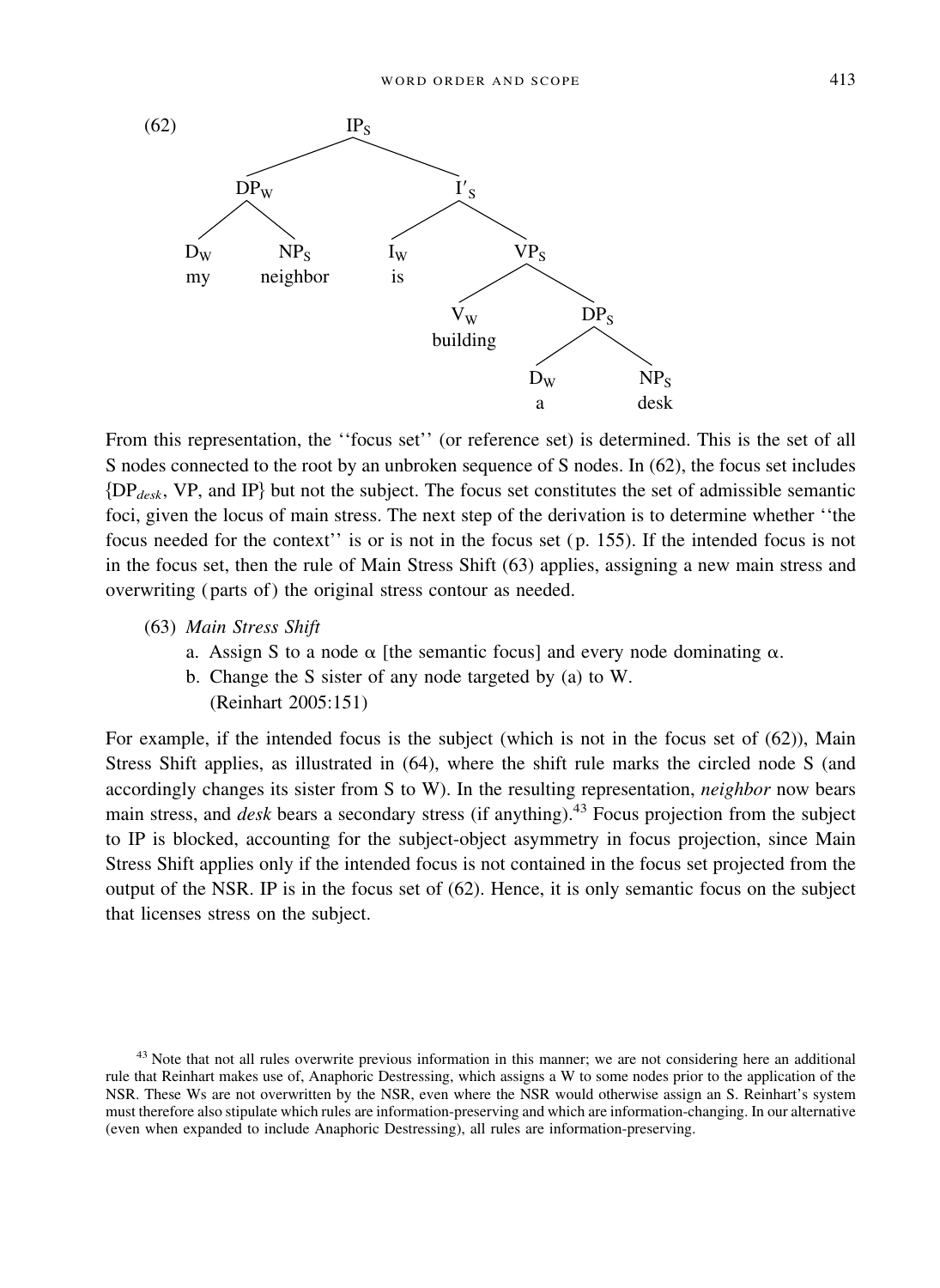(62)

```
                    IP_S
           /                  \
        DP_W                  I'_S
       /    \               /      \
     D_W    NP_S          I_W      VP_S
     my   neighbor        is     /      \
                               V_W      DP_S
                            building   /    \
                                     D_W    NP_S
                                      a     desk
```

From this representation, the ''focus set'' (or reference set) is determined. This is the set of all S nodes connected to the root by an unbroken sequence of S nodes. In (62), the focus set includes {DP*desk*, VP, and IP} but not the subject. The focus set constitutes the set of admissible semantic foci, given the locus of main stress. The next step of the derivation is to determine whether ''the focus needed for the context'' is or is not in the focus set (p. 155). If the intended focus is not in the focus set, then the rule of Main Stress Shift (63) applies, assigning a new main stress and overwriting (parts of) the original stress contour as needed.

(63) *Main Stress Shift*
  a. Assign S to a node α [the semantic focus] and every node dominating α.
  b. Change the S sister of any node targeted by (a) to W.
  (Reinhart 2005:151)

For example, if the intended focus is the subject (which is not in the focus set of (62)), Main Stress Shift applies, as illustrated in (64), where the shift rule marks the circled node S (and accordingly changes its sister from S to W). In the resulting representation, *neighbor* now bears main stress, and *desk* bears a secondary stress (if anything).[43] Focus projection from the subject to IP is blocked, accounting for the subject-object asymmetry in focus projection, since Main Stress Shift applies only if the intended focus is not contained in the focus set projected from the output of the NSR. IP is in the focus set of (62). Hence, it is only semantic focus on the subject that licenses stress on the subject.

[43] Note that not all rules overwrite previous information in this manner; we are not considering here an additional rule that Reinhart makes use of, Anaphoric Destressing, which assigns a W to some nodes prior to the application of the NSR. These Ws are not overwritten by the NSR, even where the NSR would otherwise assign an S. Reinhart's system must therefore also stipulate which rules are information-preserving and which are information-changing. In our alternative (even when expanded to include Anaphoric Destressing), all rules are information-preserving.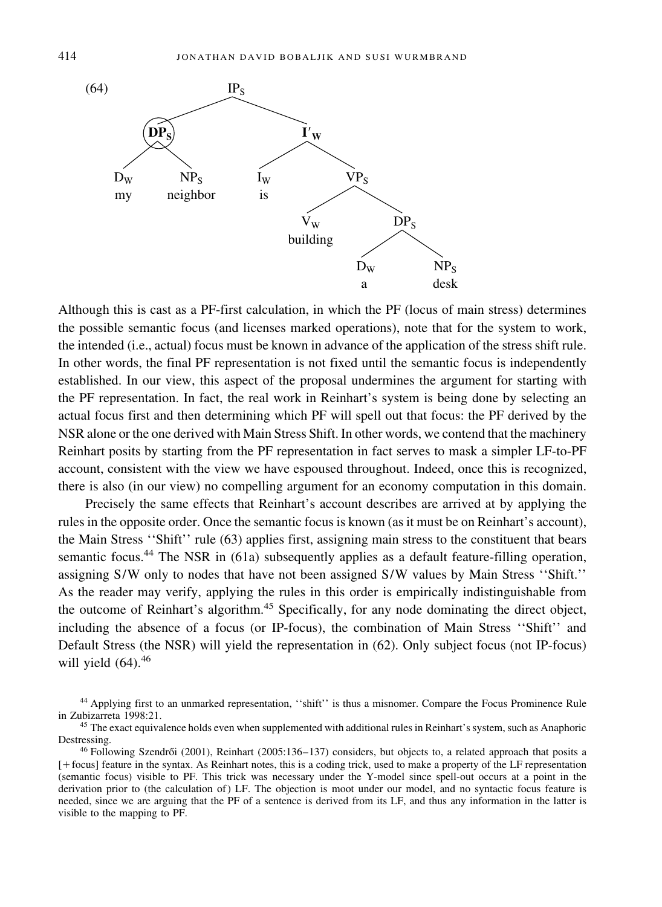(64)

```
                    IP_S
                  /      \
            (DP_S)        I'_W
            /    \        /    \
          D_W    NP_S   I_W     VP_S
          my   neighbor  is    /    \
                             V_W     DP_S
                          building  /    \
                                  D_W    NP_S
                                   a     desk
```

Although this is cast as a PF-first calculation, in which the PF (locus of main stress) determines the possible semantic focus (and licenses marked operations), note that for the system to work, the intended (i.e., actual) focus must be known in advance of the application of the stress shift rule. In other words, the final PF representation is not fixed until the semantic focus is independently established. In our view, this aspect of the proposal undermines the argument for starting with the PF representation. In fact, the real work in Reinhart's system is being done by selecting an actual focus first and then determining which PF will spell out that focus: the PF derived by the NSR alone or the one derived with Main Stress Shift. In other words, we contend that the machinery Reinhart posits by starting from the PF representation in fact serves to mask a simpler LF-to-PF account, consistent with the view we have espoused throughout. Indeed, once this is recognized, there is also (in our view) no compelling argument for an economy computation in this domain.

Precisely the same effects that Reinhart's account describes are arrived at by applying the rules in the opposite order. Once the semantic focus is known (as it must be on Reinhart's account), the Main Stress ''Shift'' rule (63) applies first, assigning main stress to the constituent that bears semantic focus.[44] The NSR in (61a) subsequently applies as a default feature-filling operation, assigning S/W only to nodes that have not been assigned S/W values by Main Stress ''Shift.'' As the reader may verify, applying the rules in this order is empirically indistinguishable from the outcome of Reinhart's algorithm.[45] Specifically, for any node dominating the direct object, including the absence of a focus (or IP-focus), the combination of Main Stress ''Shift'' and Default Stress (the NSR) will yield the representation in (62). Only subject focus (not IP-focus) will yield (64).[46]

[44] Applying first to an unmarked representation, ''shift'' is thus a misnomer. Compare the Focus Prominence Rule in Zubizarreta 1998:21.

[45] The exact equivalence holds even when supplemented with additional rules in Reinhart's system, such as Anaphoric Destressing.

[46] Following Szendrői (2001), Reinhart (2005:136–137) considers, but objects to, a related approach that posits a [+focus] feature in the syntax. As Reinhart notes, this is a coding trick, used to make a property of the LF representation (semantic focus) visible to PF. This trick was necessary under the Y-model since spell-out occurs at a point in the derivation prior to (the calculation of) LF. The objection is moot under our model, and no syntactic focus feature is needed, since we are arguing that the PF of a sentence is derived from its LF, and thus any information in the latter is visible to the mapping to PF.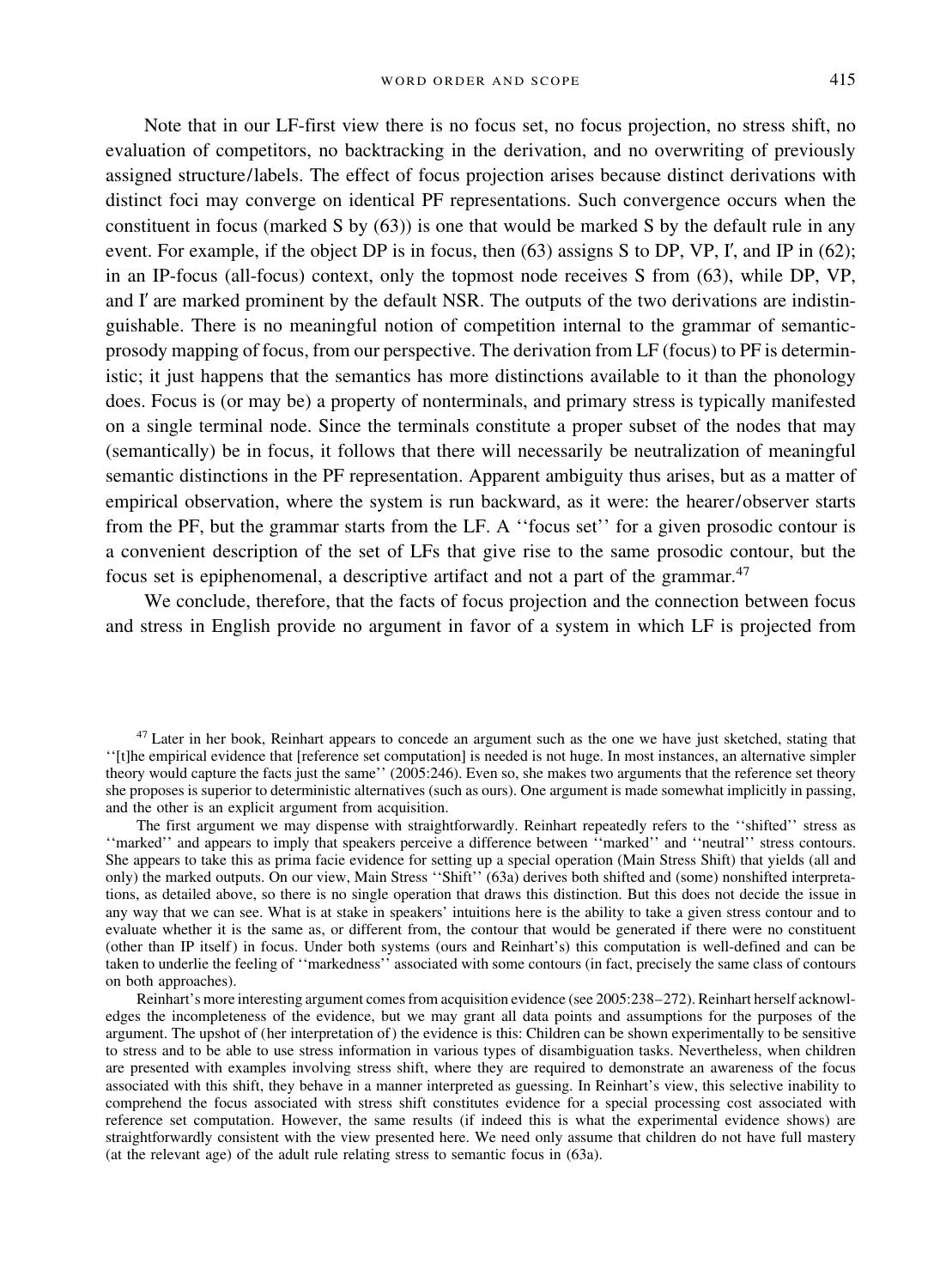Note that in our LF-first view there is no focus set, no focus projection, no stress shift, no evaluation of competitors, no backtracking in the derivation, and no overwriting of previously assigned structure/labels. The effect of focus projection arises because distinct derivations with distinct foci may converge on identical PF representations. Such convergence occurs when the constituent in focus (marked S by (63)) is one that would be marked S by the default rule in any event. For example, if the object DP is in focus, then (63) assigns S to DP, VP, I′, and IP in (62); in an IP-focus (all-focus) context, only the topmost node receives S from (63), while DP, VP, and I′ are marked prominent by the default NSR. The outputs of the two derivations are indistinguishable. There is no meaningful notion of competition internal to the grammar of semantic-prosody mapping of focus, from our perspective. The derivation from LF (focus) to PF is deterministic; it just happens that the semantics has more distinctions available to it than the phonology does. Focus is (or may be) a property of nonterminals, and primary stress is typically manifested on a single terminal node. Since the terminals constitute a proper subset of the nodes that may (semantically) be in focus, it follows that there will necessarily be neutralization of meaningful semantic distinctions in the PF representation. Apparent ambiguity thus arises, but as a matter of empirical observation, where the system is run backward, as it were: the hearer/observer starts from the PF, but the grammar starts from the LF. A ''focus set'' for a given prosodic contour is a convenient description of the set of LFs that give rise to the same prosodic contour, but the focus set is epiphenomenal, a descriptive artifact and not a part of the grammar.[47]

We conclude, therefore, that the facts of focus projection and the connection between focus and stress in English provide no argument in favor of a system in which LF is projected from

[47] Later in her book, Reinhart appears to concede an argument such as the one we have just sketched, stating that ''[t]he empirical evidence that [reference set computation] is needed is not huge. In most instances, an alternative simpler theory would capture the facts just the same'' (2005:246). Even so, she makes two arguments that the reference set theory she proposes is superior to deterministic alternatives (such as ours). One argument is made somewhat implicitly in passing, and the other is an explicit argument from acquisition.

The first argument we may dispense with straightforwardly. Reinhart repeatedly refers to the ''shifted'' stress as ''marked'' and appears to imply that speakers perceive a difference between ''marked'' and ''neutral'' stress contours. She appears to take this as prima facie evidence for setting up a special operation (Main Stress Shift) that yields (all and only) the marked outputs. On our view, Main Stress ''Shift'' (63a) derives both shifted and (some) nonshifted interpretations, as detailed above, so there is no single operation that draws this distinction. But this does not decide the issue in any way that we can see. What is at stake in speakers' intuitions here is the ability to take a given stress contour and to evaluate whether it is the same as, or different from, the contour that would be generated if there were no constituent (other than IP itself) in focus. Under both systems (ours and Reinhart's) this computation is well-defined and can be taken to underlie the feeling of ''markedness'' associated with some contours (in fact, precisely the same class of contours on both approaches).

Reinhart's more interesting argument comes from acquisition evidence (see 2005:238–272). Reinhart herself acknowledges the incompleteness of the evidence, but we may grant all data points and assumptions for the purposes of the argument. The upshot of (her interpretation of) the evidence is this: Children can be shown experimentally to be sensitive to stress and to be able to use stress information in various types of disambiguation tasks. Nevertheless, when children are presented with examples involving stress shift, where they are required to demonstrate an awareness of the focus associated with this shift, they behave in a manner interpreted as guessing. In Reinhart's view, this selective inability to comprehend the focus associated with stress shift constitutes evidence for a special processing cost associated with reference set computation. However, the same results (if indeed this is what the experimental evidence shows) are straightforwardly consistent with the view presented here. We need only assume that children do not have full mastery (at the relevant age) of the adult rule relating stress to semantic focus in (63a).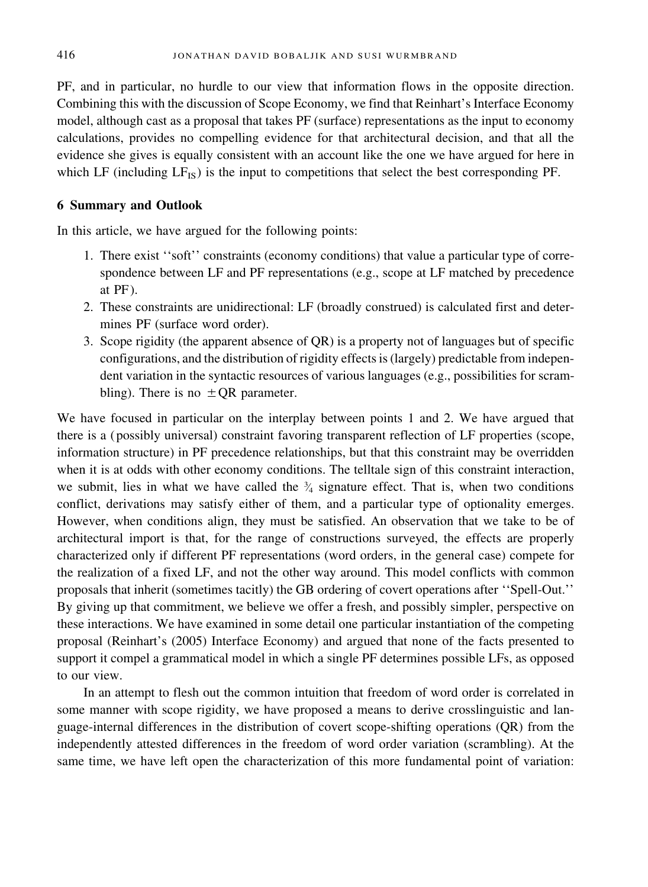PF, and in particular, no hurdle to our view that information flows in the opposite direction. Combining this with the discussion of Scope Economy, we find that Reinhart's Interface Economy model, although cast as a proposal that takes PF (surface) representations as the input to economy calculations, provides no compelling evidence for that architectural decision, and that all the evidence she gives is equally consistent with an account like the one we have argued for here in which LF (including $LF_{IS}$) is the input to competitions that select the best corresponding PF.

## 6 Summary and Outlook

In this article, we have argued for the following points:

1. There exist ''soft'' constraints (economy conditions) that value a particular type of correspondence between LF and PF representations (e.g., scope at LF matched by precedence at PF).
2. These constraints are unidirectional: LF (broadly construed) is calculated first and determines PF (surface word order).
3. Scope rigidity (the apparent absence of QR) is a property not of languages but of specific configurations, and the distribution of rigidity effects is (largely) predictable from independent variation in the syntactic resources of various languages (e.g., possibilities for scrambling). There is no $\pm$QR parameter.

We have focused in particular on the interplay between points 1 and 2. We have argued that there is a (possibly universal) constraint favoring transparent reflection of LF properties (scope, information structure) in PF precedence relationships, but that this constraint may be overridden when it is at odds with other economy conditions. The telltale sign of this constraint interaction, we submit, lies in what we have called the ¾ signature effect. That is, when two conditions conflict, derivations may satisfy either of them, and a particular type of optionality emerges. However, when conditions align, they must be satisfied. An observation that we take to be of architectural import is that, for the range of constructions surveyed, the effects are properly characterized only if different PF representations (word orders, in the general case) compete for the realization of a fixed LF, and not the other way around. This model conflicts with common proposals that inherit (sometimes tacitly) the GB ordering of covert operations after ''Spell-Out.'' By giving up that commitment, we believe we offer a fresh, and possibly simpler, perspective on these interactions. We have examined in some detail one particular instantiation of the competing proposal (Reinhart's (2005) Interface Economy) and argued that none of the facts presented to support it compel a grammatical model in which a single PF determines possible LFs, as opposed to our view.

In an attempt to flesh out the common intuition that freedom of word order is correlated in some manner with scope rigidity, we have proposed a means to derive crosslinguistic and language-internal differences in the distribution of covert scope-shifting operations (QR) from the independently attested differences in the freedom of word order variation (scrambling). At the same time, we have left open the characterization of this more fundamental point of variation: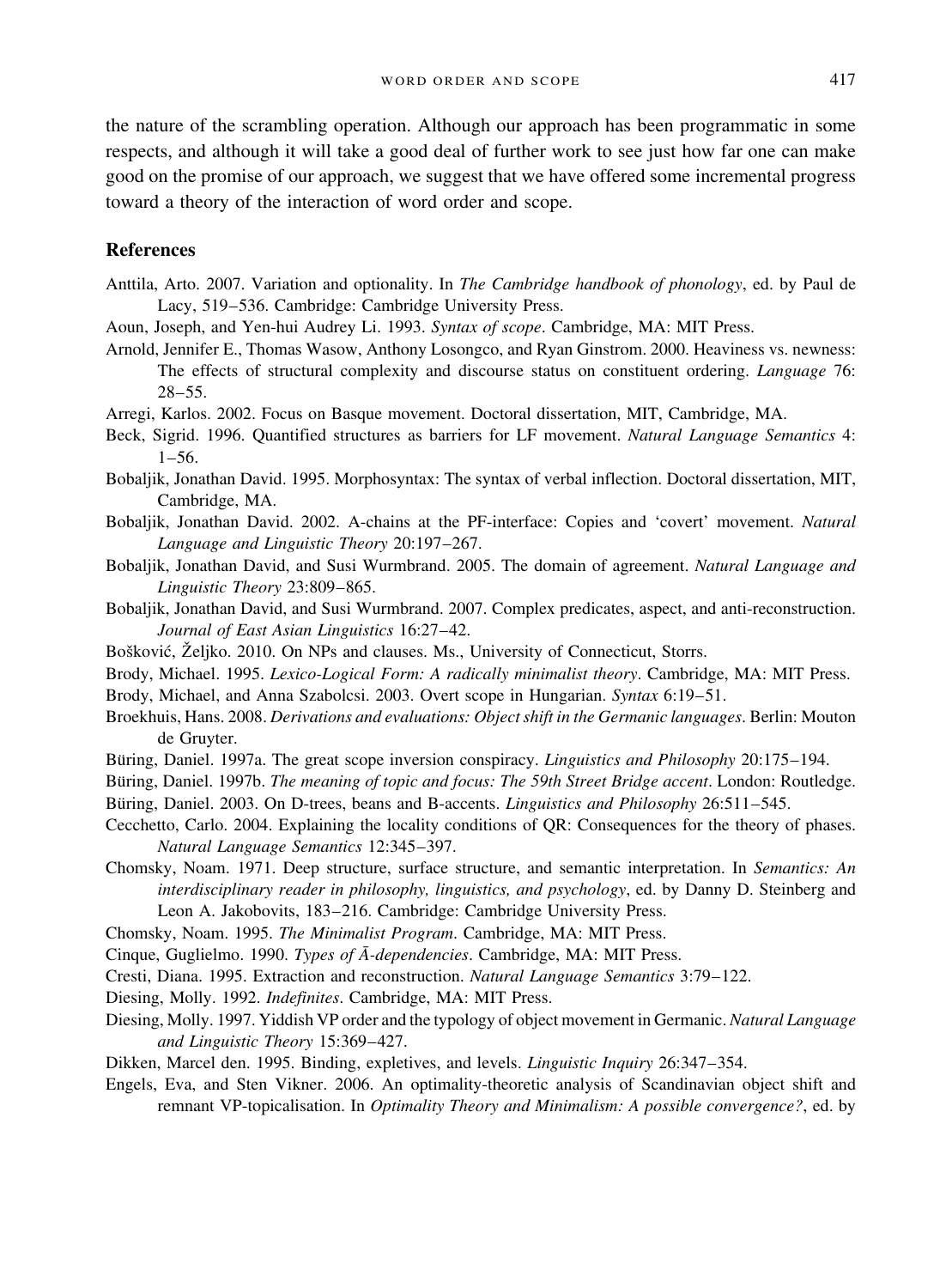the nature of the scrambling operation. Although our approach has been programmatic in some respects, and although it will take a good deal of further work to see just how far one can make good on the promise of our approach, we suggest that we have offered some incremental progress toward a theory of the interaction of word order and scope.

## References

Anttila, Arto. 2007. Variation and optionality. In *The Cambridge handbook of phonology*, ed. by Paul de Lacy, 519–536. Cambridge: Cambridge University Press.

Aoun, Joseph, and Yen-hui Audrey Li. 1993. *Syntax of scope*. Cambridge, MA: MIT Press.

Arnold, Jennifer E., Thomas Wasow, Anthony Losongco, and Ryan Ginstrom. 2000. Heaviness vs. newness: The effects of structural complexity and discourse status on constituent ordering. *Language* 76: 28–55.

Arregi, Karlos. 2002. Focus on Basque movement. Doctoral dissertation, MIT, Cambridge, MA.

Beck, Sigrid. 1996. Quantified structures as barriers for LF movement. *Natural Language Semantics* 4: 1–56.

Bobaljik, Jonathan David. 1995. Morphosyntax: The syntax of verbal inflection. Doctoral dissertation, MIT, Cambridge, MA.

Bobaljik, Jonathan David. 2002. A-chains at the PF-interface: Copies and 'covert' movement. *Natural Language and Linguistic Theory* 20:197–267.

Bobaljik, Jonathan David, and Susi Wurmbrand. 2005. The domain of agreement. *Natural Language and Linguistic Theory* 23:809–865.

Bobaljik, Jonathan David, and Susi Wurmbrand. 2007. Complex predicates, aspect, and anti-reconstruction. *Journal of East Asian Linguistics* 16:27–42.

Bošković, Željko. 2010. On NPs and clauses. Ms., University of Connecticut, Storrs.

Brody, Michael. 1995. *Lexico-Logical Form: A radically minimalist theory*. Cambridge, MA: MIT Press.

Brody, Michael, and Anna Szabolcsi. 2003. Overt scope in Hungarian. *Syntax* 6:19–51.

Broekhuis, Hans. 2008. *Derivations and evaluations: Object shift in the Germanic languages*. Berlin: Mouton de Gruyter.

Büring, Daniel. 1997a. The great scope inversion conspiracy. *Linguistics and Philosophy* 20:175–194.

Büring, Daniel. 1997b. *The meaning of topic and focus: The 59th Street Bridge accent*. London: Routledge.

Büring, Daniel. 2003. On D-trees, beans and B-accents. *Linguistics and Philosophy* 26:511–545.

Cecchetto, Carlo. 2004. Explaining the locality conditions of QR: Consequences for the theory of phases. *Natural Language Semantics* 12:345–397.

Chomsky, Noam. 1971. Deep structure, surface structure, and semantic interpretation. In *Semantics: An interdisciplinary reader in philosophy, linguistics, and psychology*, ed. by Danny D. Steinberg and Leon A. Jakobovits, 183–216. Cambridge: Cambridge University Press.

Chomsky, Noam. 1995. *The Minimalist Program*. Cambridge, MA: MIT Press.

Cinque, Guglielmo. 1990. *Types of Ā-dependencies*. Cambridge, MA: MIT Press.

Cresti, Diana. 1995. Extraction and reconstruction. *Natural Language Semantics* 3:79–122.

Diesing, Molly. 1992. *Indefinites*. Cambridge, MA: MIT Press.

Diesing, Molly. 1997. Yiddish VP order and the typology of object movement in Germanic. *Natural Language and Linguistic Theory* 15:369–427.

Dikken, Marcel den. 1995. Binding, expletives, and levels. *Linguistic Inquiry* 26:347–354.

Engels, Eva, and Sten Vikner. 2006. An optimality-theoretic analysis of Scandinavian object shift and remnant VP-topicalisation. In *Optimality Theory and Minimalism: A possible convergence?*, ed. by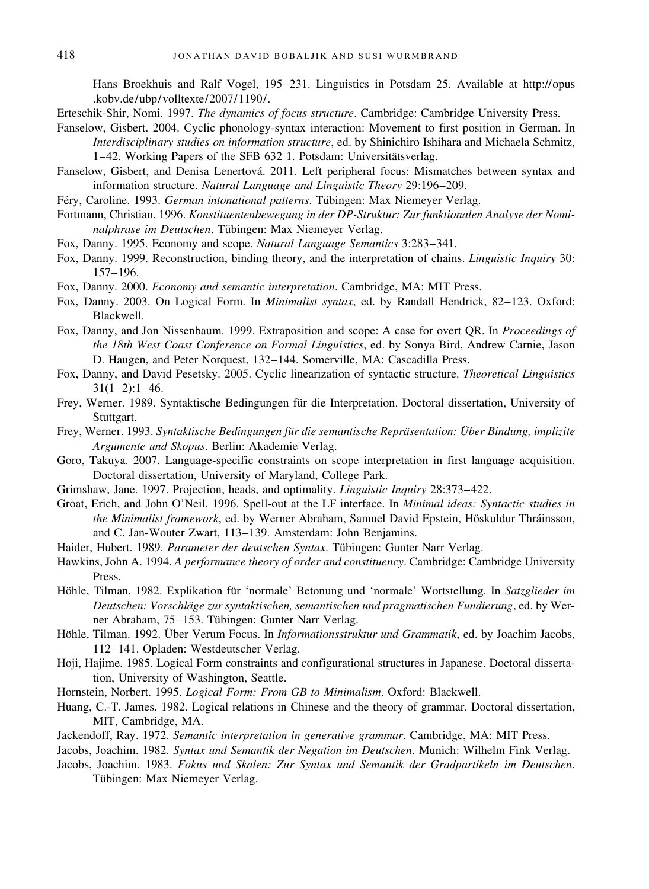Hans Broekhuis and Ralf Vogel, 195–231. Linguistics in Potsdam 25. Available at http://opus.kobv.de/ubp/volltexte/2007/1190/.

Erteschik-Shir, Nomi. 1997. *The dynamics of focus structure*. Cambridge: Cambridge University Press.

Fanselow, Gisbert. 2004. Cyclic phonology-syntax interaction: Movement to first position in German. In *Interdisciplinary studies on information structure*, ed. by Shinichiro Ishihara and Michaela Schmitz, 1–42. Working Papers of the SFB 632 1. Potsdam: Universitätsverlag.

Fanselow, Gisbert, and Denisa Lenertová. 2011. Left peripheral focus: Mismatches between syntax and information structure. *Natural Language and Linguistic Theory* 29:196–209.

Féry, Caroline. 1993. *German intonational patterns*. Tübingen: Max Niemeyer Verlag.

Fortmann, Christian. 1996. *Konstituentenbewegung in der DP-Struktur: Zur funktionalen Analyse der Nominalphrase im Deutschen*. Tübingen: Max Niemeyer Verlag.

Fox, Danny. 1995. Economy and scope. *Natural Language Semantics* 3:283–341.

Fox, Danny. 1999. Reconstruction, binding theory, and the interpretation of chains. *Linguistic Inquiry* 30: 157–196.

Fox, Danny. 2000. *Economy and semantic interpretation*. Cambridge, MA: MIT Press.

Fox, Danny. 2003. On Logical Form. In *Minimalist syntax*, ed. by Randall Hendrick, 82–123. Oxford: Blackwell.

Fox, Danny, and Jon Nissenbaum. 1999. Extraposition and scope: A case for overt QR. In *Proceedings of the 18th West Coast Conference on Formal Linguistics*, ed. by Sonya Bird, Andrew Carnie, Jason D. Haugen, and Peter Norquest, 132–144. Somerville, MA: Cascadilla Press.

Fox, Danny, and David Pesetsky. 2005. Cyclic linearization of syntactic structure. *Theoretical Linguistics* 31(1–2):1–46.

Frey, Werner. 1989. Syntaktische Bedingungen für die Interpretation. Doctoral dissertation, University of Stuttgart.

Frey, Werner. 1993. *Syntaktische Bedingungen für die semantische Repräsentation: Über Bindung, implizite Argumente und Skopus*. Berlin: Akademie Verlag.

Goro, Takuya. 2007. Language-specific constraints on scope interpretation in first language acquisition. Doctoral dissertation, University of Maryland, College Park.

Grimshaw, Jane. 1997. Projection, heads, and optimality. *Linguistic Inquiry* 28:373–422.

Groat, Erich, and John O'Neil. 1996. Spell-out at the LF interface. In *Minimal ideas: Syntactic studies in the Minimalist framework*, ed. by Werner Abraham, Samuel David Epstein, Höskuldur Thráinsson, and C. Jan-Wouter Zwart, 113–139. Amsterdam: John Benjamins.

Haider, Hubert. 1989. *Parameter der deutschen Syntax*. Tübingen: Gunter Narr Verlag.

Hawkins, John A. 1994. *A performance theory of order and constituency*. Cambridge: Cambridge University Press.

Höhle, Tilman. 1982. Explikation für 'normale' Betonung und 'normale' Wortstellung. In *Satzglieder im Deutschen: Vorschläge zur syntaktischen, semantischen und pragmatischen Fundierung*, ed. by Werner Abraham, 75–153. Tübingen: Gunter Narr Verlag.

Höhle, Tilman. 1992. Über Verum Focus. In *Informationsstruktur und Grammatik*, ed. by Joachim Jacobs, 112–141. Opladen: Westdeutscher Verlag.

Hoji, Hajime. 1985. Logical Form constraints and configurational structures in Japanese. Doctoral dissertation, University of Washington, Seattle.

Hornstein, Norbert. 1995. *Logical Form: From GB to Minimalism*. Oxford: Blackwell.

Huang, C.-T. James. 1982. Logical relations in Chinese and the theory of grammar. Doctoral dissertation, MIT, Cambridge, MA.

Jackendoff, Ray. 1972. *Semantic interpretation in generative grammar*. Cambridge, MA: MIT Press.

Jacobs, Joachim. 1982. *Syntax und Semantik der Negation im Deutschen*. Munich: Wilhelm Fink Verlag.

Jacobs, Joachim. 1983. *Fokus und Skalen: Zur Syntax und Semantik der Gradpartikeln im Deutschen*. Tübingen: Max Niemeyer Verlag.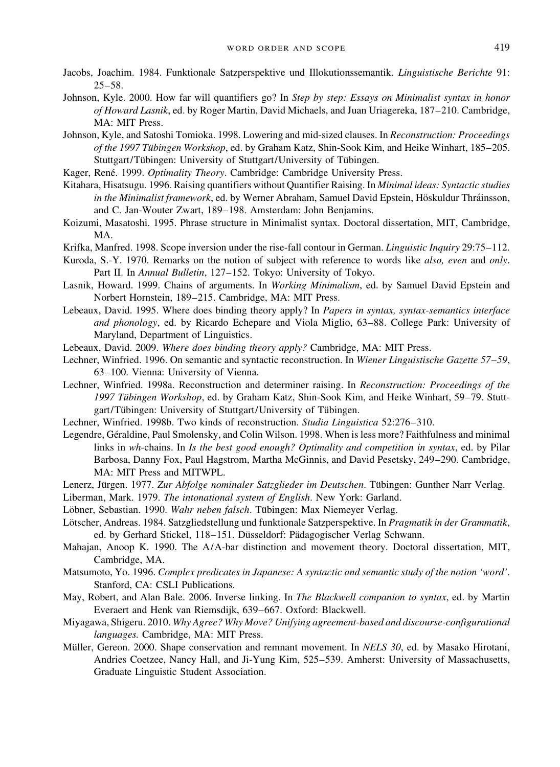Jacobs, Joachim. 1984. Funktionale Satzperspektive und Illokutionssemantik. *Linguistische Berichte* 91: 25–58.

Johnson, Kyle. 2000. How far will quantifiers go? In *Step by step: Essays on Minimalist syntax in honor of Howard Lasnik*, ed. by Roger Martin, David Michaels, and Juan Uriagereka, 187–210. Cambridge, MA: MIT Press.

Johnson, Kyle, and Satoshi Tomioka. 1998. Lowering and mid-sized clauses. In *Reconstruction: Proceedings of the 1997 Tübingen Workshop*, ed. by Graham Katz, Shin-Sook Kim, and Heike Winhart, 185–205. Stuttgart/Tübingen: University of Stuttgart/University of Tübingen.

Kager, René. 1999. *Optimality Theory*. Cambridge: Cambridge University Press.

Kitahara, Hisatsugu. 1996. Raising quantifiers without Quantifier Raising. In *Minimal ideas: Syntactic studies in the Minimalist framework*, ed. by Werner Abraham, Samuel David Epstein, Höskuldur Thráinsson, and C. Jan-Wouter Zwart, 189–198. Amsterdam: John Benjamins.

Koizumi, Masatoshi. 1995. Phrase structure in Minimalist syntax. Doctoral dissertation, MIT, Cambridge, MA.

Krifka, Manfred. 1998. Scope inversion under the rise-fall contour in German. *Linguistic Inquiry* 29:75–112.

Kuroda, S.-Y. 1970. Remarks on the notion of subject with reference to words like *also, even* and *only*. Part II. In *Annual Bulletin*, 127–152. Tokyo: University of Tokyo.

Lasnik, Howard. 1999. Chains of arguments. In *Working Minimalism*, ed. by Samuel David Epstein and Norbert Hornstein, 189–215. Cambridge, MA: MIT Press.

Lebeaux, David. 1995. Where does binding theory apply? In *Papers in syntax, syntax-semantics interface and phonology*, ed. by Ricardo Echepare and Viola Miglio, 63–88. College Park: University of Maryland, Department of Linguistics.

Lebeaux, David. 2009. *Where does binding theory apply?* Cambridge, MA: MIT Press.

Lechner, Winfried. 1996. On semantic and syntactic reconstruction. In *Wiener Linguistische Gazette 57–59*, 63–100. Vienna: University of Vienna.

Lechner, Winfried. 1998a. Reconstruction and determiner raising. In *Reconstruction: Proceedings of the 1997 Tübingen Workshop*, ed. by Graham Katz, Shin-Sook Kim, and Heike Winhart, 59–79. Stuttgart/Tübingen: University of Stuttgart/University of Tübingen.

Lechner, Winfried. 1998b. Two kinds of reconstruction. *Studia Linguistica* 52:276–310.

Legendre, Géraldine, Paul Smolensky, and Colin Wilson. 1998. When is less more? Faithfulness and minimal links in *wh*-chains. In *Is the best good enough? Optimality and competition in syntax*, ed. by Pilar Barbosa, Danny Fox, Paul Hagstrom, Martha McGinnis, and David Pesetsky, 249–290. Cambridge, MA: MIT Press and MITWPL.

Lenerz, Jürgen. 1977. *Zur Abfolge nominaler Satzglieder im Deutschen*. Tübingen: Gunther Narr Verlag.

Liberman, Mark. 1979. *The intonational system of English*. New York: Garland.

Löbner, Sebastian. 1990. *Wahr neben falsch*. Tübingen: Max Niemeyer Verlag.

Lötscher, Andreas. 1984. Satzgliedstellung und funktionale Satzperspektive. In *Pragmatik in der Grammatik*, ed. by Gerhard Stickel, 118–151. Düsseldorf: Pädagogischer Verlag Schwann.

Mahajan, Anoop K. 1990. The A/A-bar distinction and movement theory. Doctoral dissertation, MIT, Cambridge, MA.

Matsumoto, Yo. 1996. *Complex predicates in Japanese: A syntactic and semantic study of the notion 'word'*. Stanford, CA: CSLI Publications.

May, Robert, and Alan Bale. 2006. Inverse linking. In *The Blackwell companion to syntax*, ed. by Martin Everaert and Henk van Riemsdijk, 639–667. Oxford: Blackwell.

Miyagawa, Shigeru. 2010. *Why Agree? Why Move? Unifying agreement-based and discourse-configurational languages.* Cambridge, MA: MIT Press.

Müller, Gereon. 2000. Shape conservation and remnant movement. In *NELS 30*, ed. by Masako Hirotani, Andries Coetzee, Nancy Hall, and Ji-Yung Kim, 525–539. Amherst: University of Massachusetts, Graduate Linguistic Student Association.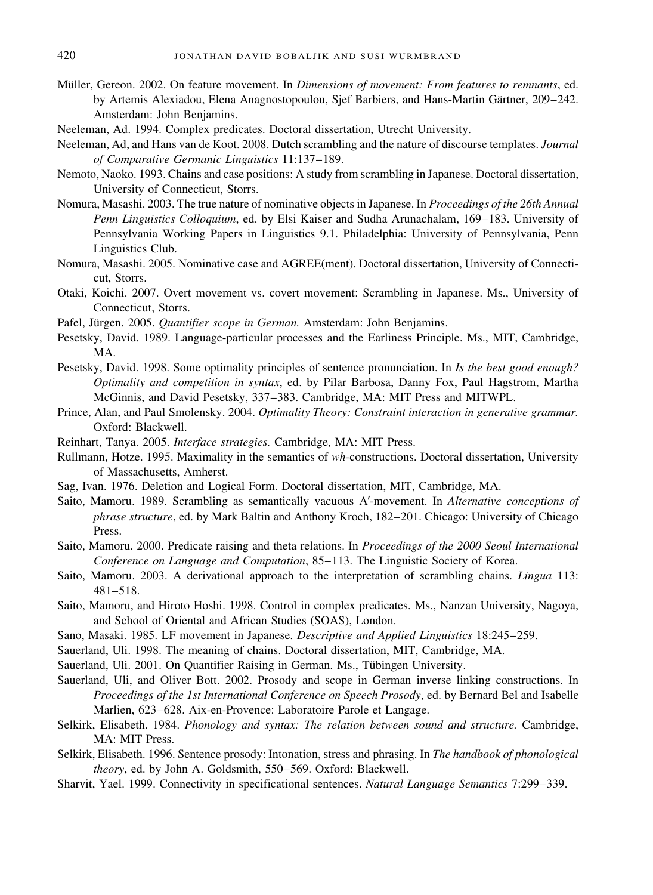Müller, Gereon. 2002. On feature movement. In *Dimensions of movement: From features to remnants*, ed. by Artemis Alexiadou, Elena Anagnostopoulou, Sjef Barbiers, and Hans-Martin Gärtner, 209–242. Amsterdam: John Benjamins.

Neeleman, Ad. 1994. Complex predicates. Doctoral dissertation, Utrecht University.

Neeleman, Ad, and Hans van de Koot. 2008. Dutch scrambling and the nature of discourse templates. *Journal of Comparative Germanic Linguistics* 11:137–189.

Nemoto, Naoko. 1993. Chains and case positions: A study from scrambling in Japanese. Doctoral dissertation, University of Connecticut, Storrs.

Nomura, Masashi. 2003. The true nature of nominative objects in Japanese. In *Proceedings of the 26th Annual Penn Linguistics Colloquium*, ed. by Elsi Kaiser and Sudha Arunachalam, 169–183. University of Pennsylvania Working Papers in Linguistics 9.1. Philadelphia: University of Pennsylvania, Penn Linguistics Club.

Nomura, Masashi. 2005. Nominative case and AGREE(ment). Doctoral dissertation, University of Connecticut, Storrs.

Otaki, Koichi. 2007. Overt movement vs. covert movement: Scrambling in Japanese. Ms., University of Connecticut, Storrs.

Pafel, Jürgen. 2005. *Quantifier scope in German.* Amsterdam: John Benjamins.

Pesetsky, David. 1989. Language-particular processes and the Earliness Principle. Ms., MIT, Cambridge, MA.

Pesetsky, David. 1998. Some optimality principles of sentence pronunciation. In *Is the best good enough? Optimality and competition in syntax*, ed. by Pilar Barbosa, Danny Fox, Paul Hagstrom, Martha McGinnis, and David Pesetsky, 337–383. Cambridge, MA: MIT Press and MITWPL.

Prince, Alan, and Paul Smolensky. 2004. *Optimality Theory: Constraint interaction in generative grammar.* Oxford: Blackwell.

Reinhart, Tanya. 2005. *Interface strategies.* Cambridge, MA: MIT Press.

Rullmann, Hotze. 1995. Maximality in the semantics of *wh*-constructions. Doctoral dissertation, University of Massachusetts, Amherst.

Sag, Ivan. 1976. Deletion and Logical Form. Doctoral dissertation, MIT, Cambridge, MA.

Saito, Mamoru. 1989. Scrambling as semantically vacuous A′-movement. In *Alternative conceptions of phrase structure*, ed. by Mark Baltin and Anthony Kroch, 182–201. Chicago: University of Chicago Press.

Saito, Mamoru. 2000. Predicate raising and theta relations. In *Proceedings of the 2000 Seoul International Conference on Language and Computation*, 85–113. The Linguistic Society of Korea.

Saito, Mamoru. 2003. A derivational approach to the interpretation of scrambling chains. *Lingua* 113: 481–518.

Saito, Mamoru, and Hiroto Hoshi. 1998. Control in complex predicates. Ms., Nanzan University, Nagoya, and School of Oriental and African Studies (SOAS), London.

Sano, Masaki. 1985. LF movement in Japanese. *Descriptive and Applied Linguistics* 18:245–259.

Sauerland, Uli. 1998. The meaning of chains. Doctoral dissertation, MIT, Cambridge, MA.

Sauerland, Uli. 2001. On Quantifier Raising in German. Ms., Tübingen University.

Sauerland, Uli, and Oliver Bott. 2002. Prosody and scope in German inverse linking constructions. In *Proceedings of the 1st International Conference on Speech Prosody*, ed. by Bernard Bel and Isabelle Marlien, 623–628. Aix-en-Provence: Laboratoire Parole et Langage.

Selkirk, Elisabeth. 1984. *Phonology and syntax: The relation between sound and structure.* Cambridge, MA: MIT Press.

Selkirk, Elisabeth. 1996. Sentence prosody: Intonation, stress and phrasing. In *The handbook of phonological theory*, ed. by John A. Goldsmith, 550–569. Oxford: Blackwell.

Sharvit, Yael. 1999. Connectivity in specificational sentences. *Natural Language Semantics* 7:299–339.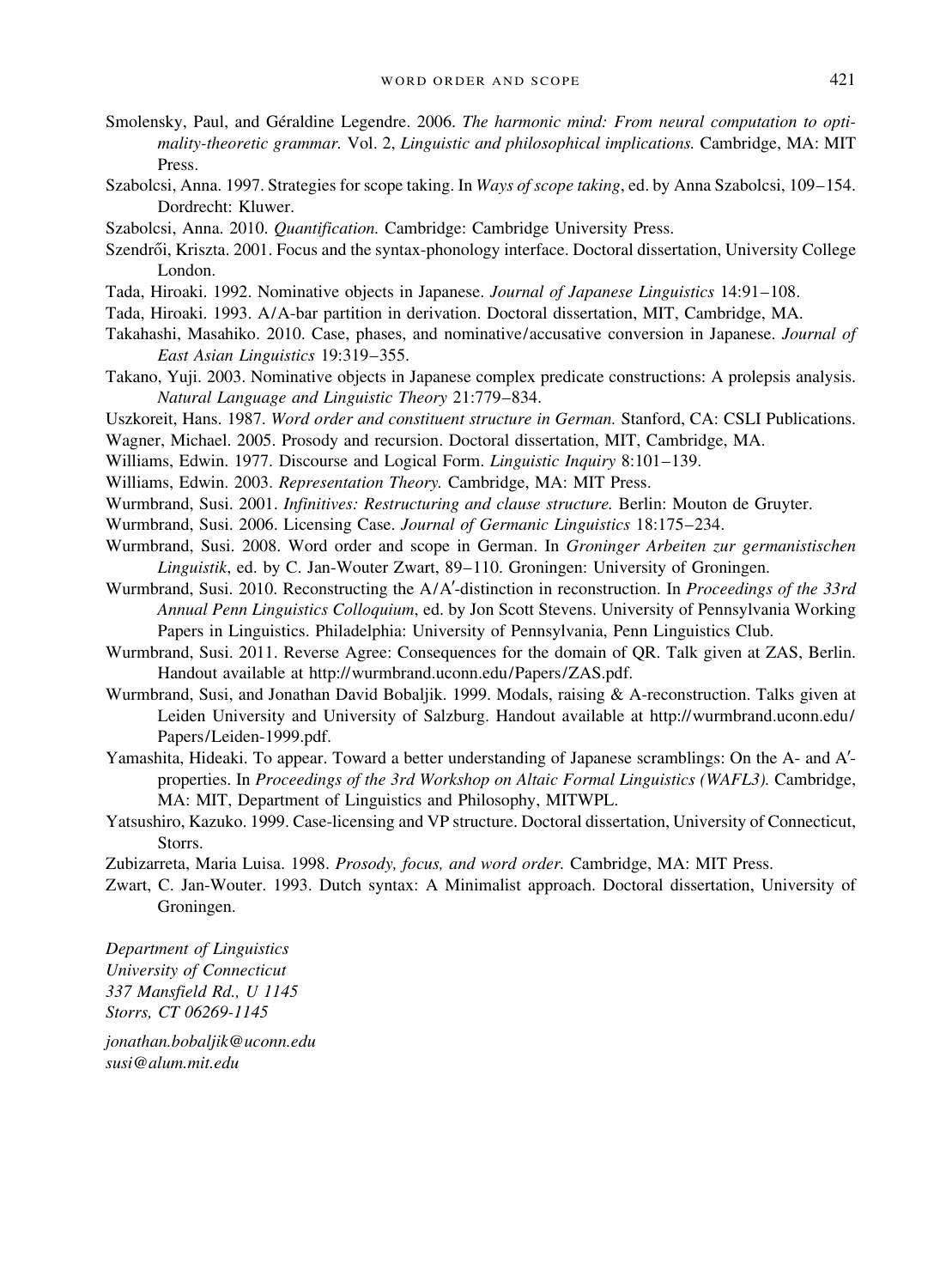Smolensky, Paul, and Géraldine Legendre. 2006. *The harmonic mind: From neural computation to optimality-theoretic grammar.* Vol. 2, *Linguistic and philosophical implications.* Cambridge, MA: MIT Press.

Szabolcsi, Anna. 1997. Strategies for scope taking. In *Ways of scope taking*, ed. by Anna Szabolcsi, 109–154. Dordrecht: Kluwer.

Szabolcsi, Anna. 2010. *Quantification.* Cambridge: Cambridge University Press.

Szendrői, Kriszta. 2001. Focus and the syntax-phonology interface. Doctoral dissertation, University College London.

Tada, Hiroaki. 1992. Nominative objects in Japanese. *Journal of Japanese Linguistics* 14:91–108.

Tada, Hiroaki. 1993. A/A-bar partition in derivation. Doctoral dissertation, MIT, Cambridge, MA.

Takahashi, Masahiko. 2010. Case, phases, and nominative/accusative conversion in Japanese. *Journal of East Asian Linguistics* 19:319–355.

Takano, Yuji. 2003. Nominative objects in Japanese complex predicate constructions: A prolepsis analysis. *Natural Language and Linguistic Theory* 21:779–834.

Uszkoreit, Hans. 1987. *Word order and constituent structure in German.* Stanford, CA: CSLI Publications.

Wagner, Michael. 2005. Prosody and recursion. Doctoral dissertation, MIT, Cambridge, MA.

Williams, Edwin. 1977. Discourse and Logical Form. *Linguistic Inquiry* 8:101–139.

Williams, Edwin. 2003. *Representation Theory.* Cambridge, MA: MIT Press.

Wurmbrand, Susi. 2001. *Infinitives: Restructuring and clause structure.* Berlin: Mouton de Gruyter.

Wurmbrand, Susi. 2006. Licensing Case. *Journal of Germanic Linguistics* 18:175–234.

Wurmbrand, Susi. 2008. Word order and scope in German. In *Groninger Arbeiten zur germanistischen Linguistik*, ed. by C. Jan-Wouter Zwart, 89–110. Groningen: University of Groningen.

Wurmbrand, Susi. 2010. Reconstructing the A/A′-distinction in reconstruction. In *Proceedings of the 33rd Annual Penn Linguistics Colloquium*, ed. by Jon Scott Stevens. University of Pennsylvania Working Papers in Linguistics. Philadelphia: University of Pennsylvania, Penn Linguistics Club.

Wurmbrand, Susi. 2011. Reverse Agree: Consequences for the domain of QR. Talk given at ZAS, Berlin. Handout available at http://wurmbrand.uconn.edu/Papers/ZAS.pdf.

Wurmbrand, Susi, and Jonathan David Bobaljik. 1999. Modals, raising & A-reconstruction. Talks given at Leiden University and University of Salzburg. Handout available at http://wurmbrand.uconn.edu/Papers/Leiden-1999.pdf.

Yamashita, Hideaki. To appear. Toward a better understanding of Japanese scramblings: On the A- and A′-properties. In *Proceedings of the 3rd Workshop on Altaic Formal Linguistics (WAFL3).* Cambridge, MA: MIT, Department of Linguistics and Philosophy, MITWPL.

Yatsushiro, Kazuko. 1999. Case-licensing and VP structure. Doctoral dissertation, University of Connecticut, Storrs.

Zubizarreta, Maria Luisa. 1998. *Prosody, focus, and word order.* Cambridge, MA: MIT Press.

Zwart, C. Jan-Wouter. 1993. Dutch syntax: A Minimalist approach. Doctoral dissertation, University of Groningen.

*Department of Linguistics*
*University of Connecticut*
*337 Mansfield Rd., U 1145*
*Storrs, CT 06269-1145*

*jonathan.bobaljik@uconn.edu*
*susi@alum.mit.edu*